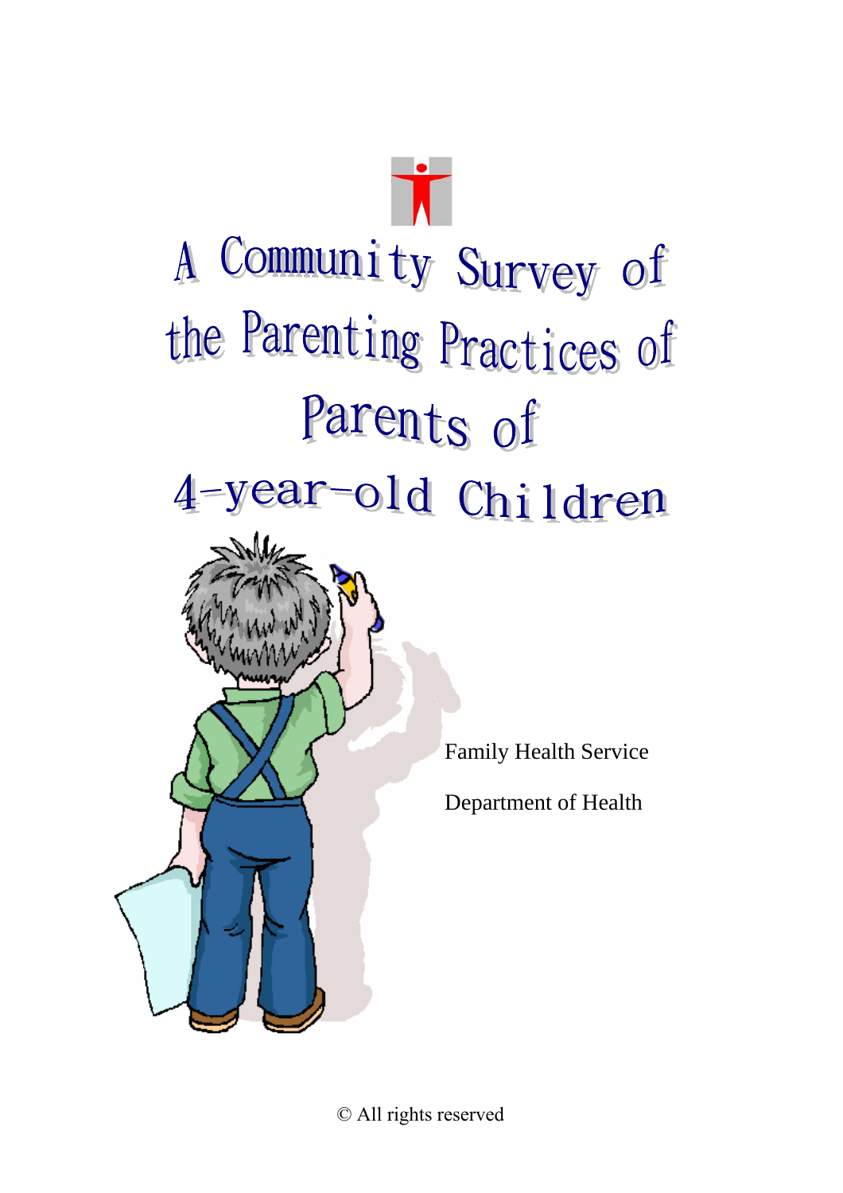# A Community Survey of the Parenting Practices of Parents of 4-year-old Children

Family Health Service

Department of Health

© All rights reserved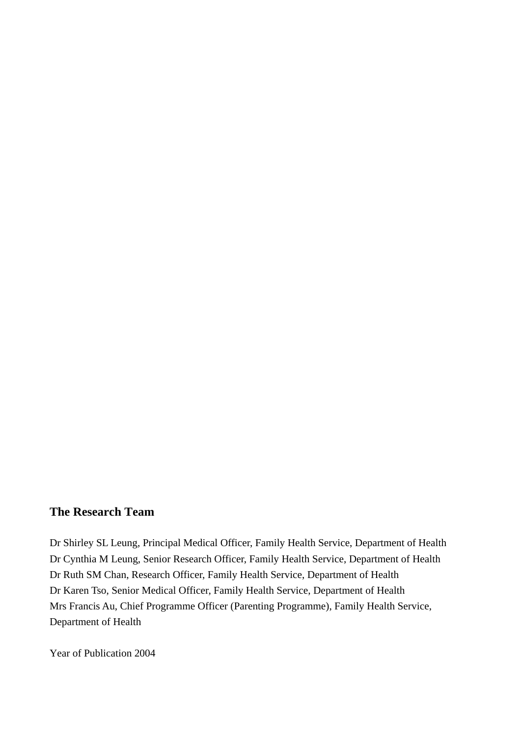## The Research Team

Dr Shirley SL Leung, Principal Medical Officer, Family Health Service, Department of Health
Dr Cynthia M Leung, Senior Research Officer, Family Health Service, Department of Health
Dr Ruth SM Chan, Research Officer, Family Health Service, Department of Health
Dr Karen Tso, Senior Medical Officer, Family Health Service, Department of Health
Mrs Francis Au, Chief Programme Officer (Parenting Programme), Family Health Service, Department of Health

Year of Publication 2004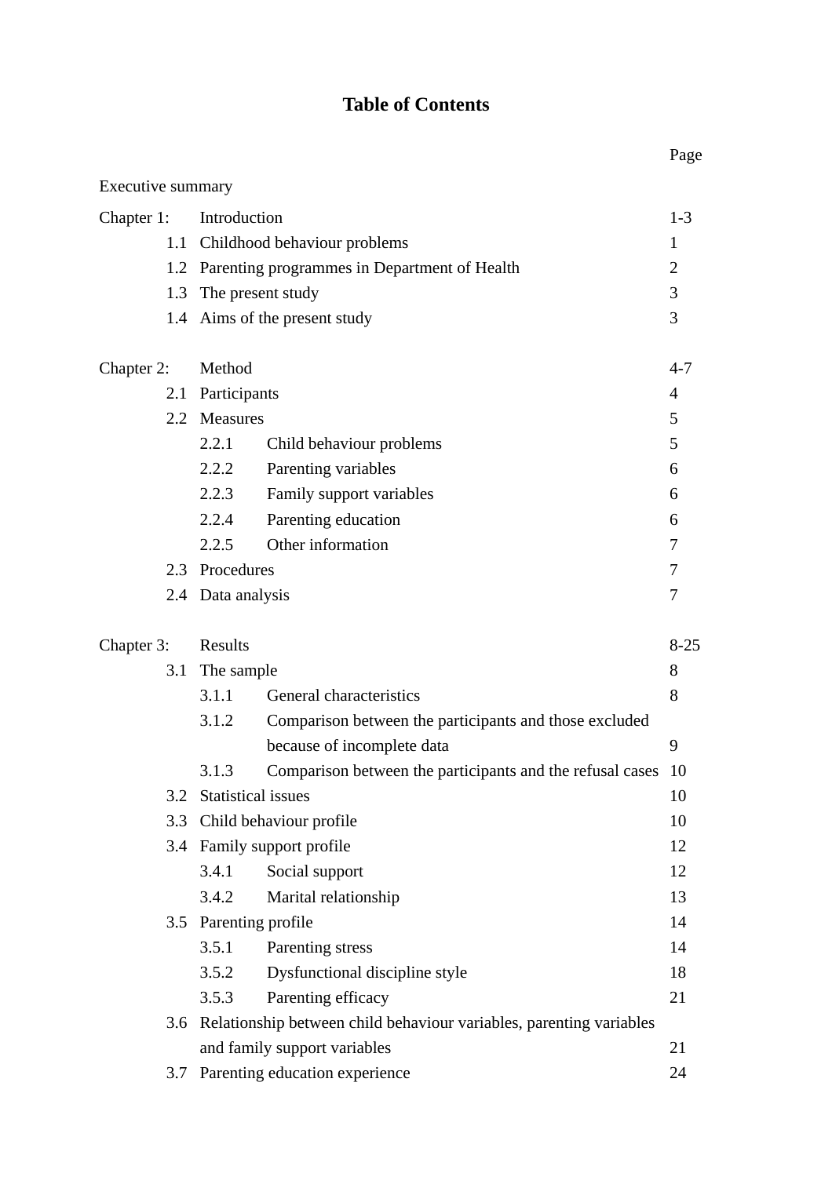# Table of Contents

| | | Page |
|---|---|---|
| Executive summary | | |
| Chapter 1: | Introduction | 1-3 |
| 1.1 | Childhood behaviour problems | 1 |
| 1.2 | Parenting programmes in Department of Health | 2 |
| 1.3 | The present study | 3 |
| 1.4 | Aims of the present study | 3 |
| | | |
| Chapter 2: | Method | 4-7 |
| 2.1 | Participants | 4 |
| 2.2 | Measures | 5 |
| 2.2.1 | Child behaviour problems | 5 |
| 2.2.2 | Parenting variables | 6 |
| 2.2.3 | Family support variables | 6 |
| 2.2.4 | Parenting education | 6 |
| 2.2.5 | Other information | 7 |
| 2.3 | Procedures | 7 |
| 2.4 | Data analysis | 7 |
| | | |
| Chapter 3: | Results | 8-25 |
| 3.1 | The sample | 8 |
| 3.1.1 | General characteristics | 8 |
| 3.1.2 | Comparison between the participants and those excluded because of incomplete data | 9 |
| 3.1.3 | Comparison between the participants and the refusal cases | 10 |
| 3.2 | Statistical issues | 10 |
| 3.3 | Child behaviour profile | 10 |
| 3.4 | Family support profile | 12 |
| 3.4.1 | Social support | 12 |
| 3.4.2 | Marital relationship | 13 |
| 3.5 | Parenting profile | 14 |
| 3.5.1 | Parenting stress | 14 |
| 3.5.2 | Dysfunctional discipline style | 18 |
| 3.5.3 | Parenting efficacy | 21 |
| 3.6 | Relationship between child behaviour variables, parenting variables and family support variables | 21 |
| 3.7 | Parenting education experience | 24 |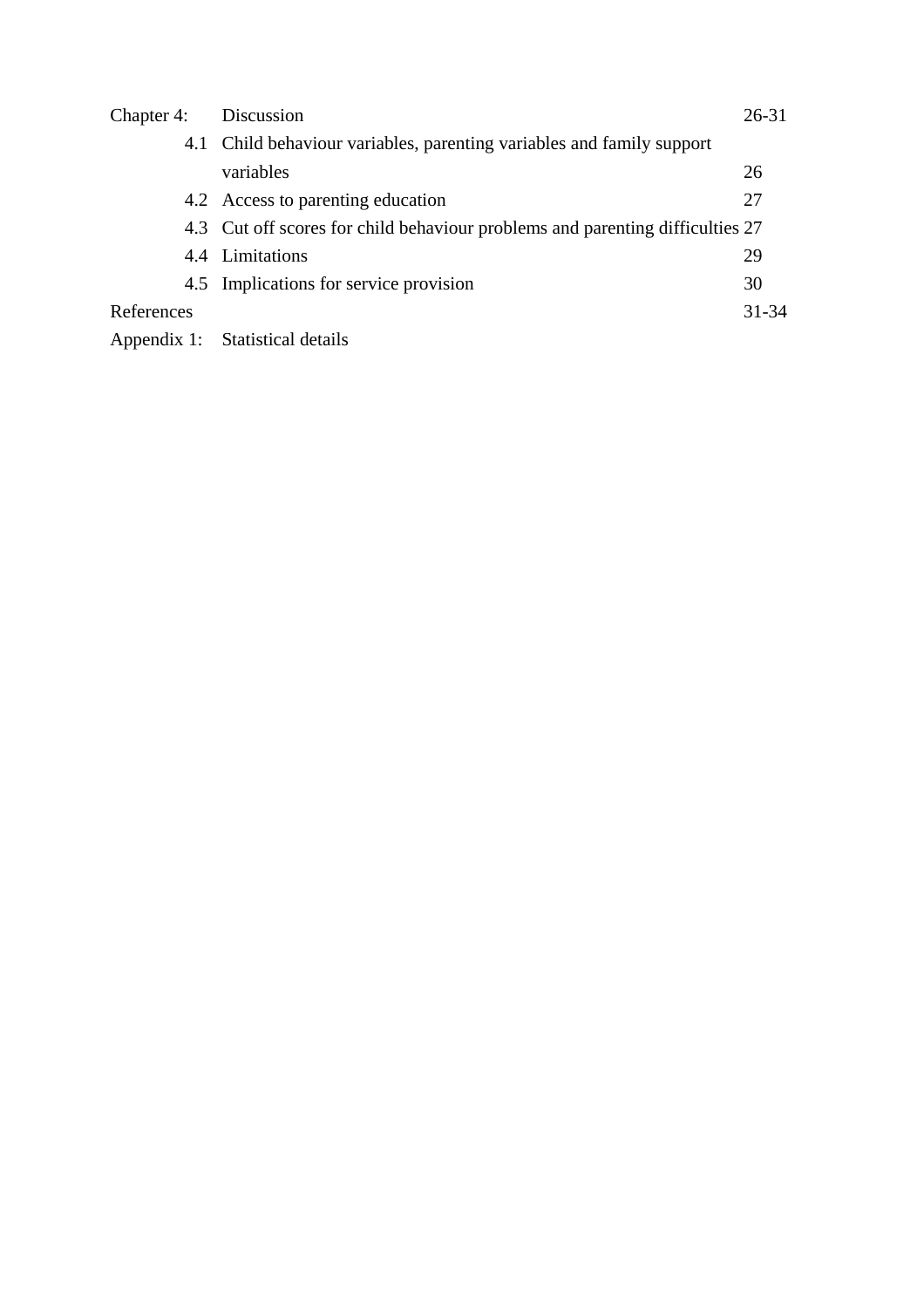| | | |
|---|---|---|
| Chapter 4: | Discussion | 26-31 |
| 4.1 | Child behaviour variables, parenting variables and family support variables | 26 |
| 4.2 | Access to parenting education | 27 |
| 4.3 | Cut off scores for child behaviour problems and parenting difficulties | 27 |
| 4.4 | Limitations | 29 |
| 4.5 | Implications for service provision | 30 |
| References | | 31-34 |
| Appendix 1: | Statistical details | |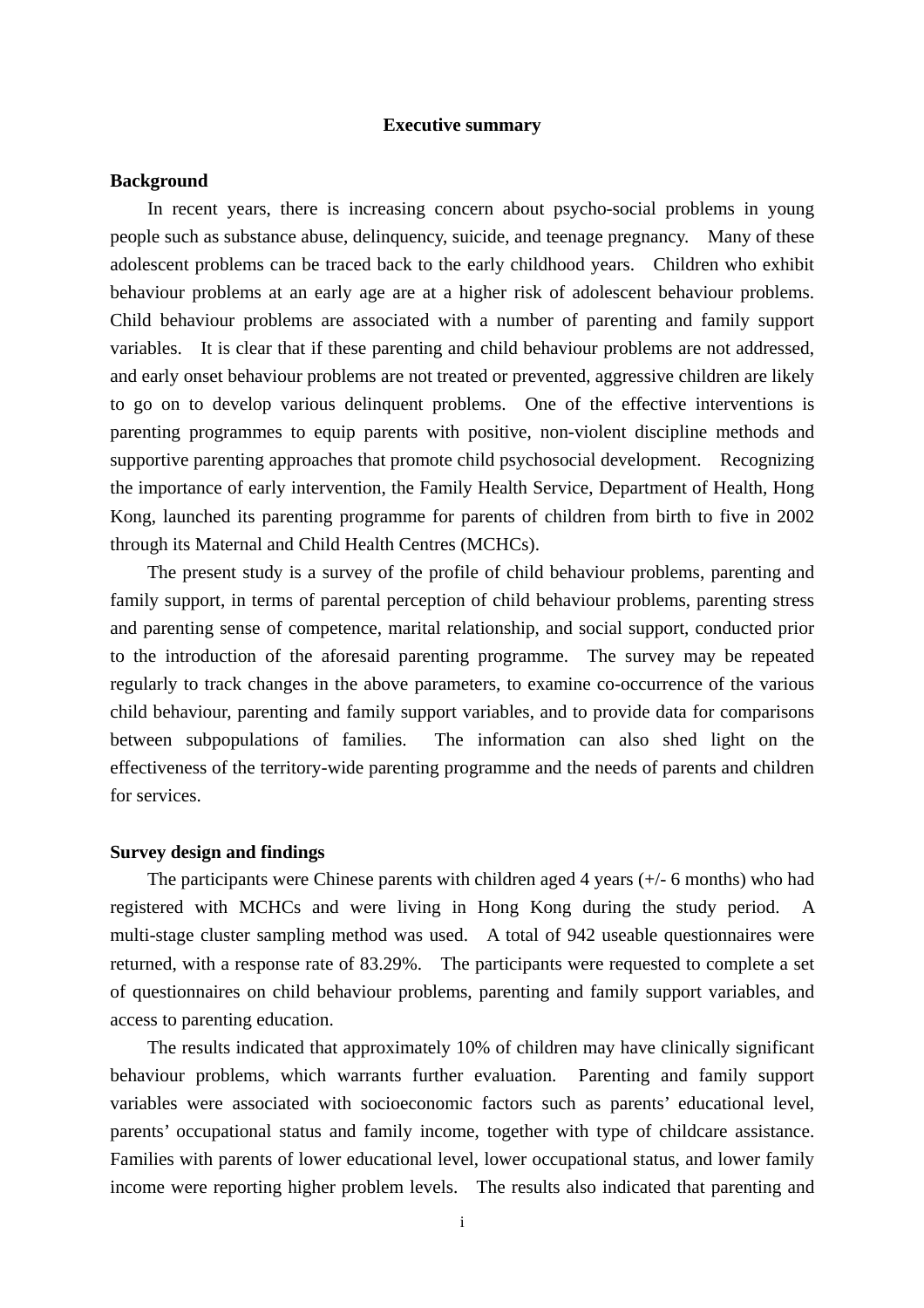## Executive summary

### Background

In recent years, there is increasing concern about psycho-social problems in young people such as substance abuse, delinquency, suicide, and teenage pregnancy. Many of these adolescent problems can be traced back to the early childhood years. Children who exhibit behaviour problems at an early age are at a higher risk of adolescent behaviour problems. Child behaviour problems are associated with a number of parenting and family support variables. It is clear that if these parenting and child behaviour problems are not addressed, and early onset behaviour problems are not treated or prevented, aggressive children are likely to go on to develop various delinquent problems. One of the effective interventions is parenting programmes to equip parents with positive, non-violent discipline methods and supportive parenting approaches that promote child psychosocial development. Recognizing the importance of early intervention, the Family Health Service, Department of Health, Hong Kong, launched its parenting programme for parents of children from birth to five in 2002 through its Maternal and Child Health Centres (MCHCs).

The present study is a survey of the profile of child behaviour problems, parenting and family support, in terms of parental perception of child behaviour problems, parenting stress and parenting sense of competence, marital relationship, and social support, conducted prior to the introduction of the aforesaid parenting programme. The survey may be repeated regularly to track changes in the above parameters, to examine co-occurrence of the various child behaviour, parenting and family support variables, and to provide data for comparisons between subpopulations of families. The information can also shed light on the effectiveness of the territory-wide parenting programme and the needs of parents and children for services.

### Survey design and findings

The participants were Chinese parents with children aged 4 years (+/- 6 months) who had registered with MCHCs and were living in Hong Kong during the study period. A multi-stage cluster sampling method was used. A total of 942 useable questionnaires were returned, with a response rate of 83.29%. The participants were requested to complete a set of questionnaires on child behaviour problems, parenting and family support variables, and access to parenting education.

The results indicated that approximately 10% of children may have clinically significant behaviour problems, which warrants further evaluation. Parenting and family support variables were associated with socioeconomic factors such as parents' educational level, parents' occupational status and family income, together with type of childcare assistance. Families with parents of lower educational level, lower occupational status, and lower family income were reporting higher problem levels. The results also indicated that parenting and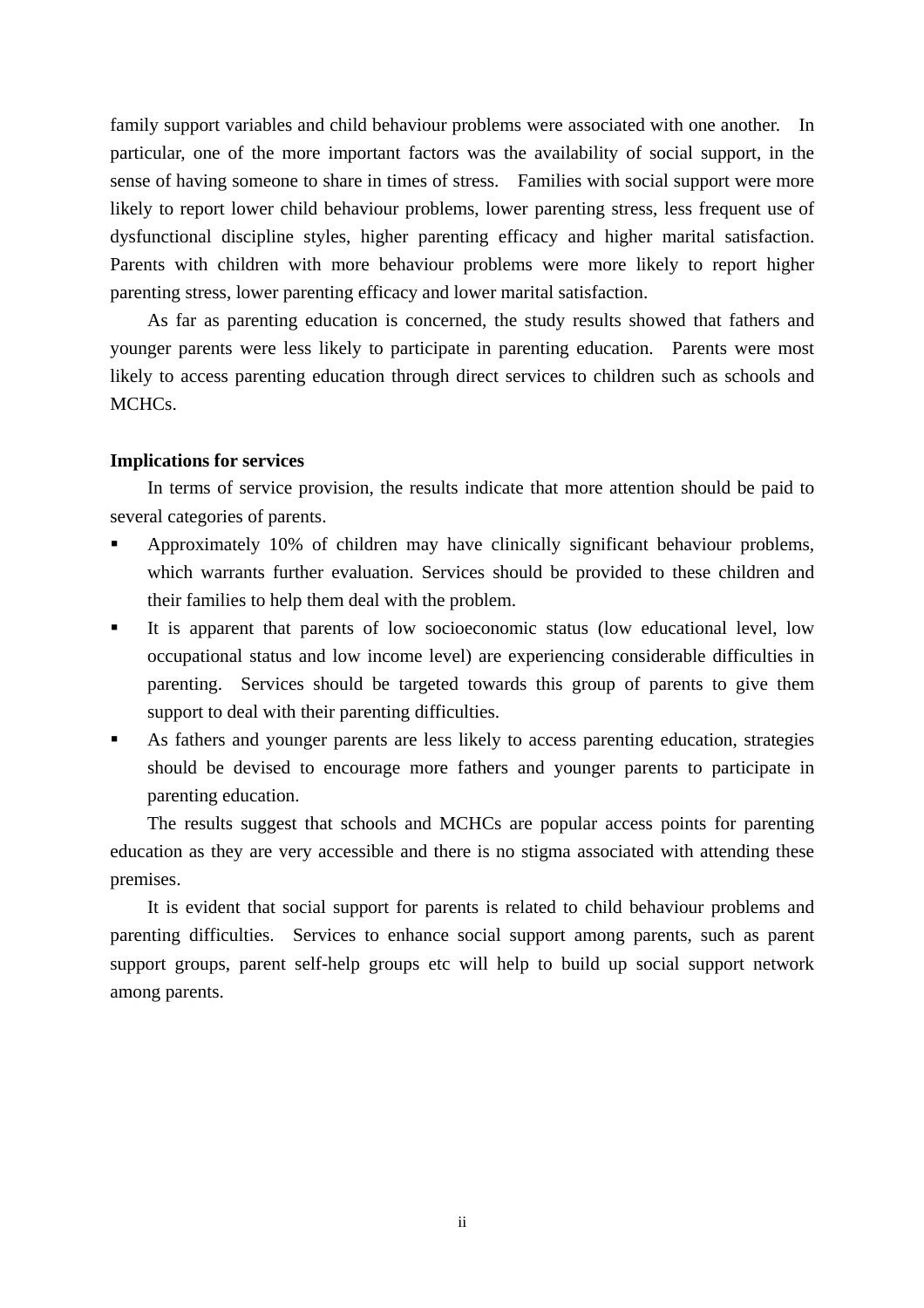family support variables and child behaviour problems were associated with one another. In particular, one of the more important factors was the availability of social support, in the sense of having someone to share in times of stress. Families with social support were more likely to report lower child behaviour problems, lower parenting stress, less frequent use of dysfunctional discipline styles, higher parenting efficacy and higher marital satisfaction. Parents with children with more behaviour problems were more likely to report higher parenting stress, lower parenting efficacy and lower marital satisfaction.

As far as parenting education is concerned, the study results showed that fathers and younger parents were less likely to participate in parenting education. Parents were most likely to access parenting education through direct services to children such as schools and MCHCs.

**Implications for services**

In terms of service provision, the results indicate that more attention should be paid to several categories of parents.

- Approximately 10% of children may have clinically significant behaviour problems, which warrants further evaluation. Services should be provided to these children and their families to help them deal with the problem.
- It is apparent that parents of low socioeconomic status (low educational level, low occupational status and low income level) are experiencing considerable difficulties in parenting. Services should be targeted towards this group of parents to give them support to deal with their parenting difficulties.
- As fathers and younger parents are less likely to access parenting education, strategies should be devised to encourage more fathers and younger parents to participate in parenting education.

The results suggest that schools and MCHCs are popular access points for parenting education as they are very accessible and there is no stigma associated with attending these premises.

It is evident that social support for parents is related to child behaviour problems and parenting difficulties. Services to enhance social support among parents, such as parent support groups, parent self-help groups etc will help to build up social support network among parents.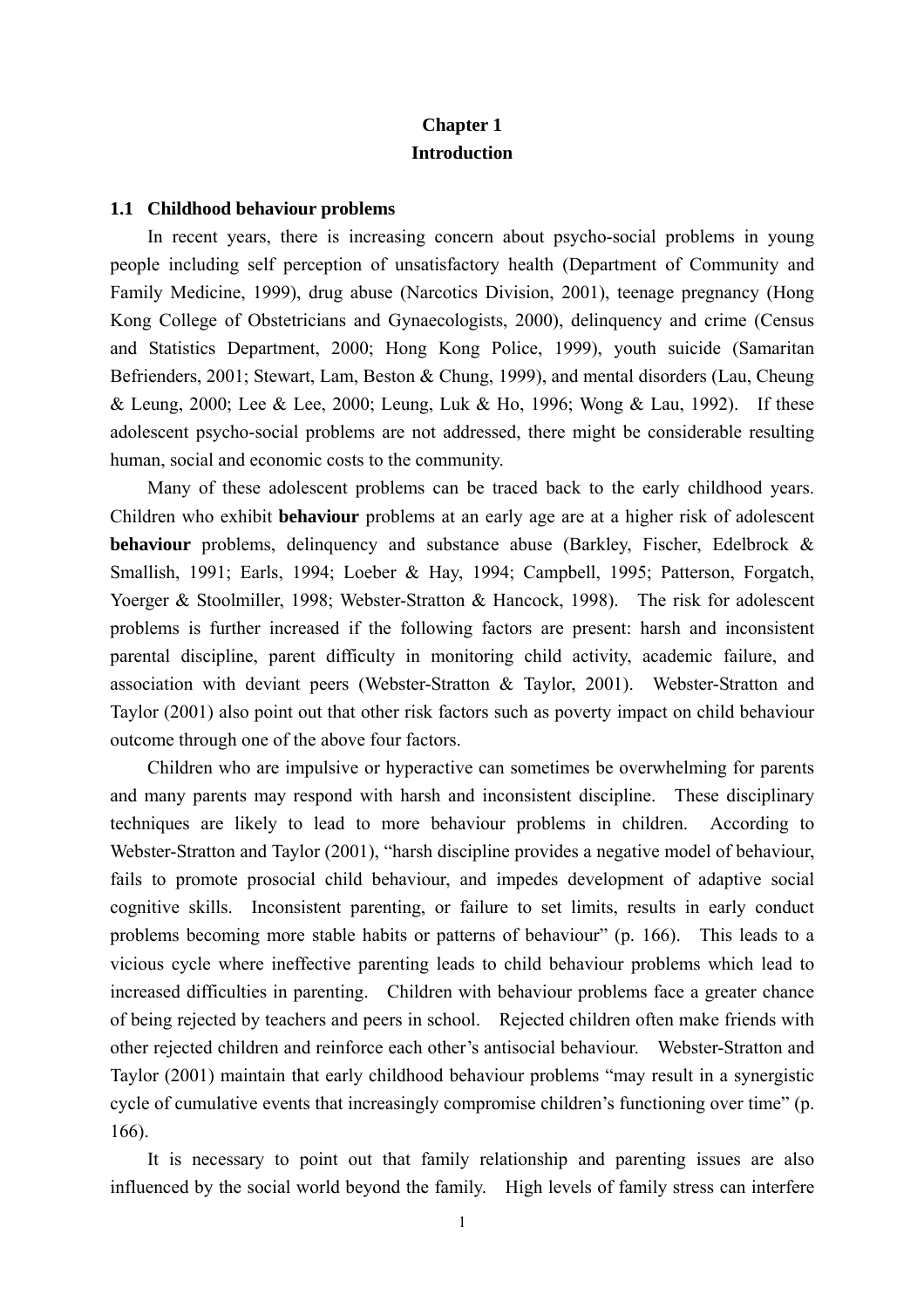# Chapter 1
# Introduction

## 1.1 Childhood behaviour problems

In recent years, there is increasing concern about psycho-social problems in young people including self perception of unsatisfactory health (Department of Community and Family Medicine, 1999), drug abuse (Narcotics Division, 2001), teenage pregnancy (Hong Kong College of Obstetricians and Gynaecologists, 2000), delinquency and crime (Census and Statistics Department, 2000; Hong Kong Police, 1999), youth suicide (Samaritan Befrienders, 2001; Stewart, Lam, Beston & Chung, 1999), and mental disorders (Lau, Cheung & Leung, 2000; Lee & Lee, 2000; Leung, Luk & Ho, 1996; Wong & Lau, 1992). If these adolescent psycho-social problems are not addressed, there might be considerable resulting human, social and economic costs to the community.

Many of these adolescent problems can be traced back to the early childhood years. Children who exhibit **behaviour** problems at an early age are at a higher risk of adolescent **behaviour** problems, delinquency and substance abuse (Barkley, Fischer, Edelbrock & Smallish, 1991; Earls, 1994; Loeber & Hay, 1994; Campbell, 1995; Patterson, Forgatch, Yoerger & Stoolmiller, 1998; Webster-Stratton & Hancock, 1998). The risk for adolescent problems is further increased if the following factors are present: harsh and inconsistent parental discipline, parent difficulty in monitoring child activity, academic failure, and association with deviant peers (Webster-Stratton & Taylor, 2001). Webster-Stratton and Taylor (2001) also point out that other risk factors such as poverty impact on child behaviour outcome through one of the above four factors.

Children who are impulsive or hyperactive can sometimes be overwhelming for parents and many parents may respond with harsh and inconsistent discipline. These disciplinary techniques are likely to lead to more behaviour problems in children. According to Webster-Stratton and Taylor (2001), "harsh discipline provides a negative model of behaviour, fails to promote prosocial child behaviour, and impedes development of adaptive social cognitive skills. Inconsistent parenting, or failure to set limits, results in early conduct problems becoming more stable habits or patterns of behaviour" (p. 166). This leads to a vicious cycle where ineffective parenting leads to child behaviour problems which lead to increased difficulties in parenting. Children with behaviour problems face a greater chance of being rejected by teachers and peers in school. Rejected children often make friends with other rejected children and reinforce each other's antisocial behaviour. Webster-Stratton and Taylor (2001) maintain that early childhood behaviour problems "may result in a synergistic cycle of cumulative events that increasingly compromise children's functioning over time" (p. 166).

It is necessary to point out that family relationship and parenting issues are also influenced by the social world beyond the family. High levels of family stress can interfere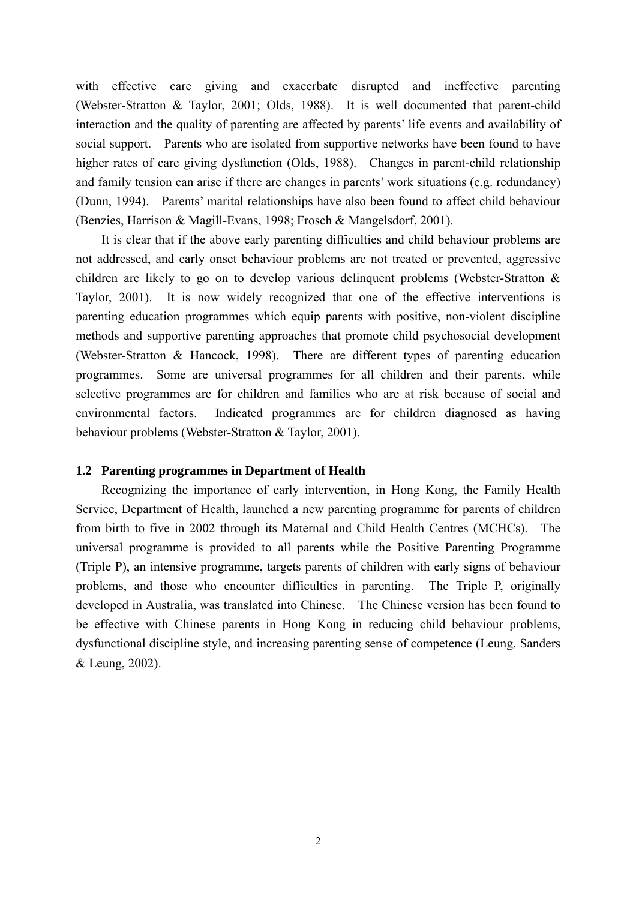with effective care giving and exacerbate disrupted and ineffective parenting (Webster-Stratton & Taylor, 2001; Olds, 1988). It is well documented that parent-child interaction and the quality of parenting are affected by parents' life events and availability of social support. Parents who are isolated from supportive networks have been found to have higher rates of care giving dysfunction (Olds, 1988). Changes in parent-child relationship and family tension can arise if there are changes in parents' work situations (e.g. redundancy) (Dunn, 1994). Parents' marital relationships have also been found to affect child behaviour (Benzies, Harrison & Magill-Evans, 1998; Frosch & Mangelsdorf, 2001).

It is clear that if the above early parenting difficulties and child behaviour problems are not addressed, and early onset behaviour problems are not treated or prevented, aggressive children are likely to go on to develop various delinquent problems (Webster-Stratton & Taylor, 2001). It is now widely recognized that one of the effective interventions is parenting education programmes which equip parents with positive, non-violent discipline methods and supportive parenting approaches that promote child psychosocial development (Webster-Stratton & Hancock, 1998). There are different types of parenting education programmes. Some are universal programmes for all children and their parents, while selective programmes are for children and families who are at risk because of social and environmental factors. Indicated programmes are for children diagnosed as having behaviour problems (Webster-Stratton & Taylor, 2001).

### 1.2 Parenting programmes in Department of Health

Recognizing the importance of early intervention, in Hong Kong, the Family Health Service, Department of Health, launched a new parenting programme for parents of children from birth to five in 2002 through its Maternal and Child Health Centres (MCHCs). The universal programme is provided to all parents while the Positive Parenting Programme (Triple P), an intensive programme, targets parents of children with early signs of behaviour problems, and those who encounter difficulties in parenting. The Triple P, originally developed in Australia, was translated into Chinese. The Chinese version has been found to be effective with Chinese parents in Hong Kong in reducing child behaviour problems, dysfunctional discipline style, and increasing parenting sense of competence (Leung, Sanders & Leung, 2002).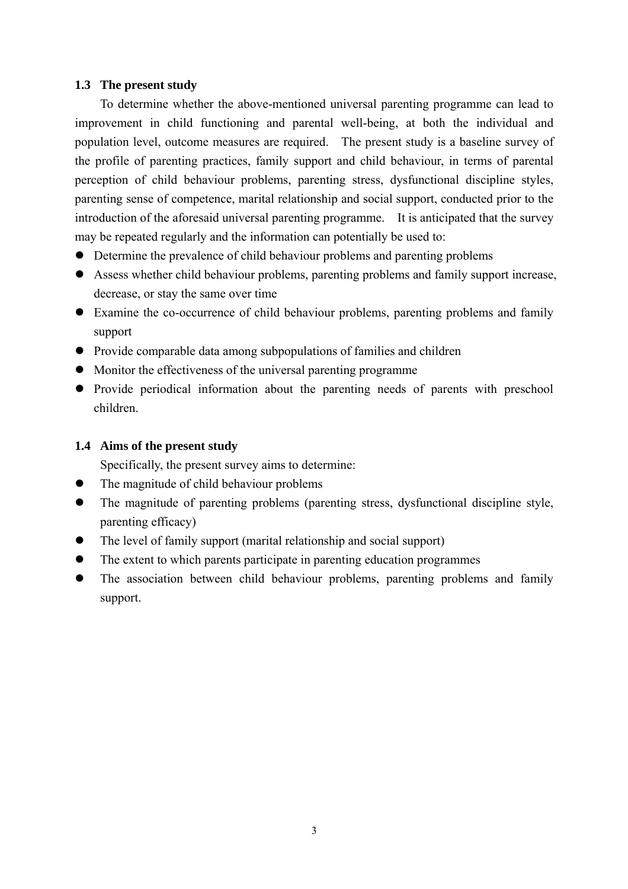### 1.3 The present study

To determine whether the above-mentioned universal parenting programme can lead to improvement in child functioning and parental well-being, at both the individual and population level, outcome measures are required. The present study is a baseline survey of the profile of parenting practices, family support and child behaviour, in terms of parental perception of child behaviour problems, parenting stress, dysfunctional discipline styles, parenting sense of competence, marital relationship and social support, conducted prior to the introduction of the aforesaid universal parenting programme. It is anticipated that the survey may be repeated regularly and the information can potentially be used to:

- Determine the prevalence of child behaviour problems and parenting problems
- Assess whether child behaviour problems, parenting problems and family support increase, decrease, or stay the same over time
- Examine the co-occurrence of child behaviour problems, parenting problems and family support
- Provide comparable data among subpopulations of families and children
- Monitor the effectiveness of the universal parenting programme
- Provide periodical information about the parenting needs of parents with preschool children.

### 1.4 Aims of the present study

Specifically, the present survey aims to determine:

- The magnitude of child behaviour problems
- The magnitude of parenting problems (parenting stress, dysfunctional discipline style, parenting efficacy)
- The level of family support (marital relationship and social support)
- The extent to which parents participate in parenting education programmes
- The association between child behaviour problems, parenting problems and family support.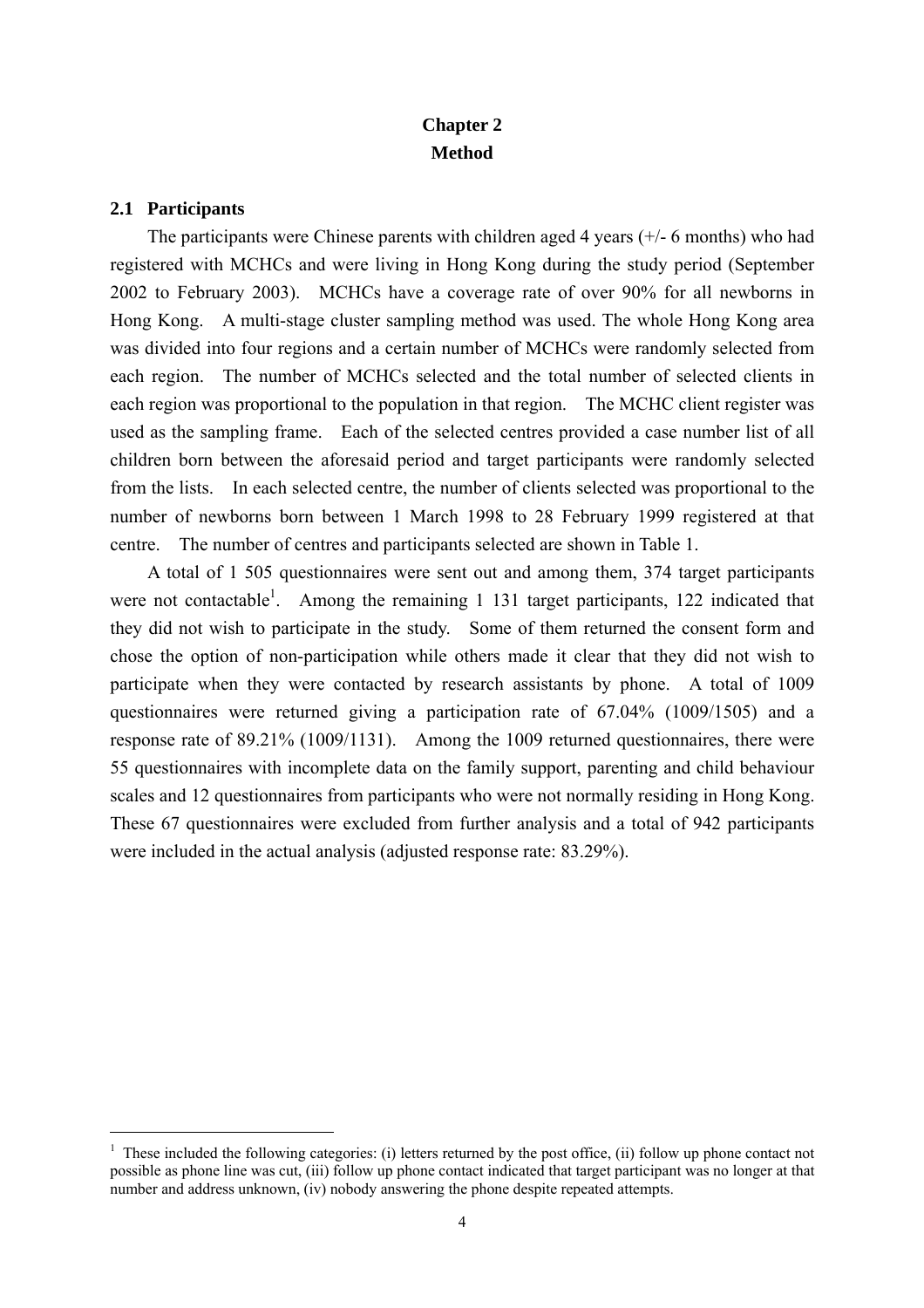# Chapter 2
# Method

## 2.1 Participants

The participants were Chinese parents with children aged 4 years (+/- 6 months) who had registered with MCHCs and were living in Hong Kong during the study period (September 2002 to February 2003). MCHCs have a coverage rate of over 90% for all newborns in Hong Kong. A multi-stage cluster sampling method was used. The whole Hong Kong area was divided into four regions and a certain number of MCHCs were randomly selected from each region. The number of MCHCs selected and the total number of selected clients in each region was proportional to the population in that region. The MCHC client register was used as the sampling frame. Each of the selected centres provided a case number list of all children born between the aforesaid period and target participants were randomly selected from the lists. In each selected centre, the number of clients selected was proportional to the number of newborns born between 1 March 1998 to 28 February 1999 registered at that centre. The number of centres and participants selected are shown in Table 1.

A total of 1 505 questionnaires were sent out and among them, 374 target participants were not contactable[1]. Among the remaining 1 131 target participants, 122 indicated that they did not wish to participate in the study. Some of them returned the consent form and chose the option of non-participation while others made it clear that they did not wish to participate when they were contacted by research assistants by phone. A total of 1009 questionnaires were returned giving a participation rate of 67.04% (1009/1505) and a response rate of 89.21% (1009/1131). Among the 1009 returned questionnaires, there were 55 questionnaires with incomplete data on the family support, parenting and child behaviour scales and 12 questionnaires from participants who were not normally residing in Hong Kong. These 67 questionnaires were excluded from further analysis and a total of 942 participants were included in the actual analysis (adjusted response rate: 83.29%).

---

[1] These included the following categories: (i) letters returned by the post office, (ii) follow up phone contact not possible as phone line was cut, (iii) follow up phone contact indicated that target participant was no longer at that number and address unknown, (iv) nobody answering the phone despite repeated attempts.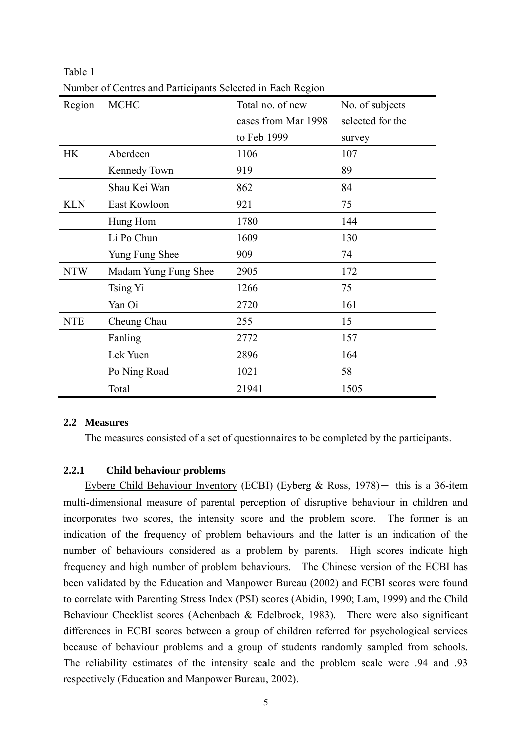Table 1

Number of Centres and Participants Selected in Each Region

| Region | MCHC | Total no. of new cases from Mar 1998 to Feb 1999 | No. of subjects selected for the survey |
|---|---|---|---|
| HK | Aberdeen | 1106 | 107 |
| | Kennedy Town | 919 | 89 |
| | Shau Kei Wan | 862 | 84 |
| KLN | East Kowloon | 921 | 75 |
| | Hung Hom | 1780 | 144 |
| | Li Po Chun | 1609 | 130 |
| | Yung Fung Shee | 909 | 74 |
| NTW | Madam Yung Fung Shee | 2905 | 172 |
| | Tsing Yi | 1266 | 75 |
| | Yan Oi | 2720 | 161 |
| NTE | Cheung Chau | 255 | 15 |
| | Fanling | 2772 | 157 |
| | Lek Yuen | 2896 | 164 |
| | Po Ning Road | 1021 | 58 |
| | Total | 21941 | 1505 |

### 2.2 Measures

The measures consisted of a set of questionnaires to be completed by the participants.

#### 2.2.1 Child behaviour problems

Eyberg Child Behaviour Inventory (ECBI) (Eyberg & Ross, 1978) – this is a 36-item multi-dimensional measure of parental perception of disruptive behaviour in children and incorporates two scores, the intensity score and the problem score. The former is an indication of the frequency of problem behaviours and the latter is an indication of the number of behaviours considered as a problem by parents. High scores indicate high frequency and high number of problem behaviours. The Chinese version of the ECBI has been validated by the Education and Manpower Bureau (2002) and ECBI scores were found to correlate with Parenting Stress Index (PSI) scores (Abidin, 1990; Lam, 1999) and the Child Behaviour Checklist scores (Achenbach & Edelbrock, 1983). There were also significant differences in ECBI scores between a group of children referred for psychological services because of behaviour problems and a group of students randomly sampled from schools. The reliability estimates of the intensity scale and the problem scale were .94 and .93 respectively (Education and Manpower Bureau, 2002).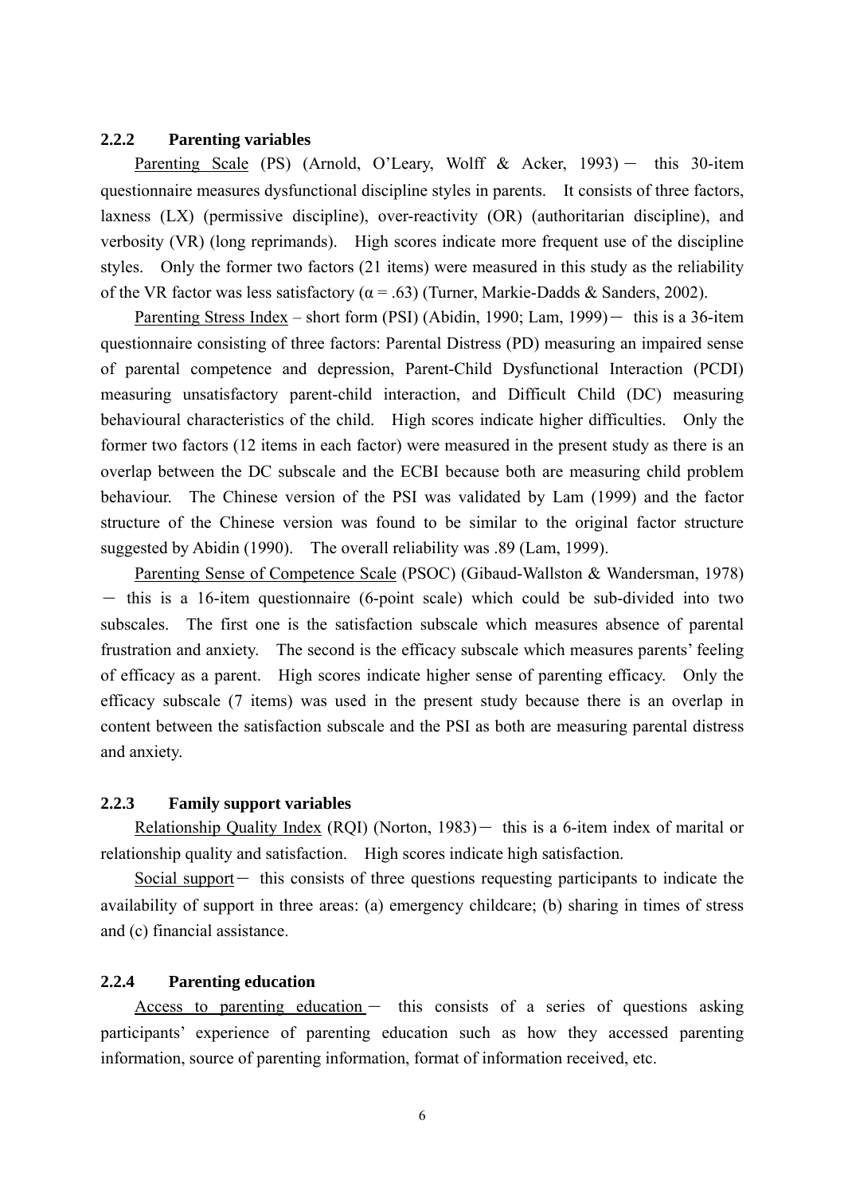### 2.2.2 Parenting variables

Parenting Scale (PS) (Arnold, O'Leary, Wolff & Acker, 1993) － this 30-item questionnaire measures dysfunctional discipline styles in parents. It consists of three factors, laxness (LX) (permissive discipline), over-reactivity (OR) (authoritarian discipline), and verbosity (VR) (long reprimands). High scores indicate more frequent use of the discipline styles. Only the former two factors (21 items) were measured in this study as the reliability of the VR factor was less satisfactory ($\alpha = .63$) (Turner, Markie-Dadds & Sanders, 2002).

Parenting Stress Index – short form (PSI) (Abidin, 1990; Lam, 1999)－ this is a 36-item questionnaire consisting of three factors: Parental Distress (PD) measuring an impaired sense of parental competence and depression, Parent-Child Dysfunctional Interaction (PCDI) measuring unsatisfactory parent-child interaction, and Difficult Child (DC) measuring behavioural characteristics of the child. High scores indicate higher difficulties. Only the former two factors (12 items in each factor) were measured in the present study as there is an overlap between the DC subscale and the ECBI because both are measuring child problem behaviour. The Chinese version of the PSI was validated by Lam (1999) and the factor structure of the Chinese version was found to be similar to the original factor structure suggested by Abidin (1990). The overall reliability was .89 (Lam, 1999).

Parenting Sense of Competence Scale (PSOC) (Gibaud-Wallston & Wandersman, 1978) － this is a 16-item questionnaire (6-point scale) which could be sub-divided into two subscales. The first one is the satisfaction subscale which measures absence of parental frustration and anxiety. The second is the efficacy subscale which measures parents' feeling of efficacy as a parent. High scores indicate higher sense of parenting efficacy. Only the efficacy subscale (7 items) was used in the present study because there is an overlap in content between the satisfaction subscale and the PSI as both are measuring parental distress and anxiety.

### 2.2.3 Family support variables

Relationship Quality Index (RQI) (Norton, 1983)－ this is a 6-item index of marital or relationship quality and satisfaction. High scores indicate high satisfaction.

Social support－ this consists of three questions requesting participants to indicate the availability of support in three areas: (a) emergency childcare; (b) sharing in times of stress and (c) financial assistance.

### 2.2.4 Parenting education

Access to parenting education－ this consists of a series of questions asking participants' experience of parenting education such as how they accessed parenting information, source of parenting information, format of information received, etc.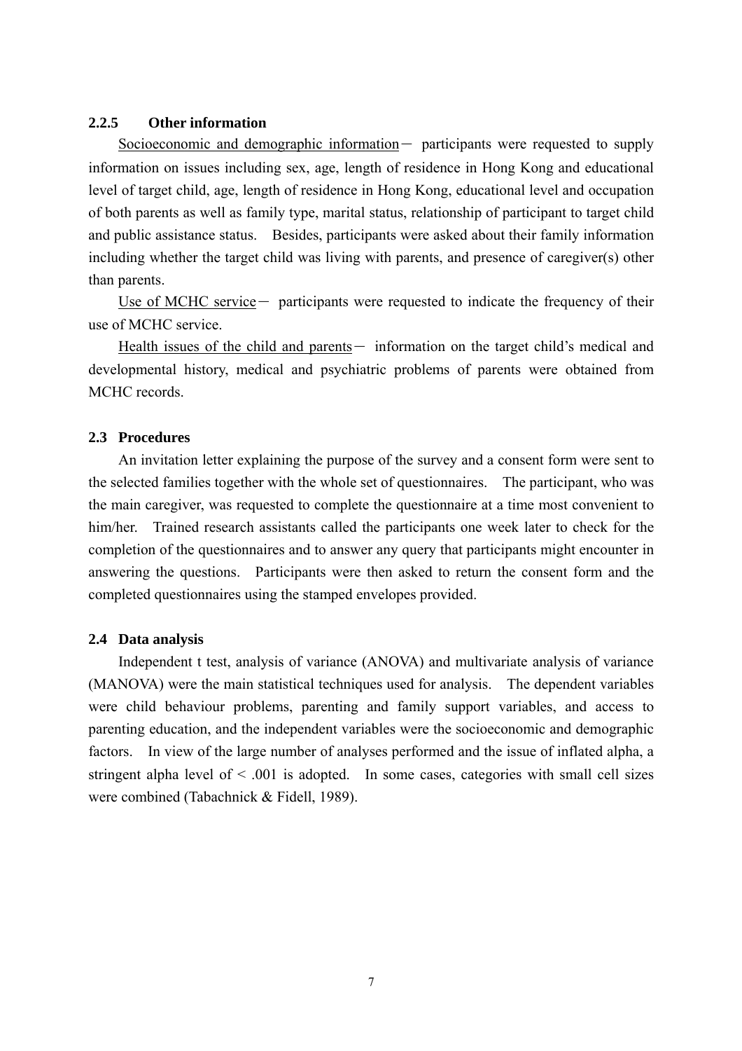### 2.2.5 Other information

Socioeconomic and demographic information－ participants were requested to supply information on issues including sex, age, length of residence in Hong Kong and educational level of target child, age, length of residence in Hong Kong, educational level and occupation of both parents as well as family type, marital status, relationship of participant to target child and public assistance status. Besides, participants were asked about their family information including whether the target child was living with parents, and presence of caregiver(s) other than parents.

Use of MCHC service－ participants were requested to indicate the frequency of their use of MCHC service.

Health issues of the child and parents－ information on the target child's medical and developmental history, medical and psychiatric problems of parents were obtained from MCHC records.

## 2.3 Procedures

An invitation letter explaining the purpose of the survey and a consent form were sent to the selected families together with the whole set of questionnaires. The participant, who was the main caregiver, was requested to complete the questionnaire at a time most convenient to him/her. Trained research assistants called the participants one week later to check for the completion of the questionnaires and to answer any query that participants might encounter in answering the questions. Participants were then asked to return the consent form and the completed questionnaires using the stamped envelopes provided.

## 2.4 Data analysis

Independent t test, analysis of variance (ANOVA) and multivariate analysis of variance (MANOVA) were the main statistical techniques used for analysis. The dependent variables were child behaviour problems, parenting and family support variables, and access to parenting education, and the independent variables were the socioeconomic and demographic factors. In view of the large number of analyses performed and the issue of inflated alpha, a stringent alpha level of $< .001$ is adopted. In some cases, categories with small cell sizes were combined (Tabachnick & Fidell, 1989).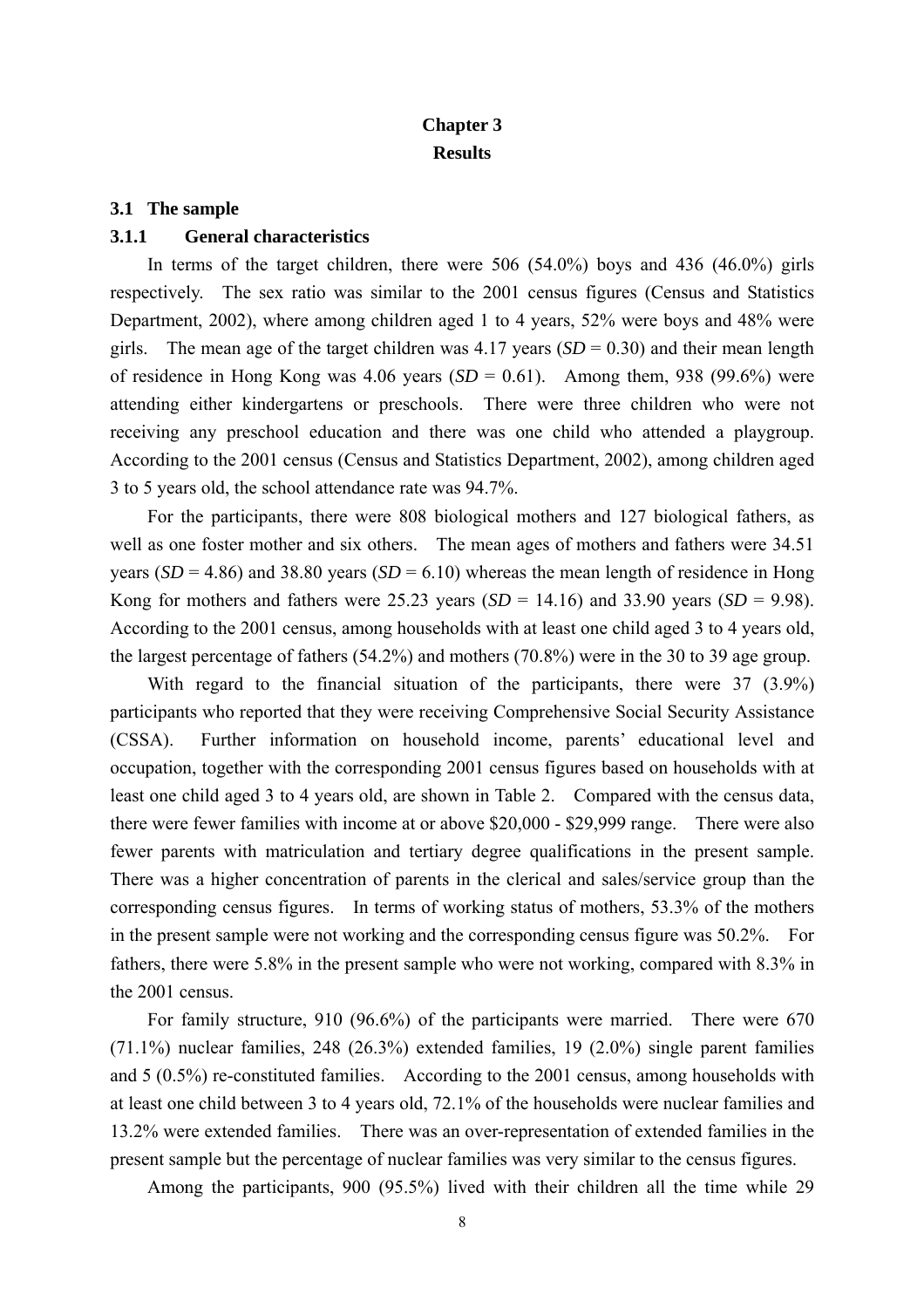# Chapter 3
# Results

## 3.1 The sample

### 3.1.1 General characteristics

In terms of the target children, there were 506 (54.0%) boys and 436 (46.0%) girls respectively. The sex ratio was similar to the 2001 census figures (Census and Statistics Department, 2002), where among children aged 1 to 4 years, 52% were boys and 48% were girls. The mean age of the target children was 4.17 years (*SD* = 0.30) and their mean length of residence in Hong Kong was 4.06 years (*SD* = 0.61). Among them, 938 (99.6%) were attending either kindergartens or preschools. There were three children who were not receiving any preschool education and there was one child who attended a playgroup. According to the 2001 census (Census and Statistics Department, 2002), among children aged 3 to 5 years old, the school attendance rate was 94.7%.

For the participants, there were 808 biological mothers and 127 biological fathers, as well as one foster mother and six others. The mean ages of mothers and fathers were 34.51 years (*SD* = 4.86) and 38.80 years (*SD* = 6.10) whereas the mean length of residence in Hong Kong for mothers and fathers were 25.23 years (*SD* = 14.16) and 33.90 years (*SD* = 9.98). According to the 2001 census, among households with at least one child aged 3 to 4 years old, the largest percentage of fathers (54.2%) and mothers (70.8%) were in the 30 to 39 age group.

With regard to the financial situation of the participants, there were 37 (3.9%) participants who reported that they were receiving Comprehensive Social Security Assistance (CSSA). Further information on household income, parents' educational level and occupation, together with the corresponding 2001 census figures based on households with at least one child aged 3 to 4 years old, are shown in Table 2. Compared with the census data, there were fewer families with income at or above $20,000 - $29,999 range. There were also fewer parents with matriculation and tertiary degree qualifications in the present sample. There was a higher concentration of parents in the clerical and sales/service group than the corresponding census figures. In terms of working status of mothers, 53.3% of the mothers in the present sample were not working and the corresponding census figure was 50.2%. For fathers, there were 5.8% in the present sample who were not working, compared with 8.3% in the 2001 census.

For family structure, 910 (96.6%) of the participants were married. There were 670 (71.1%) nuclear families, 248 (26.3%) extended families, 19 (2.0%) single parent families and 5 (0.5%) re-constituted families. According to the 2001 census, among households with at least one child between 3 to 4 years old, 72.1% of the households were nuclear families and 13.2% were extended families. There was an over-representation of extended families in the present sample but the percentage of nuclear families was very similar to the census figures.

Among the participants, 900 (95.5%) lived with their children all the time while 29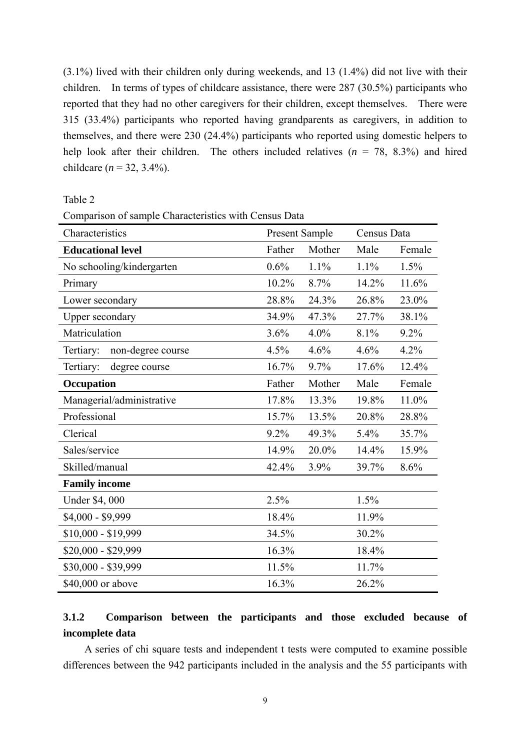(3.1%) lived with their children only during weekends, and 13 (1.4%) did not live with their children. In terms of types of childcare assistance, there were 287 (30.5%) participants who reported that they had no other caregivers for their children, except themselves. There were 315 (33.4%) participants who reported having grandparents as caregivers, in addition to themselves, and there were 230 (24.4%) participants who reported using domestic helpers to help look after their children. The others included relatives (*n* = 78, 8.3%) and hired childcare (*n* = 32, 3.4%).

Table 2

Comparison of sample Characteristics with Census Data

| Characteristics | Present Sample | | Census Data | |
|---|---|---|---|---|
| **Educational level** | Father | Mother | Male | Female |
| No schooling/kindergarten | 0.6% | 1.1% | 1.1% | 1.5% |
| Primary | 10.2% | 8.7% | 14.2% | 11.6% |
| Lower secondary | 28.8% | 24.3% | 26.8% | 23.0% |
| Upper secondary | 34.9% | 47.3% | 27.7% | 38.1% |
| Matriculation | 3.6% | 4.0% | 8.1% | 9.2% |
| Tertiary: non-degree course | 4.5% | 4.6% | 4.6% | 4.2% |
| Tertiary: degree course | 16.7% | 9.7% | 17.6% | 12.4% |
| **Occupation** | Father | Mother | Male | Female |
| Managerial/administrative | 17.8% | 13.3% | 19.8% | 11.0% |
| Professional | 15.7% | 13.5% | 20.8% | 28.8% |
| Clerical | 9.2% | 49.3% | 5.4% | 35.7% |
| Sales/service | 14.9% | 20.0% | 14.4% | 15.9% |
| Skilled/manual | 42.4% | 3.9% | 39.7% | 8.6% |
| **Family income** | | | | |
| Under $4, 000 | 2.5% | | 1.5% | |
| $4,000 - $9,999 | 18.4% | | 11.9% | |
| $10,000 - $19,999 | 34.5% | | 30.2% | |
| $20,000 - $29,999 | 16.3% | | 18.4% | |
| $30,000 - $39,999 | 11.5% | | 11.7% | |
| $40,000 or above | 16.3% | | 26.2% | |

### 3.1.2 Comparison between the participants and those excluded because of incomplete data

A series of chi square tests and independent t tests were computed to examine possible differences between the 942 participants included in the analysis and the 55 participants with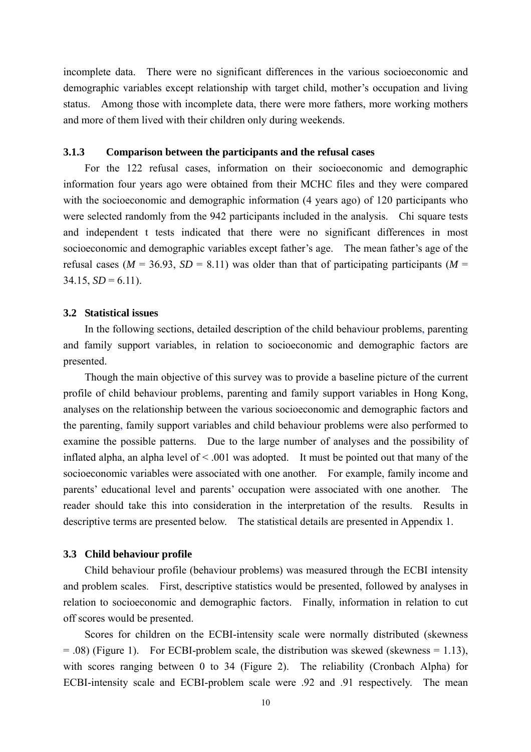incomplete data. There were no significant differences in the various socioeconomic and demographic variables except relationship with target child, mother's occupation and living status. Among those with incomplete data, there were more fathers, more working mothers and more of them lived with their children only during weekends.

### 3.1.3 Comparison between the participants and the refusal cases

For the 122 refusal cases, information on their socioeconomic and demographic information four years ago were obtained from their MCHC files and they were compared with the socioeconomic and demographic information (4 years ago) of 120 participants who were selected randomly from the 942 participants included in the analysis. Chi square tests and independent t tests indicated that there were no significant differences in most socioeconomic and demographic variables except father's age. The mean father's age of the refusal cases ($M$ = 36.93, $SD$ = 8.11) was older than that of participating participants ($M$ = 34.15, $SD$ = 6.11).

## 3.2 Statistical issues

In the following sections, detailed description of the child behaviour problems, parenting and family support variables, in relation to socioeconomic and demographic factors are presented.

Though the main objective of this survey was to provide a baseline picture of the current profile of child behaviour problems, parenting and family support variables in Hong Kong, analyses on the relationship between the various socioeconomic and demographic factors and the parenting, family support variables and child behaviour problems were also performed to examine the possible patterns. Due to the large number of analyses and the possibility of inflated alpha, an alpha level of $< .001$ was adopted. It must be pointed out that many of the socioeconomic variables were associated with one another. For example, family income and parents' educational level and parents' occupation were associated with one another. The reader should take this into consideration in the interpretation of the results. Results in descriptive terms are presented below. The statistical details are presented in Appendix 1.

## 3.3 Child behaviour profile

Child behaviour profile (behaviour problems) was measured through the ECBI intensity and problem scales. First, descriptive statistics would be presented, followed by analyses in relation to socioeconomic and demographic factors. Finally, information in relation to cut off scores would be presented.

Scores for children on the ECBI-intensity scale were normally distributed (skewness = .08) (Figure 1). For ECBI-problem scale, the distribution was skewed (skewness = 1.13), with scores ranging between 0 to 34 (Figure 2). The reliability (Cronbach Alpha) for ECBI-intensity scale and ECBI-problem scale were .92 and .91 respectively. The mean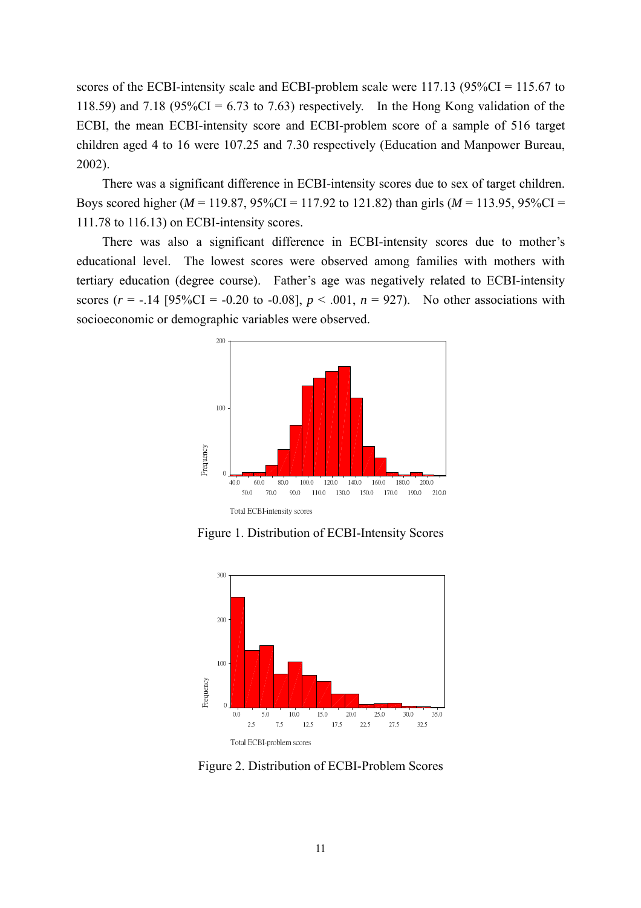scores of the ECBI-intensity scale and ECBI-problem scale were 117.13 (95%CI = 115.67 to 118.59) and 7.18 (95%CI = 6.73 to 7.63) respectively. In the Hong Kong validation of the ECBI, the mean ECBI-intensity score and ECBI-problem score of a sample of 516 target children aged 4 to 16 were 107.25 and 7.30 respectively (Education and Manpower Bureau, 2002).

There was a significant difference in ECBI-intensity scores due to sex of target children. Boys scored higher ($M$ = 119.87, 95%CI = 117.92 to 121.82) than girls ($M$ = 113.95, 95%CI = 111.78 to 116.13) on ECBI-intensity scores.

There was also a significant difference in ECBI-intensity scores due to mother's educational level. The lowest scores were observed among families with mothers with tertiary education (degree course). Father's age was negatively related to ECBI-intensity scores ($r$ = -.14 [95%CI = -0.20 to -0.08], $p$ < .001, $n$ = 927). No other associations with socioeconomic or demographic variables were observed.

Figure 1. Distribution of ECBI-Intensity Scores

Figure 2. Distribution of ECBI-Problem Scores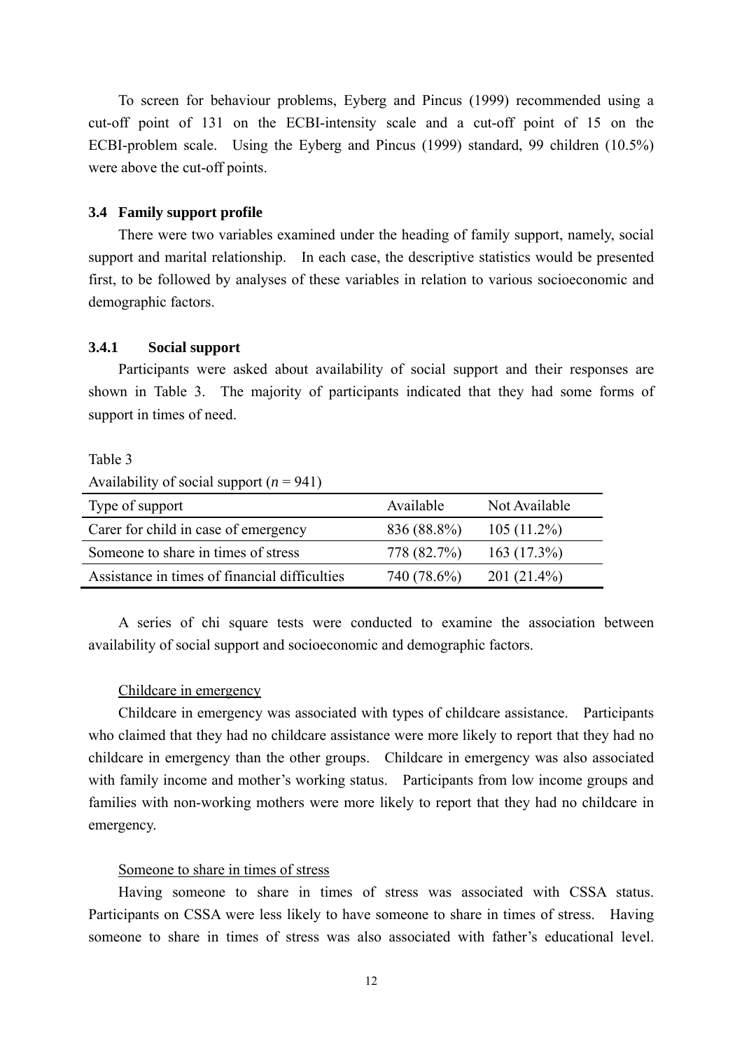To screen for behaviour problems, Eyberg and Pincus (1999) recommended using a cut-off point of 131 on the ECBI-intensity scale and a cut-off point of 15 on the ECBI-problem scale. Using the Eyberg and Pincus (1999) standard, 99 children (10.5%) were above the cut-off points.

### 3.4 Family support profile

There were two variables examined under the heading of family support, namely, social support and marital relationship. In each case, the descriptive statistics would be presented first, to be followed by analyses of these variables in relation to various socioeconomic and demographic factors.

#### 3.4.1 Social support

Participants were asked about availability of social support and their responses are shown in Table 3. The majority of participants indicated that they had some forms of support in times of need.

Table 3

Availability of social support (*n* = 941)

| Type of support | Available | Not Available |
|---|---|---|
| Carer for child in case of emergency | 836 (88.8%) | 105 (11.2%) |
| Someone to share in times of stress | 778 (82.7%) | 163 (17.3%) |
| Assistance in times of financial difficulties | 740 (78.6%) | 201 (21.4%) |

A series of chi square tests were conducted to examine the association between availability of social support and socioeconomic and demographic factors.

Childcare in emergency

Childcare in emergency was associated with types of childcare assistance. Participants who claimed that they had no childcare assistance were more likely to report that they had no childcare in emergency than the other groups. Childcare in emergency was also associated with family income and mother's working status. Participants from low income groups and families with non-working mothers were more likely to report that they had no childcare in emergency.

Someone to share in times of stress

Having someone to share in times of stress was associated with CSSA status. Participants on CSSA were less likely to have someone to share in times of stress. Having someone to share in times of stress was also associated with father's educational level.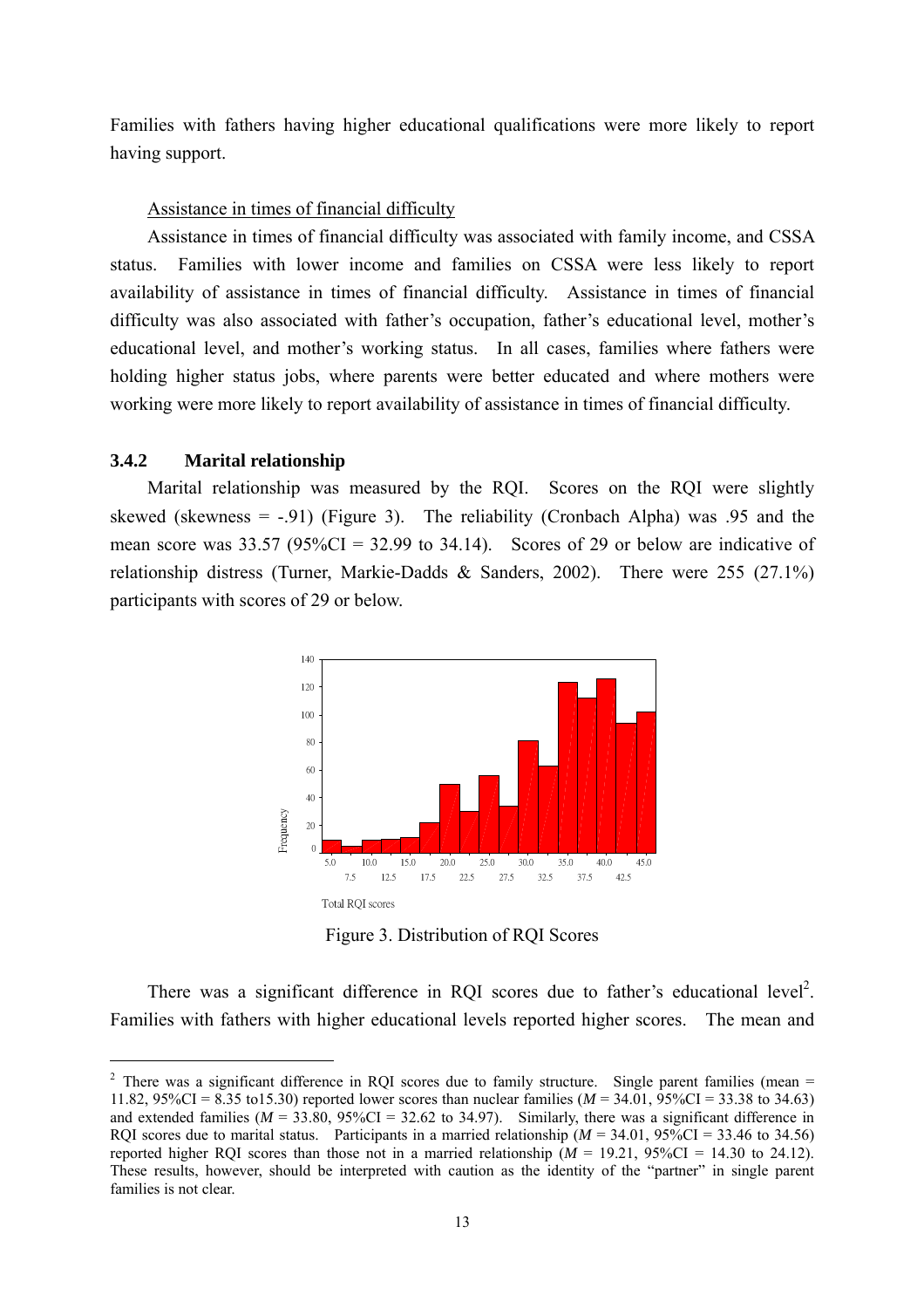Families with fathers having higher educational qualifications were more likely to report having support.

Assistance in times of financial difficulty

Assistance in times of financial difficulty was associated with family income, and CSSA status. Families with lower income and families on CSSA were less likely to report availability of assistance in times of financial difficulty. Assistance in times of financial difficulty was also associated with father's occupation, father's educational level, mother's educational level, and mother's working status. In all cases, families where fathers were holding higher status jobs, where parents were better educated and where mothers were working were more likely to report availability of assistance in times of financial difficulty.

### 3.4.2 Marital relationship

Marital relationship was measured by the RQI. Scores on the RQI were slightly skewed (skewness = -.91) (Figure 3). The reliability (Cronbach Alpha) was .95 and the mean score was 33.57 (95%CI = 32.99 to 34.14). Scores of 29 or below are indicative of relationship distress (Turner, Markie-Dadds & Sanders, 2002). There were 255 (27.1%) participants with scores of 29 or below.

Figure 3. Distribution of RQI Scores

There was a significant difference in RQI scores due to father's educational level[2]. Families with fathers with higher educational levels reported higher scores. The mean and

[2] There was a significant difference in RQI scores due to family structure. Single parent families (mean = 11.82, 95%CI = 8.35 to15.30) reported lower scores than nuclear families (*M* = 34.01, 95%CI = 33.38 to 34.63) and extended families (*M* = 33.80, 95%CI = 32.62 to 34.97). Similarly, there was a significant difference in RQI scores due to marital status. Participants in a married relationship (*M* = 34.01, 95%CI = 33.46 to 34.56) reported higher RQI scores than those not in a married relationship (*M* = 19.21, 95%CI = 14.30 to 24.12). These results, however, should be interpreted with caution as the identity of the "partner" in single parent families is not clear.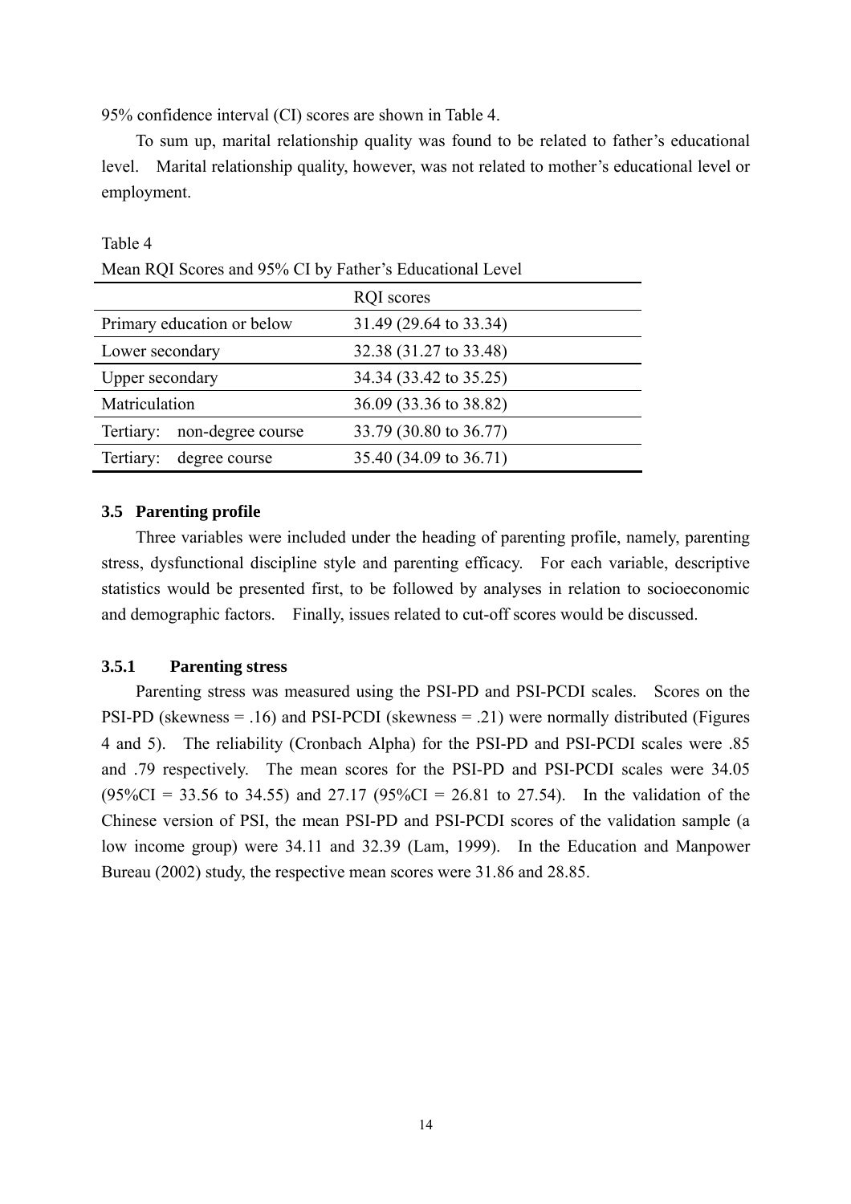95% confidence interval (CI) scores are shown in Table 4.

To sum up, marital relationship quality was found to be related to father's educational level. Marital relationship quality, however, was not related to mother's educational level or employment.

Table 4
Mean RQI Scores and 95% CI by Father's Educational Level

| | RQI scores |
|---|---|
| Primary education or below | 31.49 (29.64 to 33.34) |
| Lower secondary | 32.38 (31.27 to 33.48) |
| Upper secondary | 34.34 (33.42 to 35.25) |
| Matriculation | 36.09 (33.36 to 38.82) |
| Tertiary: non-degree course | 33.79 (30.80 to 36.77) |
| Tertiary: degree course | 35.40 (34.09 to 36.71) |

### 3.5 Parenting profile

Three variables were included under the heading of parenting profile, namely, parenting stress, dysfunctional discipline style and parenting efficacy. For each variable, descriptive statistics would be presented first, to be followed by analyses in relation to socioeconomic and demographic factors. Finally, issues related to cut-off scores would be discussed.

#### 3.5.1 Parenting stress

Parenting stress was measured using the PSI-PD and PSI-PCDI scales. Scores on the PSI-PD (skewness = .16) and PSI-PCDI (skewness = .21) were normally distributed (Figures 4 and 5). The reliability (Cronbach Alpha) for the PSI-PD and PSI-PCDI scales were .85 and .79 respectively. The mean scores for the PSI-PD and PSI-PCDI scales were 34.05 (95%CI = 33.56 to 34.55) and 27.17 (95%CI = 26.81 to 27.54). In the validation of the Chinese version of PSI, the mean PSI-PD and PSI-PCDI scores of the validation sample (a low income group) were 34.11 and 32.39 (Lam, 1999). In the Education and Manpower Bureau (2002) study, the respective mean scores were 31.86 and 28.85.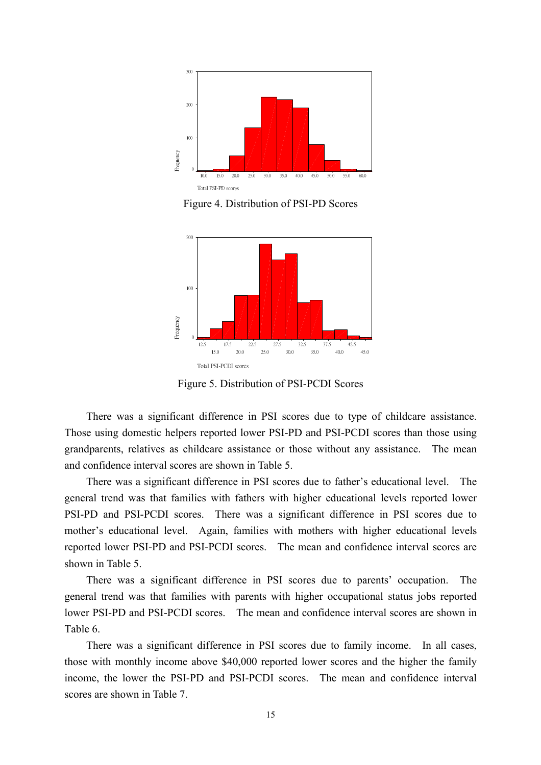Figure 4. Distribution of PSI-PD Scores

Figure 5. Distribution of PSI-PCDI Scores

There was a significant difference in PSI scores due to type of childcare assistance. Those using domestic helpers reported lower PSI-PD and PSI-PCDI scores than those using grandparents, relatives as childcare assistance or those without any assistance. The mean and confidence interval scores are shown in Table 5.

There was a significant difference in PSI scores due to father's educational level. The general trend was that families with fathers with higher educational levels reported lower PSI-PD and PSI-PCDI scores. There was a significant difference in PSI scores due to mother's educational level. Again, families with mothers with higher educational levels reported lower PSI-PD and PSI-PCDI scores. The mean and confidence interval scores are shown in Table 5.

There was a significant difference in PSI scores due to parents' occupation. The general trend was that families with parents with higher occupational status jobs reported lower PSI-PD and PSI-PCDI scores. The mean and confidence interval scores are shown in Table 6.

There was a significant difference in PSI scores due to family income. In all cases, those with monthly income above $40,000 reported lower scores and the higher the family income, the lower the PSI-PD and PSI-PCDI scores. The mean and confidence interval scores are shown in Table 7.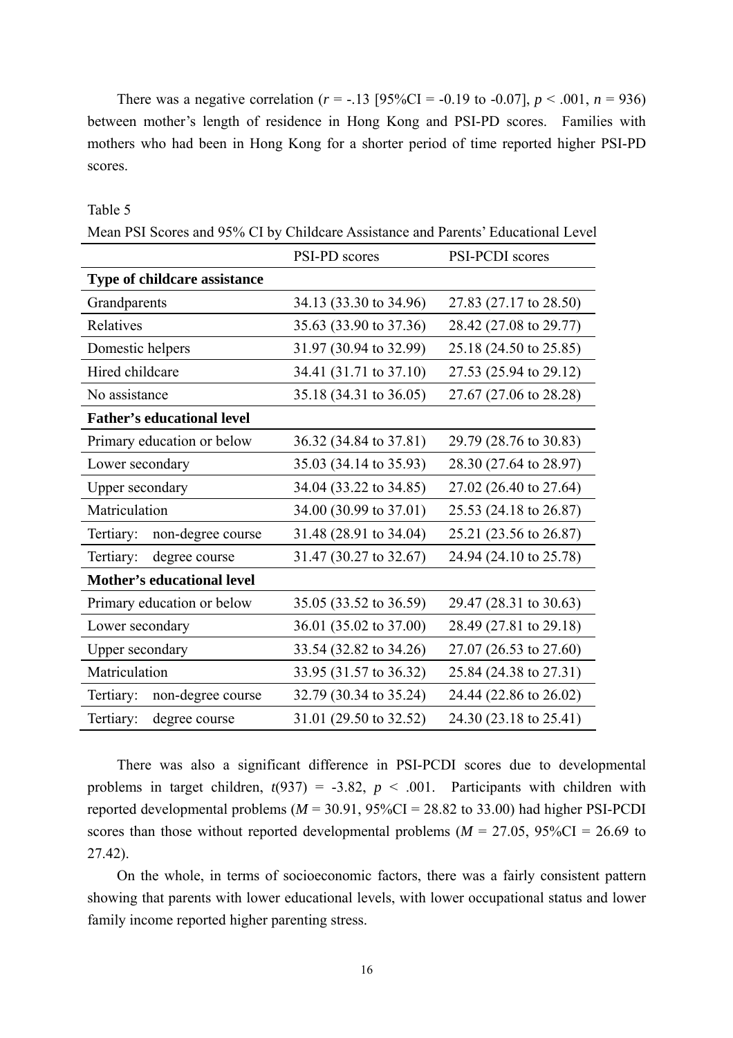There was a negative correlation ($r$ = -.13 [95%CI = -0.19 to -0.07], $p$ < .001, $n$ = 936) between mother's length of residence in Hong Kong and PSI-PD scores. Families with mothers who had been in Hong Kong for a shorter period of time reported higher PSI-PD scores.

Table 5

Mean PSI Scores and 95% CI by Childcare Assistance and Parents' Educational Level

| | PSI-PD scores | PSI-PCDI scores |
|---|---|---|
| **Type of childcare assistance** | | |
| Grandparents | 34.13 (33.30 to 34.96) | 27.83 (27.17 to 28.50) |
| Relatives | 35.63 (33.90 to 37.36) | 28.42 (27.08 to 29.77) |
| Domestic helpers | 31.97 (30.94 to 32.99) | 25.18 (24.50 to 25.85) |
| Hired childcare | 34.41 (31.71 to 37.10) | 27.53 (25.94 to 29.12) |
| No assistance | 35.18 (34.31 to 36.05) | 27.67 (27.06 to 28.28) |
| **Father's educational level** | | |
| Primary education or below | 36.32 (34.84 to 37.81) | 29.79 (28.76 to 30.83) |
| Lower secondary | 35.03 (34.14 to 35.93) | 28.30 (27.64 to 28.97) |
| Upper secondary | 34.04 (33.22 to 34.85) | 27.02 (26.40 to 27.64) |
| Matriculation | 34.00 (30.99 to 37.01) | 25.53 (24.18 to 26.87) |
| Tertiary: non-degree course | 31.48 (28.91 to 34.04) | 25.21 (23.56 to 26.87) |
| Tertiary: degree course | 31.47 (30.27 to 32.67) | 24.94 (24.10 to 25.78) |
| **Mother's educational level** | | |
| Primary education or below | 35.05 (33.52 to 36.59) | 29.47 (28.31 to 30.63) |
| Lower secondary | 36.01 (35.02 to 37.00) | 28.49 (27.81 to 29.18) |
| Upper secondary | 33.54 (32.82 to 34.26) | 27.07 (26.53 to 27.60) |
| Matriculation | 33.95 (31.57 to 36.32) | 25.84 (24.38 to 27.31) |
| Tertiary: non-degree course | 32.79 (30.34 to 35.24) | 24.44 (22.86 to 26.02) |
| Tertiary: degree course | 31.01 (29.50 to 32.52) | 24.30 (23.18 to 25.41) |

There was also a significant difference in PSI-PCDI scores due to developmental problems in target children, $t(937)$ = -3.82, $p$ < .001. Participants with children with reported developmental problems ($M$ = 30.91, 95%CI = 28.82 to 33.00) had higher PSI-PCDI scores than those without reported developmental problems ($M$ = 27.05, 95%CI = 26.69 to 27.42).

On the whole, in terms of socioeconomic factors, there was a fairly consistent pattern showing that parents with lower educational levels, with lower occupational status and lower family income reported higher parenting stress.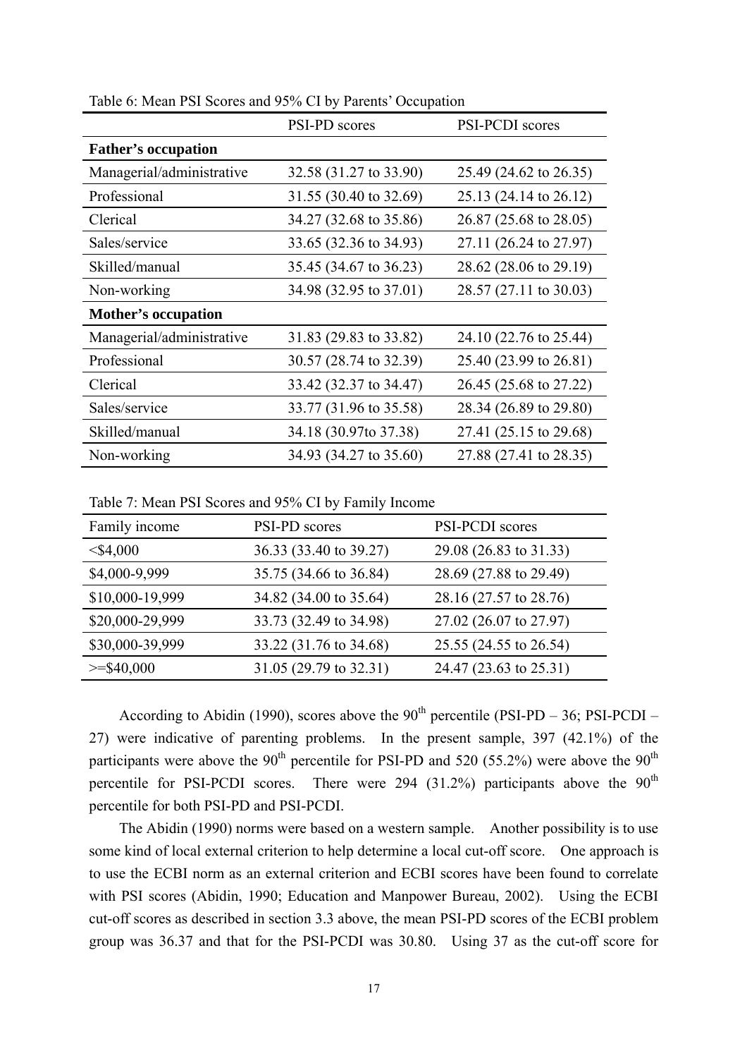Table 6: Mean PSI Scores and 95% CI by Parents' Occupation

| | PSI-PD scores | PSI-PCDI scores |
|---|---|---|
| **Father's occupation** | | |
| Managerial/administrative | 32.58 (31.27 to 33.90) | 25.49 (24.62 to 26.35) |
| Professional | 31.55 (30.40 to 32.69) | 25.13 (24.14 to 26.12) |
| Clerical | 34.27 (32.68 to 35.86) | 26.87 (25.68 to 28.05) |
| Sales/service | 33.65 (32.36 to 34.93) | 27.11 (26.24 to 27.97) |
| Skilled/manual | 35.45 (34.67 to 36.23) | 28.62 (28.06 to 29.19) |
| Non-working | 34.98 (32.95 to 37.01) | 28.57 (27.11 to 30.03) |
| **Mother's occupation** | | |
| Managerial/administrative | 31.83 (29.83 to 33.82) | 24.10 (22.76 to 25.44) |
| Professional | 30.57 (28.74 to 32.39) | 25.40 (23.99 to 26.81) |
| Clerical | 33.42 (32.37 to 34.47) | 26.45 (25.68 to 27.22) |
| Sales/service | 33.77 (31.96 to 35.58) | 28.34 (26.89 to 29.80) |
| Skilled/manual | 34.18 (30.97to 37.38) | 27.41 (25.15 to 29.68) |
| Non-working | 34.93 (34.27 to 35.60) | 27.88 (27.41 to 28.35) |

Table 7: Mean PSI Scores and 95% CI by Family Income

| Family income | PSI-PD scores | PSI-PCDI scores |
|---|---|---|
| <$4,000 | 36.33 (33.40 to 39.27) | 29.08 (26.83 to 31.33) |
| $4,000-9,999 | 35.75 (34.66 to 36.84) | 28.69 (27.88 to 29.49) |
| $10,000-19,999 | 34.82 (34.00 to 35.64) | 28.16 (27.57 to 28.76) |
| $20,000-29,999 | 33.73 (32.49 to 34.98) | 27.02 (26.07 to 27.97) |
| $30,000-39,999 | 33.22 (31.76 to 34.68) | 25.55 (24.55 to 26.54) |
| >=$40,000 | 31.05 (29.79 to 32.31) | 24.47 (23.63 to 25.31) |

According to Abidin (1990), scores above the 90th percentile (PSI-PD – 36; PSI-PCDI – 27) were indicative of parenting problems. In the present sample, 397 (42.1%) of the participants were above the 90th percentile for PSI-PD and 520 (55.2%) were above the 90th percentile for PSI-PCDI scores. There were 294 (31.2%) participants above the 90th percentile for both PSI-PD and PSI-PCDI.

The Abidin (1990) norms were based on a western sample. Another possibility is to use some kind of local external criterion to help determine a local cut-off score. One approach is to use the ECBI norm as an external criterion and ECBI scores have been found to correlate with PSI scores (Abidin, 1990; Education and Manpower Bureau, 2002). Using the ECBI cut-off scores as described in section 3.3 above, the mean PSI-PD scores of the ECBI problem group was 36.37 and that for the PSI-PCDI was 30.80. Using 37 as the cut-off score for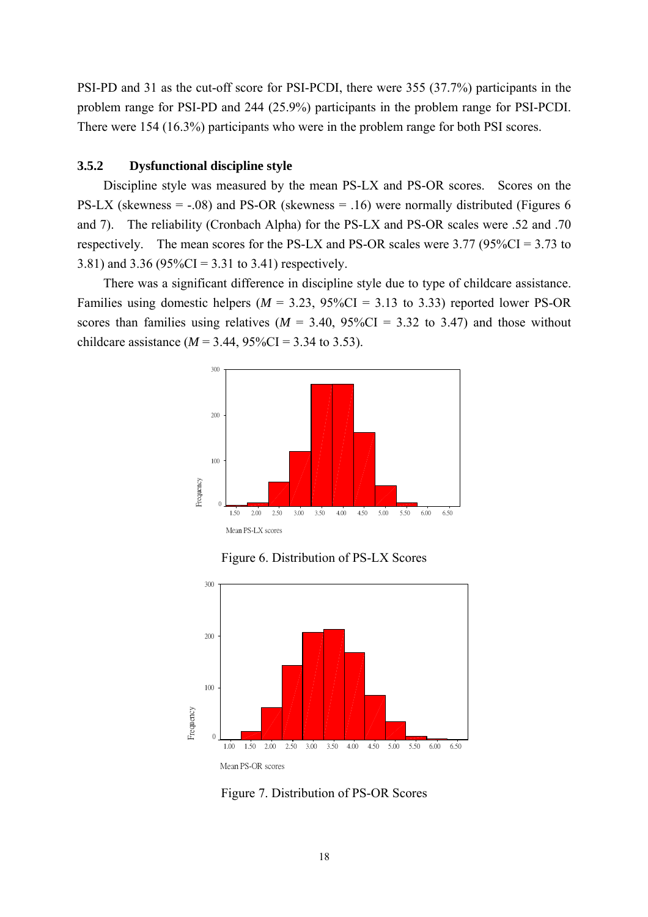PSI-PD and 31 as the cut-off score for PSI-PCDI, there were 355 (37.7%) participants in the problem range for PSI-PD and 244 (25.9%) participants in the problem range for PSI-PCDI. There were 154 (16.3%) participants who were in the problem range for both PSI scores.

### 3.5.2 Dysfunctional discipline style

Discipline style was measured by the mean PS-LX and PS-OR scores. Scores on the PS-LX (skewness = -.08) and PS-OR (skewness = .16) were normally distributed (Figures 6 and 7). The reliability (Cronbach Alpha) for the PS-LX and PS-OR scales were .52 and .70 respectively. The mean scores for the PS-LX and PS-OR scales were 3.77 (95%CI = 3.73 to 3.81) and 3.36 (95%CI = 3.31 to 3.41) respectively.

There was a significant difference in discipline style due to type of childcare assistance. Families using domestic helpers ($M$ = 3.23, 95%CI = 3.13 to 3.33) reported lower PS-OR scores than families using relatives ($M$ = 3.40, 95%CI = 3.32 to 3.47) and those without childcare assistance ($M$ = 3.44, 95%CI = 3.34 to 3.53).

Figure 6. Distribution of PS-LX Scores

Figure 7. Distribution of PS-OR Scores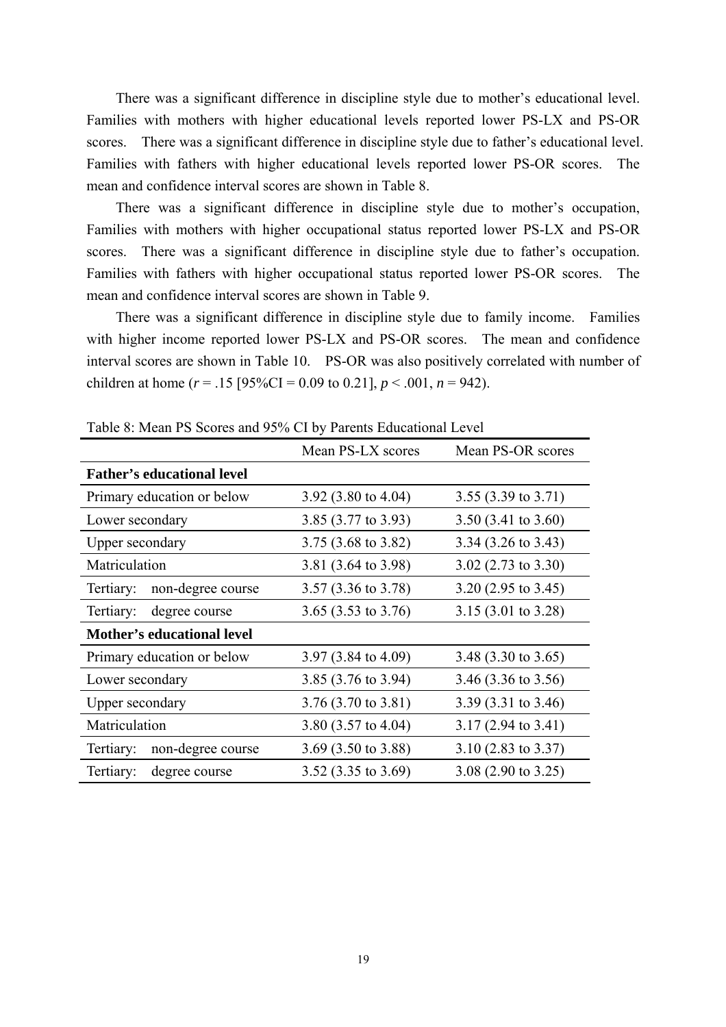There was a significant difference in discipline style due to mother's educational level. Families with mothers with higher educational levels reported lower PS-LX and PS-OR scores. There was a significant difference in discipline style due to father's educational level. Families with fathers with higher educational levels reported lower PS-OR scores. The mean and confidence interval scores are shown in Table 8.

There was a significant difference in discipline style due to mother's occupation, Families with mothers with higher occupational status reported lower PS-LX and PS-OR scores. There was a significant difference in discipline style due to father's occupation. Families with fathers with higher occupational status reported lower PS-OR scores. The mean and confidence interval scores are shown in Table 9.

There was a significant difference in discipline style due to family income. Families with higher income reported lower PS-LX and PS-OR scores. The mean and confidence interval scores are shown in Table 10. PS-OR was also positively correlated with number of children at home ($r = .15$ [95%CI = 0.09 to 0.21], $p < .001$, $n = 942$).

Table 8: Mean PS Scores and 95% CI by Parents Educational Level

| | Mean PS-LX scores | Mean PS-OR scores |
|---|---|---|
| **Father's educational level** | | |
| Primary education or below | 3.92 (3.80 to 4.04) | 3.55 (3.39 to 3.71) |
| Lower secondary | 3.85 (3.77 to 3.93) | 3.50 (3.41 to 3.60) |
| Upper secondary | 3.75 (3.68 to 3.82) | 3.34 (3.26 to 3.43) |
| Matriculation | 3.81 (3.64 to 3.98) | 3.02 (2.73 to 3.30) |
| Tertiary: non-degree course | 3.57 (3.36 to 3.78) | 3.20 (2.95 to 3.45) |
| Tertiary: degree course | 3.65 (3.53 to 3.76) | 3.15 (3.01 to 3.28) |
| **Mother's educational level** | | |
| Primary education or below | 3.97 (3.84 to 4.09) | 3.48 (3.30 to 3.65) |
| Lower secondary | 3.85 (3.76 to 3.94) | 3.46 (3.36 to 3.56) |
| Upper secondary | 3.76 (3.70 to 3.81) | 3.39 (3.31 to 3.46) |
| Matriculation | 3.80 (3.57 to 4.04) | 3.17 (2.94 to 3.41) |
| Tertiary: non-degree course | 3.69 (3.50 to 3.88) | 3.10 (2.83 to 3.37) |
| Tertiary: degree course | 3.52 (3.35 to 3.69) | 3.08 (2.90 to 3.25) |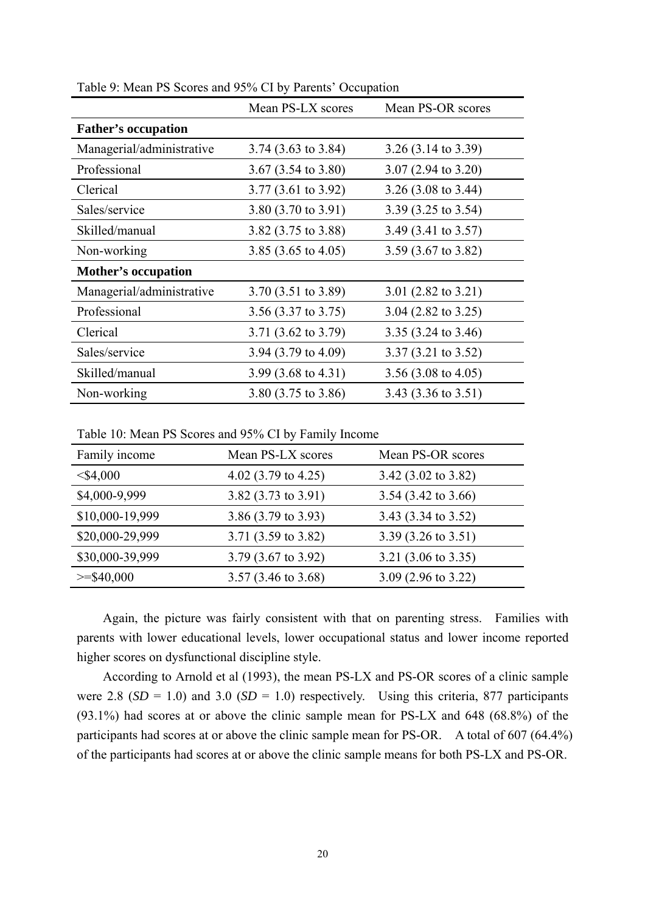Table 9: Mean PS Scores and 95% CI by Parents' Occupation

| | Mean PS-LX scores | Mean PS-OR scores |
|---|---|---|
| **Father's occupation** | | |
| Managerial/administrative | 3.74 (3.63 to 3.84) | 3.26 (3.14 to 3.39) |
| Professional | 3.67 (3.54 to 3.80) | 3.07 (2.94 to 3.20) |
| Clerical | 3.77 (3.61 to 3.92) | 3.26 (3.08 to 3.44) |
| Sales/service | 3.80 (3.70 to 3.91) | 3.39 (3.25 to 3.54) |
| Skilled/manual | 3.82 (3.75 to 3.88) | 3.49 (3.41 to 3.57) |
| Non-working | 3.85 (3.65 to 4.05) | 3.59 (3.67 to 3.82) |
| **Mother's occupation** | | |
| Managerial/administrative | 3.70 (3.51 to 3.89) | 3.01 (2.82 to 3.21) |
| Professional | 3.56 (3.37 to 3.75) | 3.04 (2.82 to 3.25) |
| Clerical | 3.71 (3.62 to 3.79) | 3.35 (3.24 to 3.46) |
| Sales/service | 3.94 (3.79 to 4.09) | 3.37 (3.21 to 3.52) |
| Skilled/manual | 3.99 (3.68 to 4.31) | 3.56 (3.08 to 4.05) |
| Non-working | 3.80 (3.75 to 3.86) | 3.43 (3.36 to 3.51) |

Table 10: Mean PS Scores and 95% CI by Family Income

| Family income | Mean PS-LX scores | Mean PS-OR scores |
|---|---|---|
| <$4,000 | 4.02 (3.79 to 4.25) | 3.42 (3.02 to 3.82) |
| $4,000-9,999 | 3.82 (3.73 to 3.91) | 3.54 (3.42 to 3.66) |
| $10,000-19,999 | 3.86 (3.79 to 3.93) | 3.43 (3.34 to 3.52) |
| $20,000-29,999 | 3.71 (3.59 to 3.82) | 3.39 (3.26 to 3.51) |
| $30,000-39,999 | 3.79 (3.67 to 3.92) | 3.21 (3.06 to 3.35) |
| >=$40,000 | 3.57 (3.46 to 3.68) | 3.09 (2.96 to 3.22) |

Again, the picture was fairly consistent with that on parenting stress. Families with parents with lower educational levels, lower occupational status and lower income reported higher scores on dysfunctional discipline style.

According to Arnold et al (1993), the mean PS-LX and PS-OR scores of a clinic sample were 2.8 (*SD* = 1.0) and 3.0 (*SD* = 1.0) respectively. Using this criteria, 877 participants (93.1%) had scores at or above the clinic sample mean for PS-LX and 648 (68.8%) of the participants had scores at or above the clinic sample mean for PS-OR. A total of 607 (64.4%) of the participants had scores at or above the clinic sample means for both PS-LX and PS-OR.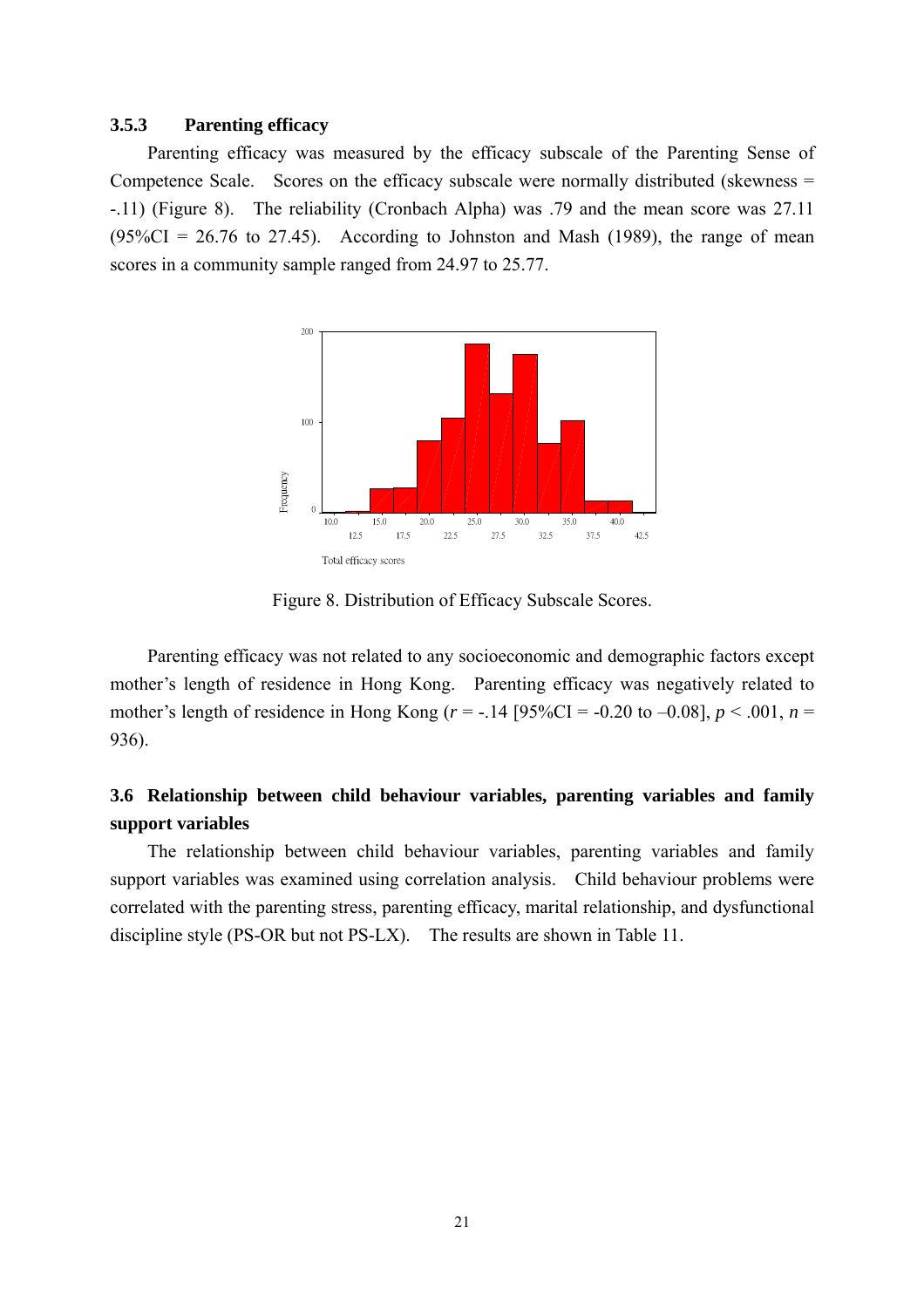### 3.5.3 Parenting efficacy

Parenting efficacy was measured by the efficacy subscale of the Parenting Sense of Competence Scale. Scores on the efficacy subscale were normally distributed (skewness = -.11) (Figure 8). The reliability (Cronbach Alpha) was .79 and the mean score was 27.11 (95%CI = 26.76 to 27.45). According to Johnston and Mash (1989), the range of mean scores in a community sample ranged from 24.97 to 25.77.

Figure 8. Distribution of Efficacy Subscale Scores.

Parenting efficacy was not related to any socioeconomic and demographic factors except mother's length of residence in Hong Kong. Parenting efficacy was negatively related to mother's length of residence in Hong Kong ($r$ = -.14 [95%CI = -0.20 to –0.08], $p < .001$, $n$ = 936).

## 3.6 Relationship between child behaviour variables, parenting variables and family support variables

The relationship between child behaviour variables, parenting variables and family support variables was examined using correlation analysis. Child behaviour problems were correlated with the parenting stress, parenting efficacy, marital relationship, and dysfunctional discipline style (PS-OR but not PS-LX). The results are shown in Table 11.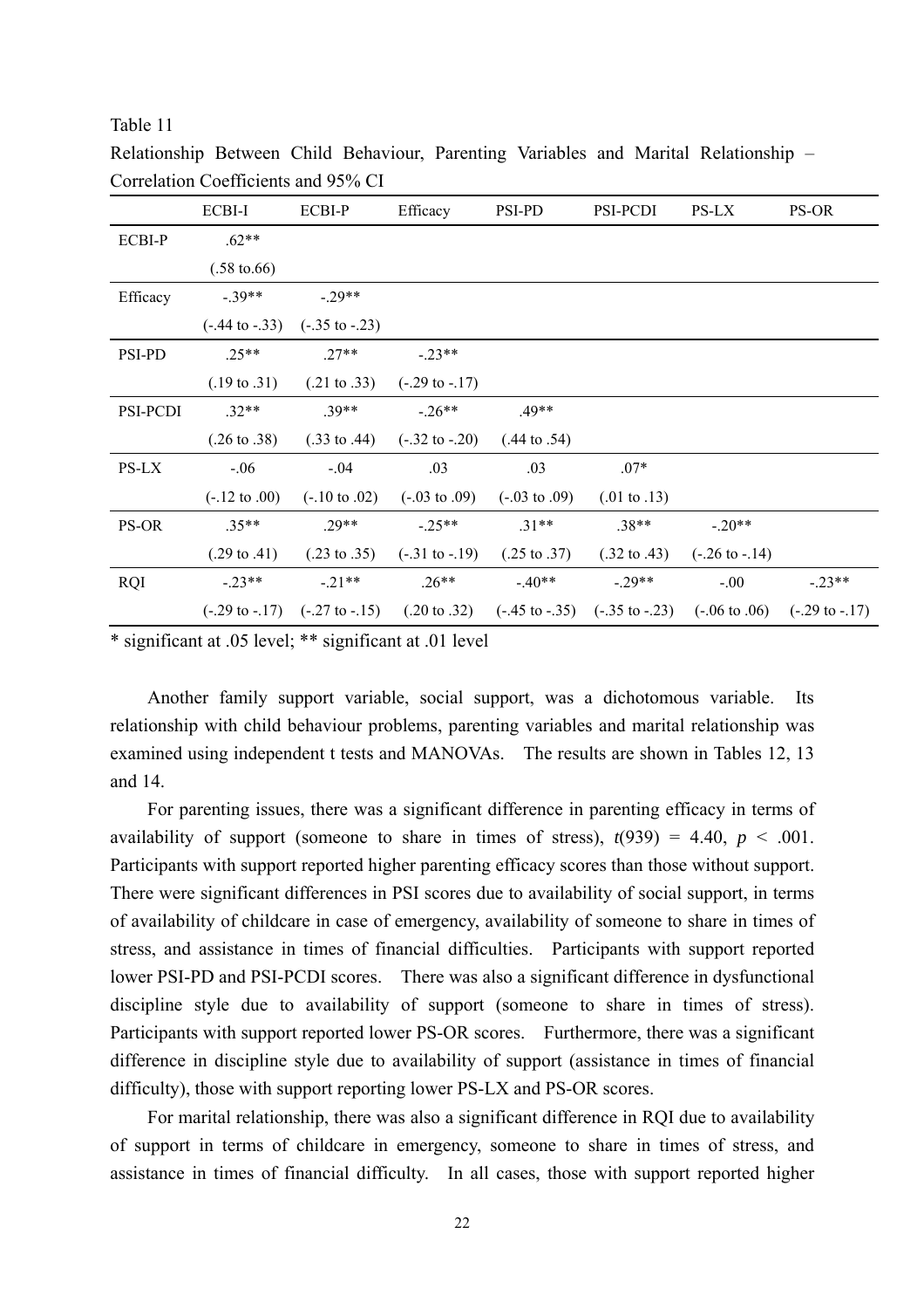Table 11

Relationship Between Child Behaviour, Parenting Variables and Marital Relationship – Correlation Coefficients and 95% CI

| | ECBI-I | ECBI-P | Efficacy | PSI-PD | PSI-PCDI | PS-LX | PS-OR |
|---|---|---|---|---|---|---|---|
| ECBI-P | .62** | | | | | | |
| | (.58 to.66) | | | | | | |
| Efficacy | -.39** | -.29** | | | | | |
| | (-.44 to -.33) | (-.35 to -.23) | | | | | |
| PSI-PD | .25** | .27** | -.23** | | | | |
| | (.19 to .31) | (.21 to .33) | (-.29 to -.17) | | | | |
| PSI-PCDI | .32** | .39** | -.26** | .49** | | | |
| | (.26 to .38) | (.33 to .44) | (-.32 to -.20) | (.44 to .54) | | | |
| PS-LX | -.06 | -.04 | .03 | .03 | .07* | | |
| | (-.12 to .00) | (-.10 to .02) | (-.03 to .09) | (-.03 to .09) | (.01 to .13) | | |
| PS-OR | .35** | .29** | -.25** | .31** | .38** | -.20** | |
| | (.29 to .41) | (.23 to .35) | (-.31 to -.19) | (.25 to .37) | (.32 to .43) | (-.26 to -.14) | |
| RQI | -.23** | -.21** | .26** | -.40** | -.29** | -.00 | -.23** |
| | (-.29 to -.17) | (-.27 to -.15) | (.20 to .32) | (-.45 to -.35) | (-.35 to -.23) | (-.06 to .06) | (-.29 to -.17) |

\* significant at .05 level; ** significant at .01 level

Another family support variable, social support, was a dichotomous variable. Its relationship with child behaviour problems, parenting variables and marital relationship was examined using independent t tests and MANOVAs. The results are shown in Tables 12, 13 and 14.

For parenting issues, there was a significant difference in parenting efficacy in terms of availability of support (someone to share in times of stress), $t(939) = 4.40$, $p < .001$. Participants with support reported higher parenting efficacy scores than those without support. There were significant differences in PSI scores due to availability of social support, in terms of availability of childcare in case of emergency, availability of someone to share in times of stress, and assistance in times of financial difficulties. Participants with support reported lower PSI-PD and PSI-PCDI scores. There was also a significant difference in dysfunctional discipline style due to availability of support (someone to share in times of stress). Participants with support reported lower PS-OR scores. Furthermore, there was a significant difference in discipline style due to availability of support (assistance in times of financial difficulty), those with support reporting lower PS-LX and PS-OR scores.

For marital relationship, there was also a significant difference in RQI due to availability of support in terms of childcare in emergency, someone to share in times of stress, and assistance in times of financial difficulty. In all cases, those with support reported higher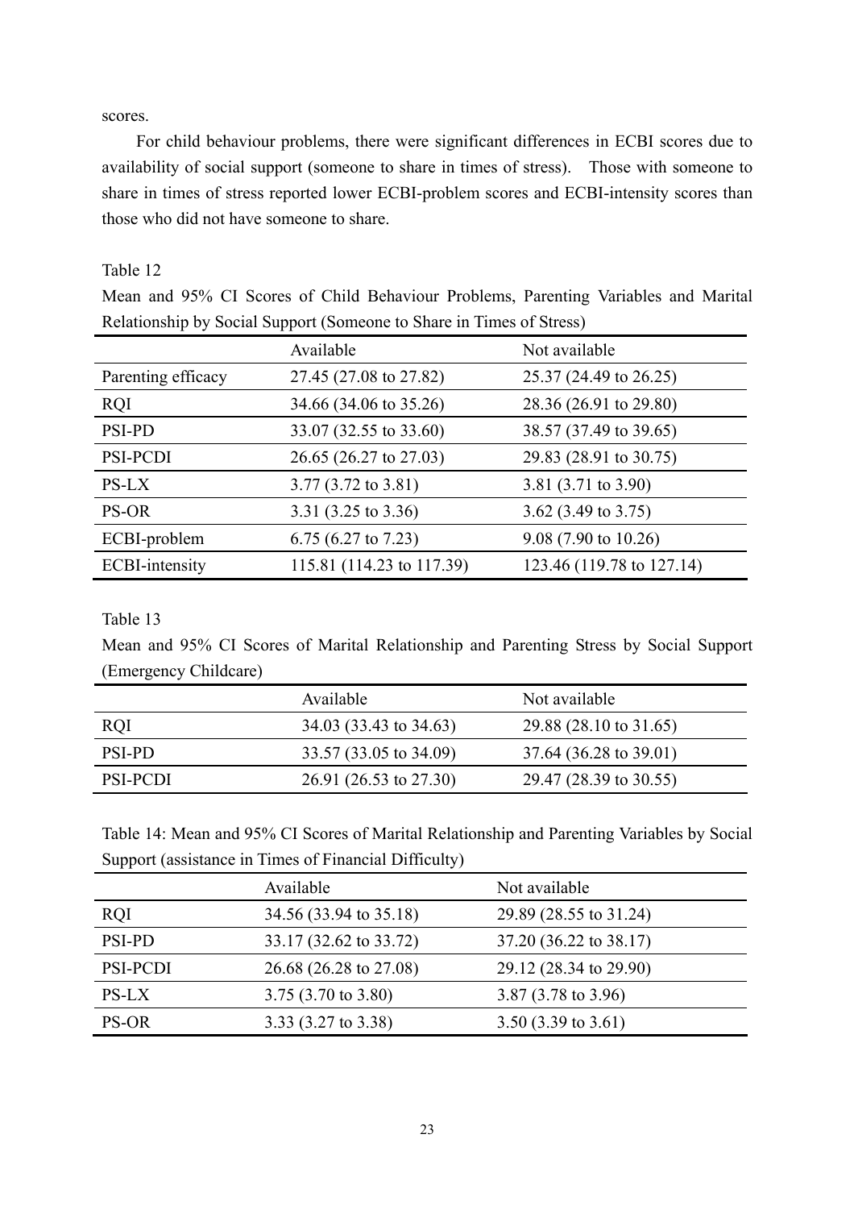scores.

For child behaviour problems, there were significant differences in ECBI scores due to availability of social support (someone to share in times of stress). Those with someone to share in times of stress reported lower ECBI-problem scores and ECBI-intensity scores than those who did not have someone to share.

Table 12

Mean and 95% CI Scores of Child Behaviour Problems, Parenting Variables and Marital Relationship by Social Support (Someone to Share in Times of Stress)

| | Available | Not available |
|---|---|---|
| Parenting efficacy | 27.45 (27.08 to 27.82) | 25.37 (24.49 to 26.25) |
| RQI | 34.66 (34.06 to 35.26) | 28.36 (26.91 to 29.80) |
| PSI-PD | 33.07 (32.55 to 33.60) | 38.57 (37.49 to 39.65) |
| PSI-PCDI | 26.65 (26.27 to 27.03) | 29.83 (28.91 to 30.75) |
| PS-LX | 3.77 (3.72 to 3.81) | 3.81 (3.71 to 3.90) |
| PS-OR | 3.31 (3.25 to 3.36) | 3.62 (3.49 to 3.75) |
| ECBI-problem | 6.75 (6.27 to 7.23) | 9.08 (7.90 to 10.26) |
| ECBI-intensity | 115.81 (114.23 to 117.39) | 123.46 (119.78 to 127.14) |

Table 13

Mean and 95% CI Scores of Marital Relationship and Parenting Stress by Social Support (Emergency Childcare)

| | Available | Not available |
|---|---|---|
| RQI | 34.03 (33.43 to 34.63) | 29.88 (28.10 to 31.65) |
| PSI-PD | 33.57 (33.05 to 34.09) | 37.64 (36.28 to 39.01) |
| PSI-PCDI | 26.91 (26.53 to 27.30) | 29.47 (28.39 to 30.55) |

Table 14: Mean and 95% CI Scores of Marital Relationship and Parenting Variables by Social Support (assistance in Times of Financial Difficulty)

| | Available | Not available |
|---|---|---|
| RQI | 34.56 (33.94 to 35.18) | 29.89 (28.55 to 31.24) |
| PSI-PD | 33.17 (32.62 to 33.72) | 37.20 (36.22 to 38.17) |
| PSI-PCDI | 26.68 (26.28 to 27.08) | 29.12 (28.34 to 29.90) |
| PS-LX | 3.75 (3.70 to 3.80) | 3.87 (3.78 to 3.96) |
| PS-OR | 3.33 (3.27 to 3.38) | 3.50 (3.39 to 3.61) |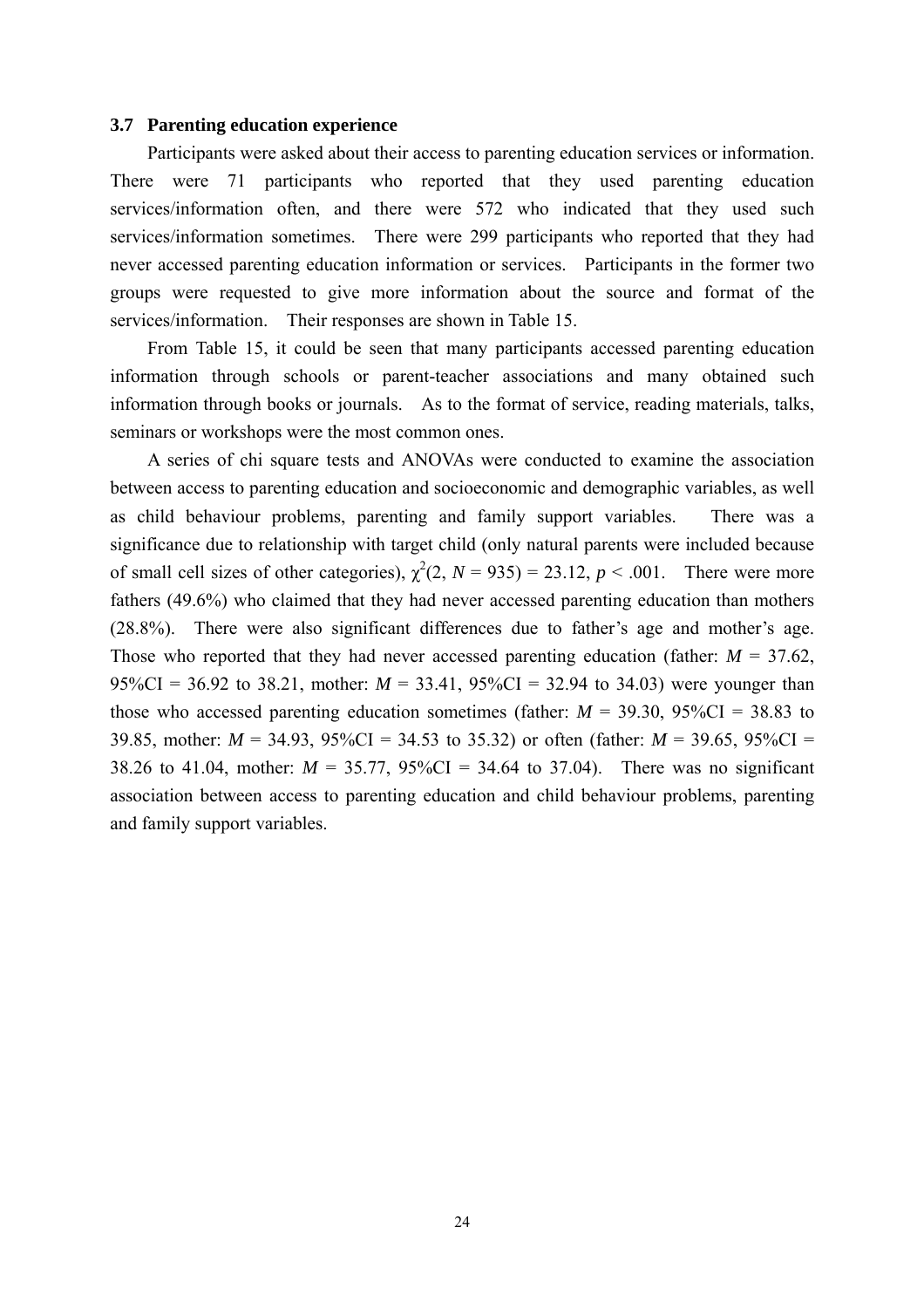### 3.7 Parenting education experience

Participants were asked about their access to parenting education services or information. There were 71 participants who reported that they used parenting education services/information often, and there were 572 who indicated that they used such services/information sometimes. There were 299 participants who reported that they had never accessed parenting education information or services. Participants in the former two groups were requested to give more information about the source and format of the services/information. Their responses are shown in Table 15.

From Table 15, it could be seen that many participants accessed parenting education information through schools or parent-teacher associations and many obtained such information through books or journals. As to the format of service, reading materials, talks, seminars or workshops were the most common ones.

A series of chi square tests and ANOVAs were conducted to examine the association between access to parenting education and socioeconomic and demographic variables, as well as child behaviour problems, parenting and family support variables. There was a significance due to relationship with target child (only natural parents were included because of small cell sizes of other categories), $\chi^2(2, N = 935) = 23.12, p < .001$. There were more fathers (49.6%) who claimed that they had never accessed parenting education than mothers (28.8%). There were also significant differences due to father's age and mother's age. Those who reported that they had never accessed parenting education (father: $M = 37.62$, 95%CI = 36.92 to 38.21, mother: $M = 33.41$, 95%CI = 32.94 to 34.03) were younger than those who accessed parenting education sometimes (father: $M = 39.30$, 95%CI = 38.83 to 39.85, mother: $M = 34.93$, 95%CI = 34.53 to 35.32) or often (father: $M = 39.65$, 95%CI = 38.26 to 41.04, mother: $M = 35.77$, 95%CI = 34.64 to 37.04). There was no significant association between access to parenting education and child behaviour problems, parenting and family support variables.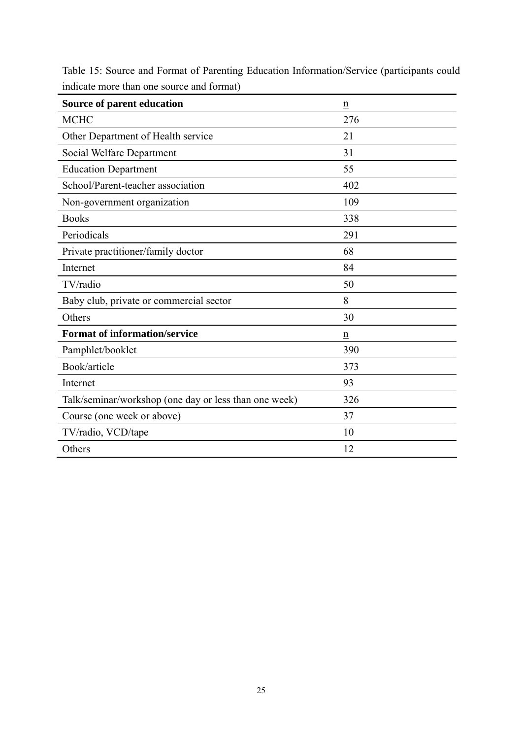Table 15: Source and Format of Parenting Education Information/Service (participants could indicate more than one source and format)

| **Source of parent education** | n |
|---|---|
| MCHC | 276 |
| Other Department of Health service | 21 |
| Social Welfare Department | 31 |
| Education Department | 55 |
| School/Parent-teacher association | 402 |
| Non-government organization | 109 |
| Books | 338 |
| Periodicals | 291 |
| Private practitioner/family doctor | 68 |
| Internet | 84 |
| TV/radio | 50 |
| Baby club, private or commercial sector | 8 |
| Others | 30 |
| **Format of information/service** | n |
| Pamphlet/booklet | 390 |
| Book/article | 373 |
| Internet | 93 |
| Talk/seminar/workshop (one day or less than one week) | 326 |
| Course (one week or above) | 37 |
| TV/radio, VCD/tape | 10 |
| Others | 12 |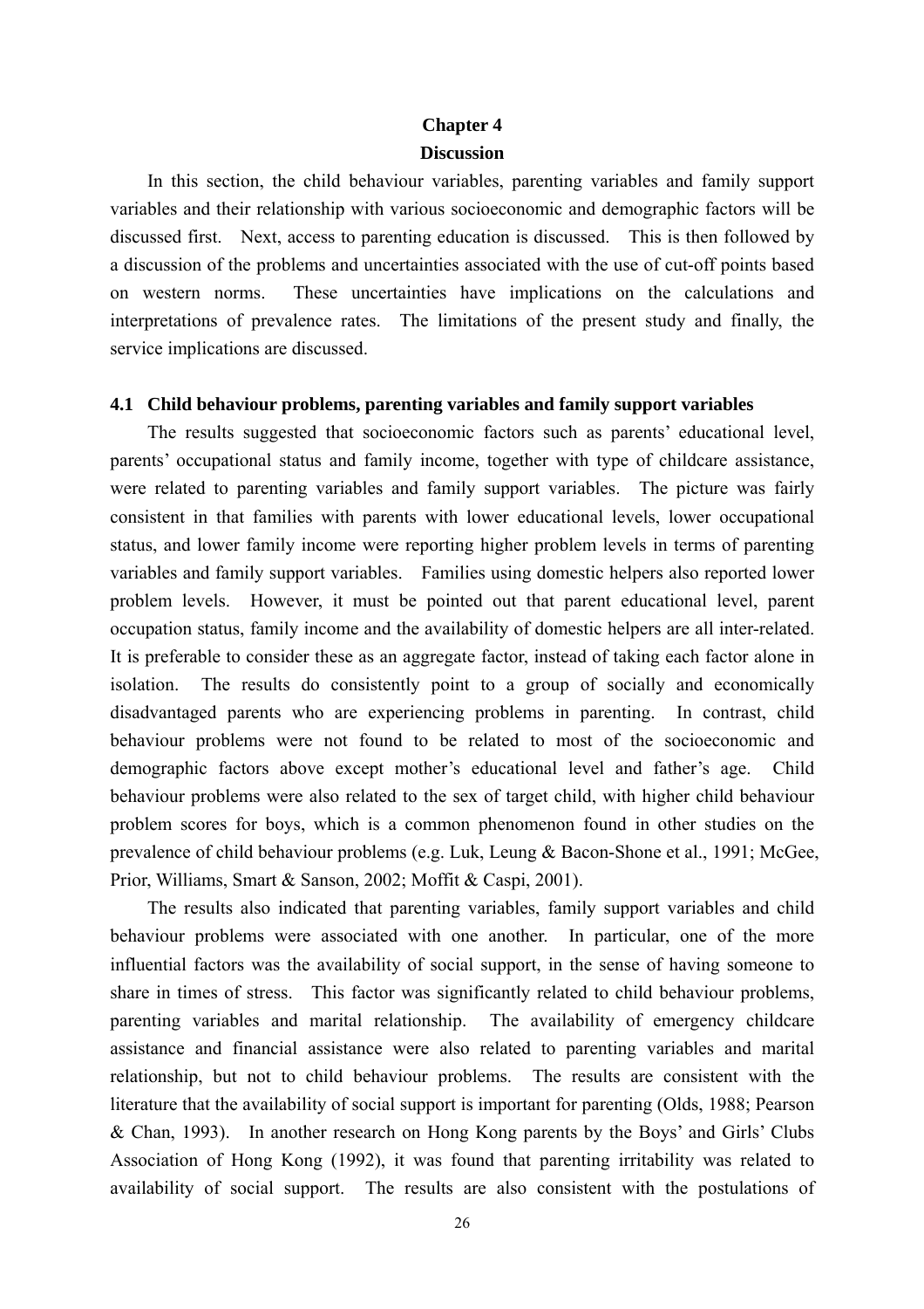# Chapter 4

# Discussion

In this section, the child behaviour variables, parenting variables and family support variables and their relationship with various socioeconomic and demographic factors will be discussed first. Next, access to parenting education is discussed. This is then followed by a discussion of the problems and uncertainties associated with the use of cut-off points based on western norms. These uncertainties have implications on the calculations and interpretations of prevalence rates. The limitations of the present study and finally, the service implications are discussed.

## 4.1 Child behaviour problems, parenting variables and family support variables

The results suggested that socioeconomic factors such as parents' educational level, parents' occupational status and family income, together with type of childcare assistance, were related to parenting variables and family support variables. The picture was fairly consistent in that families with parents with lower educational levels, lower occupational status, and lower family income were reporting higher problem levels in terms of parenting variables and family support variables. Families using domestic helpers also reported lower problem levels. However, it must be pointed out that parent educational level, parent occupation status, family income and the availability of domestic helpers are all inter-related. It is preferable to consider these as an aggregate factor, instead of taking each factor alone in isolation. The results do consistently point to a group of socially and economically disadvantaged parents who are experiencing problems in parenting. In contrast, child behaviour problems were not found to be related to most of the socioeconomic and demographic factors above except mother's educational level and father's age. Child behaviour problems were also related to the sex of target child, with higher child behaviour problem scores for boys, which is a common phenomenon found in other studies on the prevalence of child behaviour problems (e.g. Luk, Leung & Bacon-Shone et al., 1991; McGee, Prior, Williams, Smart & Sanson, 2002; Moffit & Caspi, 2001).

The results also indicated that parenting variables, family support variables and child behaviour problems were associated with one another. In particular, one of the more influential factors was the availability of social support, in the sense of having someone to share in times of stress. This factor was significantly related to child behaviour problems, parenting variables and marital relationship. The availability of emergency childcare assistance and financial assistance were also related to parenting variables and marital relationship, but not to child behaviour problems. The results are consistent with the literature that the availability of social support is important for parenting (Olds, 1988; Pearson & Chan, 1993). In another research on Hong Kong parents by the Boys' and Girls' Clubs Association of Hong Kong (1992), it was found that parenting irritability was related to availability of social support. The results are also consistent with the postulations of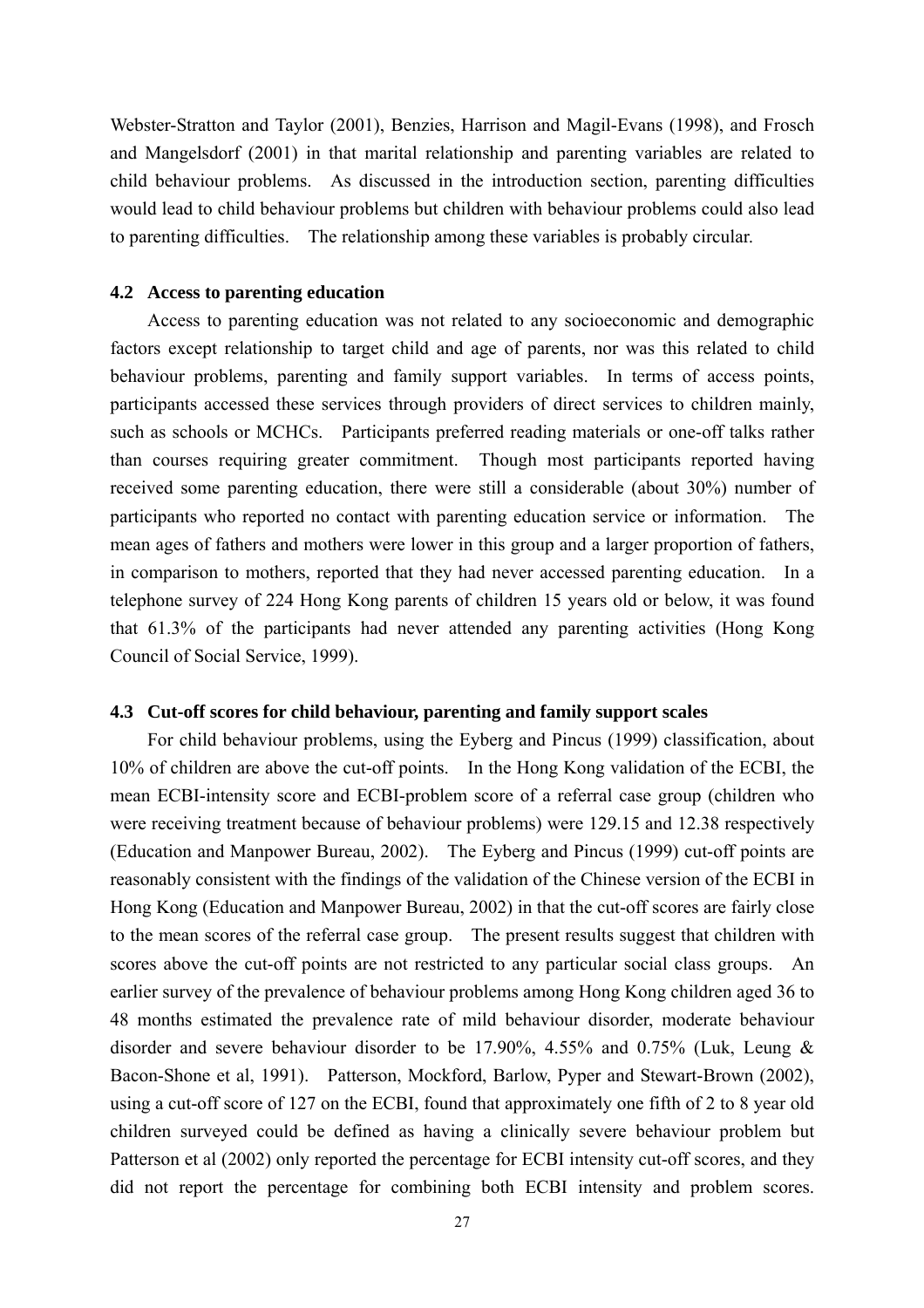Webster-Stratton and Taylor (2001), Benzies, Harrison and Magil-Evans (1998), and Frosch and Mangelsdorf (2001) in that marital relationship and parenting variables are related to child behaviour problems. As discussed in the introduction section, parenting difficulties would lead to child behaviour problems but children with behaviour problems could also lead to parenting difficulties. The relationship among these variables is probably circular.

### 4.2 Access to parenting education

Access to parenting education was not related to any socioeconomic and demographic factors except relationship to target child and age of parents, nor was this related to child behaviour problems, parenting and family support variables. In terms of access points, participants accessed these services through providers of direct services to children mainly, such as schools or MCHCs. Participants preferred reading materials or one-off talks rather than courses requiring greater commitment. Though most participants reported having received some parenting education, there were still a considerable (about 30%) number of participants who reported no contact with parenting education service or information. The mean ages of fathers and mothers were lower in this group and a larger proportion of fathers, in comparison to mothers, reported that they had never accessed parenting education. In a telephone survey of 224 Hong Kong parents of children 15 years old or below, it was found that 61.3% of the participants had never attended any parenting activities (Hong Kong Council of Social Service, 1999).

### 4.3 Cut-off scores for child behaviour, parenting and family support scales

For child behaviour problems, using the Eyberg and Pincus (1999) classification, about 10% of children are above the cut-off points. In the Hong Kong validation of the ECBI, the mean ECBI-intensity score and ECBI-problem score of a referral case group (children who were receiving treatment because of behaviour problems) were 129.15 and 12.38 respectively (Education and Manpower Bureau, 2002). The Eyberg and Pincus (1999) cut-off points are reasonably consistent with the findings of the validation of the Chinese version of the ECBI in Hong Kong (Education and Manpower Bureau, 2002) in that the cut-off scores are fairly close to the mean scores of the referral case group. The present results suggest that children with scores above the cut-off points are not restricted to any particular social class groups. An earlier survey of the prevalence of behaviour problems among Hong Kong children aged 36 to 48 months estimated the prevalence rate of mild behaviour disorder, moderate behaviour disorder and severe behaviour disorder to be 17.90%, 4.55% and 0.75% (Luk, Leung & Bacon-Shone et al, 1991). Patterson, Mockford, Barlow, Pyper and Stewart-Brown (2002), using a cut-off score of 127 on the ECBI, found that approximately one fifth of 2 to 8 year old children surveyed could be defined as having a clinically severe behaviour problem but Patterson et al (2002) only reported the percentage for ECBI intensity cut-off scores, and they did not report the percentage for combining both ECBI intensity and problem scores.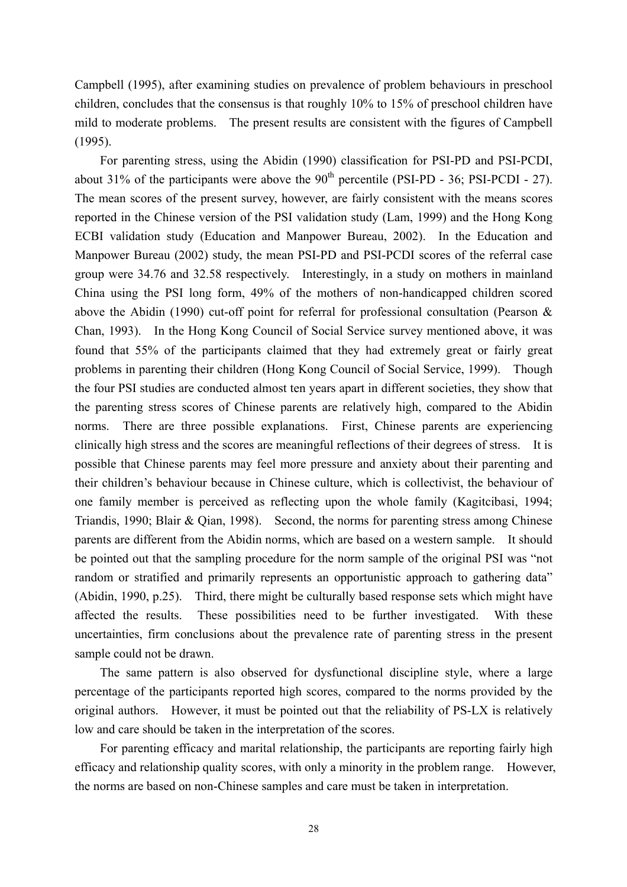Campbell (1995), after examining studies on prevalence of problem behaviours in preschool children, concludes that the consensus is that roughly 10% to 15% of preschool children have mild to moderate problems. The present results are consistent with the figures of Campbell (1995).

For parenting stress, using the Abidin (1990) classification for PSI-PD and PSI-PCDI, about 31% of the participants were above the 90th percentile (PSI-PD - 36; PSI-PCDI - 27). The mean scores of the present survey, however, are fairly consistent with the means scores reported in the Chinese version of the PSI validation study (Lam, 1999) and the Hong Kong ECBI validation study (Education and Manpower Bureau, 2002). In the Education and Manpower Bureau (2002) study, the mean PSI-PD and PSI-PCDI scores of the referral case group were 34.76 and 32.58 respectively. Interestingly, in a study on mothers in mainland China using the PSI long form, 49% of the mothers of non-handicapped children scored above the Abidin (1990) cut-off point for referral for professional consultation (Pearson & Chan, 1993). In the Hong Kong Council of Social Service survey mentioned above, it was found that 55% of the participants claimed that they had extremely great or fairly great problems in parenting their children (Hong Kong Council of Social Service, 1999). Though the four PSI studies are conducted almost ten years apart in different societies, they show that the parenting stress scores of Chinese parents are relatively high, compared to the Abidin norms. There are three possible explanations. First, Chinese parents are experiencing clinically high stress and the scores are meaningful reflections of their degrees of stress. It is possible that Chinese parents may feel more pressure and anxiety about their parenting and their children's behaviour because in Chinese culture, which is collectivist, the behaviour of one family member is perceived as reflecting upon the whole family (Kagitcibasi, 1994; Triandis, 1990; Blair & Qian, 1998). Second, the norms for parenting stress among Chinese parents are different from the Abidin norms, which are based on a western sample. It should be pointed out that the sampling procedure for the norm sample of the original PSI was "not random or stratified and primarily represents an opportunistic approach to gathering data" (Abidin, 1990, p.25). Third, there might be culturally based response sets which might have affected the results. These possibilities need to be further investigated. With these uncertainties, firm conclusions about the prevalence rate of parenting stress in the present sample could not be drawn.

The same pattern is also observed for dysfunctional discipline style, where a large percentage of the participants reported high scores, compared to the norms provided by the original authors. However, it must be pointed out that the reliability of PS-LX is relatively low and care should be taken in the interpretation of the scores.

For parenting efficacy and marital relationship, the participants are reporting fairly high efficacy and relationship quality scores, with only a minority in the problem range. However, the norms are based on non-Chinese samples and care must be taken in interpretation.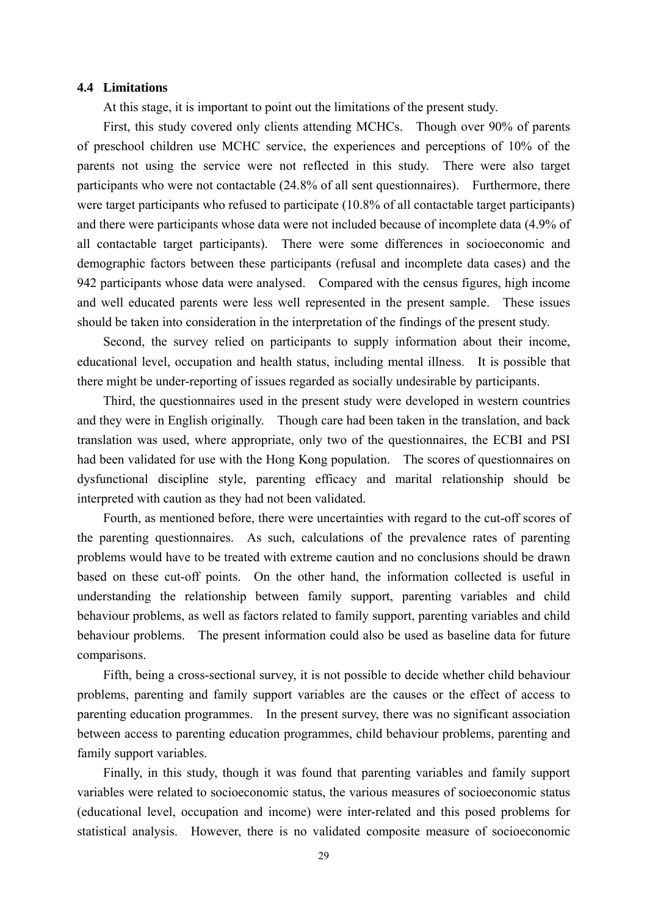### 4.4 Limitations

At this stage, it is important to point out the limitations of the present study.

First, this study covered only clients attending MCHCs. Though over 90% of parents of preschool children use MCHC service, the experiences and perceptions of 10% of the parents not using the service were not reflected in this study. There were also target participants who were not contactable (24.8% of all sent questionnaires). Furthermore, there were target participants who refused to participate (10.8% of all contactable target participants) and there were participants whose data were not included because of incomplete data (4.9% of all contactable target participants). There were some differences in socioeconomic and demographic factors between these participants (refusal and incomplete data cases) and the 942 participants whose data were analysed. Compared with the census figures, high income and well educated parents were less well represented in the present sample. These issues should be taken into consideration in the interpretation of the findings of the present study.

Second, the survey relied on participants to supply information about their income, educational level, occupation and health status, including mental illness. It is possible that there might be under-reporting of issues regarded as socially undesirable by participants.

Third, the questionnaires used in the present study were developed in western countries and they were in English originally. Though care had been taken in the translation, and back translation was used, where appropriate, only two of the questionnaires, the ECBI and PSI had been validated for use with the Hong Kong population. The scores of questionnaires on dysfunctional discipline style, parenting efficacy and marital relationship should be interpreted with caution as they had not been validated.

Fourth, as mentioned before, there were uncertainties with regard to the cut-off scores of the parenting questionnaires. As such, calculations of the prevalence rates of parenting problems would have to be treated with extreme caution and no conclusions should be drawn based on these cut-off points. On the other hand, the information collected is useful in understanding the relationship between family support, parenting variables and child behaviour problems, as well as factors related to family support, parenting variables and child behaviour problems. The present information could also be used as baseline data for future comparisons.

Fifth, being a cross-sectional survey, it is not possible to decide whether child behaviour problems, parenting and family support variables are the causes or the effect of access to parenting education programmes. In the present survey, there was no significant association between access to parenting education programmes, child behaviour problems, parenting and family support variables.

Finally, in this study, though it was found that parenting variables and family support variables were related to socioeconomic status, the various measures of socioeconomic status (educational level, occupation and income) were inter-related and this posed problems for statistical analysis. However, there is no validated composite measure of socioeconomic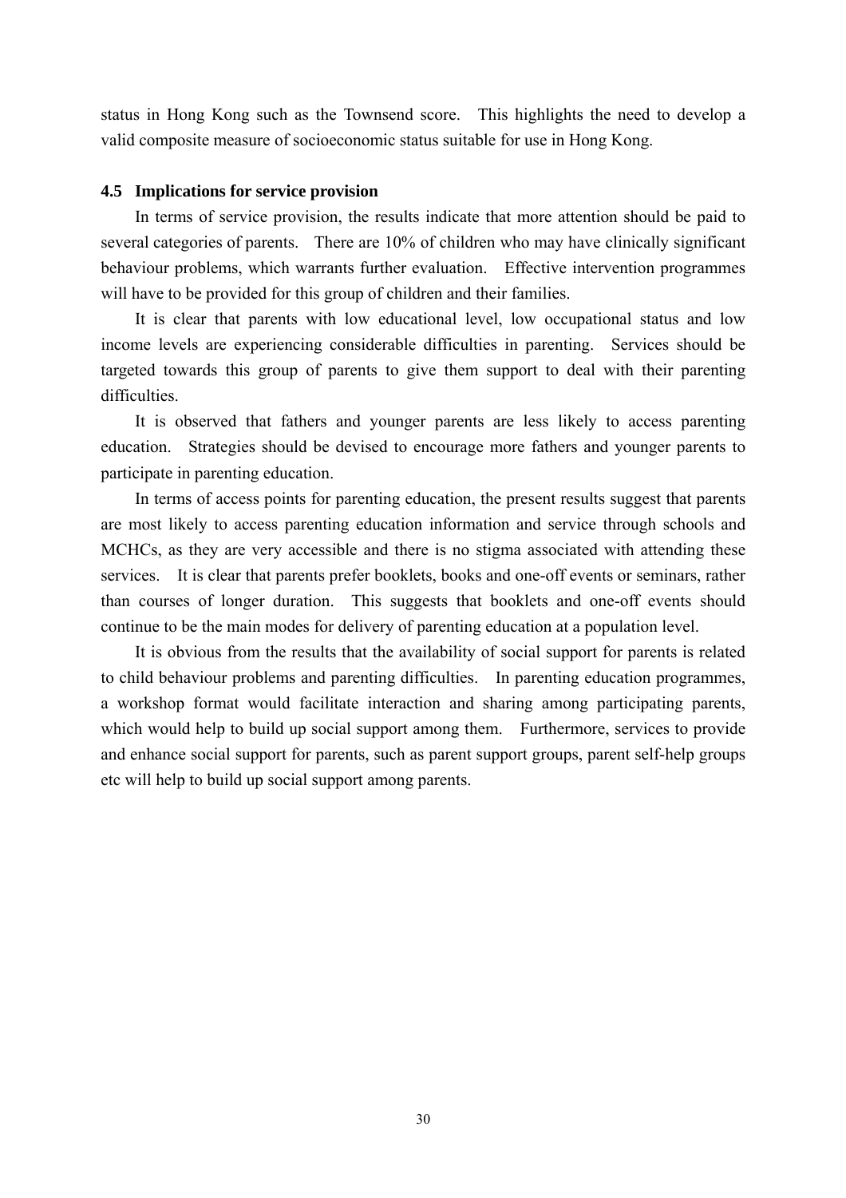status in Hong Kong such as the Townsend score. This highlights the need to develop a valid composite measure of socioeconomic status suitable for use in Hong Kong.

### 4.5 Implications for service provision

In terms of service provision, the results indicate that more attention should be paid to several categories of parents. There are 10% of children who may have clinically significant behaviour problems, which warrants further evaluation. Effective intervention programmes will have to be provided for this group of children and their families.

It is clear that parents with low educational level, low occupational status and low income levels are experiencing considerable difficulties in parenting. Services should be targeted towards this group of parents to give them support to deal with their parenting difficulties.

It is observed that fathers and younger parents are less likely to access parenting education. Strategies should be devised to encourage more fathers and younger parents to participate in parenting education.

In terms of access points for parenting education, the present results suggest that parents are most likely to access parenting education information and service through schools and MCHCs, as they are very accessible and there is no stigma associated with attending these services. It is clear that parents prefer booklets, books and one-off events or seminars, rather than courses of longer duration. This suggests that booklets and one-off events should continue to be the main modes for delivery of parenting education at a population level.

It is obvious from the results that the availability of social support for parents is related to child behaviour problems and parenting difficulties. In parenting education programmes, a workshop format would facilitate interaction and sharing among participating parents, which would help to build up social support among them. Furthermore, services to provide and enhance social support for parents, such as parent support groups, parent self-help groups etc will help to build up social support among parents.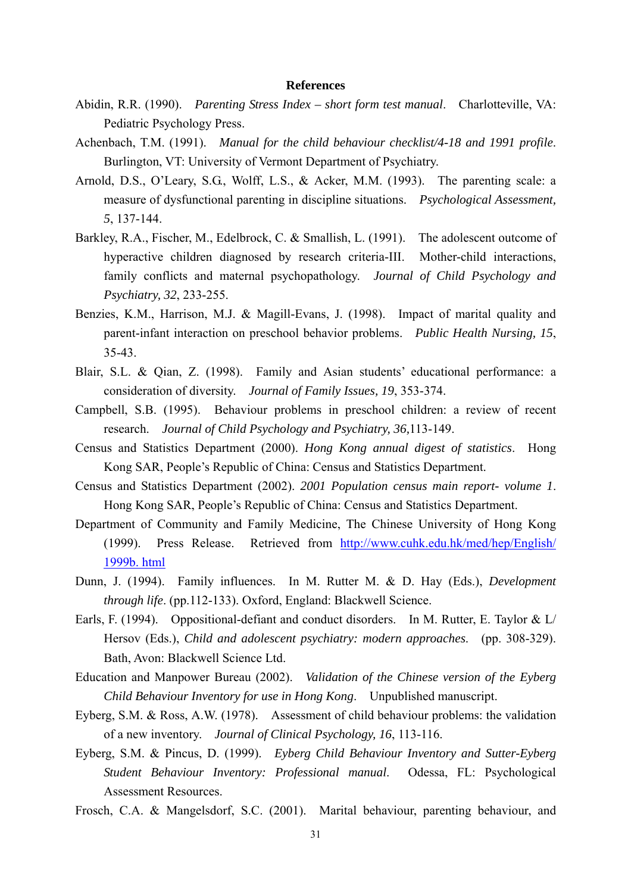## References

Abidin, R.R. (1990). *Parenting Stress Index – short form test manual*. Charlotteville, VA: Pediatric Psychology Press.

Achenbach, T.M. (1991). *Manual for the child behaviour checklist/4-18 and 1991 profile*. Burlington, VT: University of Vermont Department of Psychiatry.

Arnold, D.S., O'Leary, S.G., Wolff, L.S., & Acker, M.M. (1993). The parenting scale: a measure of dysfunctional parenting in discipline situations. *Psychological Assessment, 5*, 137-144.

Barkley, R.A., Fischer, M., Edelbrock, C. & Smallish, L. (1991). The adolescent outcome of hyperactive children diagnosed by research criteria-III. Mother-child interactions, family conflicts and maternal psychopathology. *Journal of Child Psychology and Psychiatry, 32*, 233-255.

Benzies, K.M., Harrison, M.J. & Magill-Evans, J. (1998). Impact of marital quality and parent-infant interaction on preschool behavior problems. *Public Health Nursing, 15*, 35-43.

Blair, S.L. & Qian, Z. (1998). Family and Asian students' educational performance: a consideration of diversity. *Journal of Family Issues, 19*, 353-374.

Campbell, S.B. (1995). Behaviour problems in preschool children: a review of recent research. *Journal of Child Psychology and Psychiatry, 36*,113-149.

Census and Statistics Department (2000). *Hong Kong annual digest of statistics*. Hong Kong SAR, People's Republic of China: Census and Statistics Department.

Census and Statistics Department (2002). *2001 Population census main report- volume 1*. Hong Kong SAR, People's Republic of China: Census and Statistics Department.

Department of Community and Family Medicine, The Chinese University of Hong Kong (1999). Press Release. Retrieved from http://www.cuhk.edu.hk/med/hep/English/1999b. html

Dunn, J. (1994). Family influences. In M. Rutter M. & D. Hay (Eds.), *Development through life*. (pp.112-133). Oxford, England: Blackwell Science.

Earls, F. (1994). Oppositional-defiant and conduct disorders. In M. Rutter, E. Taylor & L/ Hersov (Eds.), *Child and adolescent psychiatry: modern approaches*. (pp. 308-329). Bath, Avon: Blackwell Science Ltd.

Education and Manpower Bureau (2002). *Validation of the Chinese version of the Eyberg Child Behaviour Inventory for use in Hong Kong*. Unpublished manuscript.

Eyberg, S.M. & Ross, A.W. (1978). Assessment of child behaviour problems: the validation of a new inventory. *Journal of Clinical Psychology, 16*, 113-116.

Eyberg, S.M. & Pincus, D. (1999). *Eyberg Child Behaviour Inventory and Sutter-Eyberg Student Behaviour Inventory: Professional manual*. Odessa, FL: Psychological Assessment Resources.

Frosch, C.A. & Mangelsdorf, S.C. (2001). Marital behaviour, parenting behaviour, and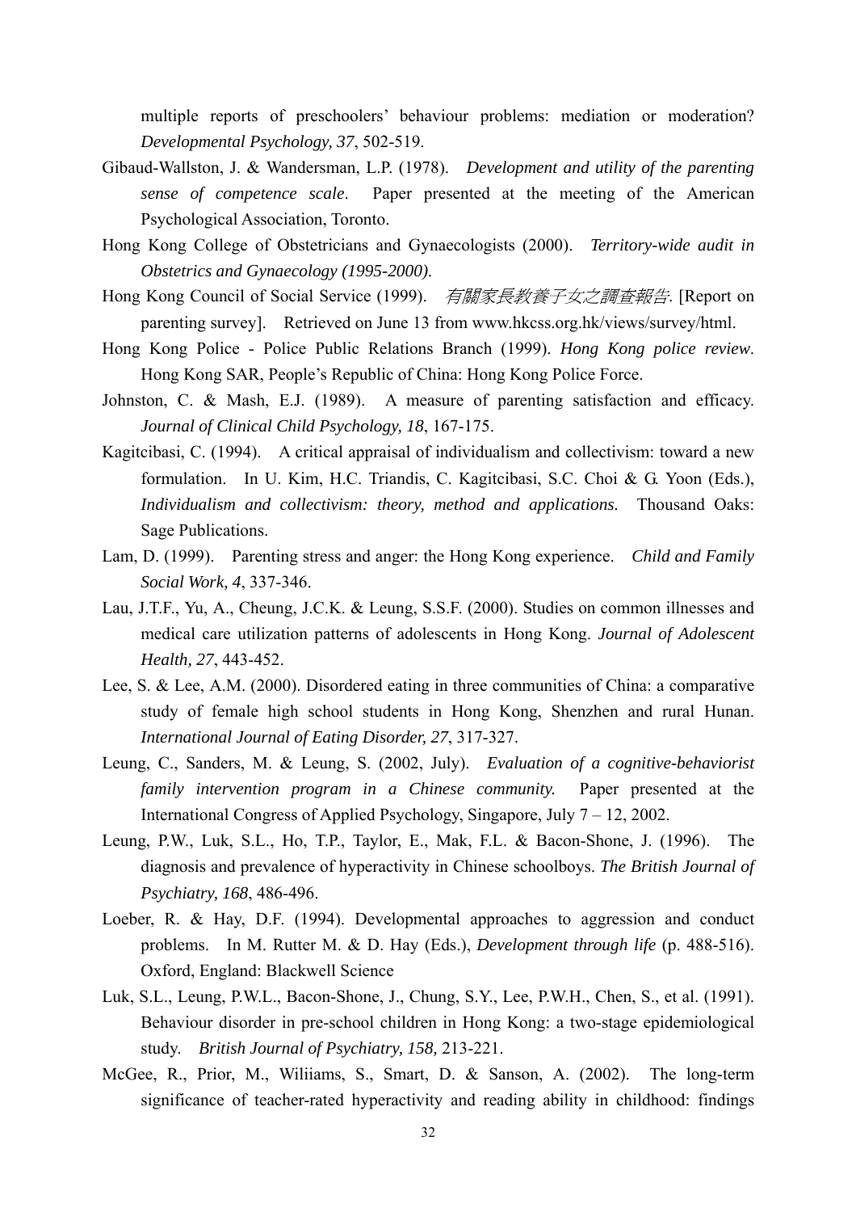multiple reports of preschoolers' behaviour problems: mediation or moderation? *Developmental Psychology, 37*, 502-519.

Gibaud-Wallston, J. & Wandersman, L.P. (1978). *Development and utility of the parenting sense of competence scale*. Paper presented at the meeting of the American Psychological Association, Toronto.

Hong Kong College of Obstetricians and Gynaecologists (2000). *Territory-wide audit in Obstetrics and Gynaecology (1995-2000).*

Hong Kong Council of Social Service (1999). *有關家長教養子女之調查報告*. [Report on parenting survey]. Retrieved on June 13 from www.hkcss.org.hk/views/survey/html.

Hong Kong Police - Police Public Relations Branch (1999). *Hong Kong police review*. Hong Kong SAR, People's Republic of China: Hong Kong Police Force.

Johnston, C. & Mash, E.J. (1989). A measure of parenting satisfaction and efficacy. *Journal of Clinical Child Psychology, 18*, 167-175.

Kagitcibasi, C. (1994). A critical appraisal of individualism and collectivism: toward a new formulation. In U. Kim, H.C. Triandis, C. Kagitcibasi, S.C. Choi & G. Yoon (Eds.), *Individualism and collectivism: theory, method and applications.* Thousand Oaks: Sage Publications.

Lam, D. (1999). Parenting stress and anger: the Hong Kong experience. *Child and Family Social Work, 4*, 337-346.

Lau, J.T.F., Yu, A., Cheung, J.C.K. & Leung, S.S.F. (2000). Studies on common illnesses and medical care utilization patterns of adolescents in Hong Kong. *Journal of Adolescent Health, 27*, 443-452.

Lee, S. & Lee, A.M. (2000). Disordered eating in three communities of China: a comparative study of female high school students in Hong Kong, Shenzhen and rural Hunan. *International Journal of Eating Disorder, 27*, 317-327.

Leung, C., Sanders, M. & Leung, S. (2002, July). *Evaluation of a cognitive-behaviorist family intervention program in a Chinese community.* Paper presented at the International Congress of Applied Psychology, Singapore, July 7 – 12, 2002.

Leung, P.W., Luk, S.L., Ho, T.P., Taylor, E., Mak, F.L. & Bacon-Shone, J. (1996). The diagnosis and prevalence of hyperactivity in Chinese schoolboys. *The British Journal of Psychiatry, 168*, 486-496.

Loeber, R. & Hay, D.F. (1994). Developmental approaches to aggression and conduct problems. In M. Rutter M. & D. Hay (Eds.), *Development through life* (p. 488-516). Oxford, England: Blackwell Science

Luk, S.L., Leung, P.W.L., Bacon-Shone, J., Chung, S.Y., Lee, P.W.H., Chen, S., et al. (1991). Behaviour disorder in pre-school children in Hong Kong: a two-stage epidemiological study. *British Journal of Psychiatry, 158,* 213-221.

McGee, R., Prior, M., Wiliiams, S., Smart, D. & Sanson, A. (2002). The long-term significance of teacher-rated hyperactivity and reading ability in childhood: findings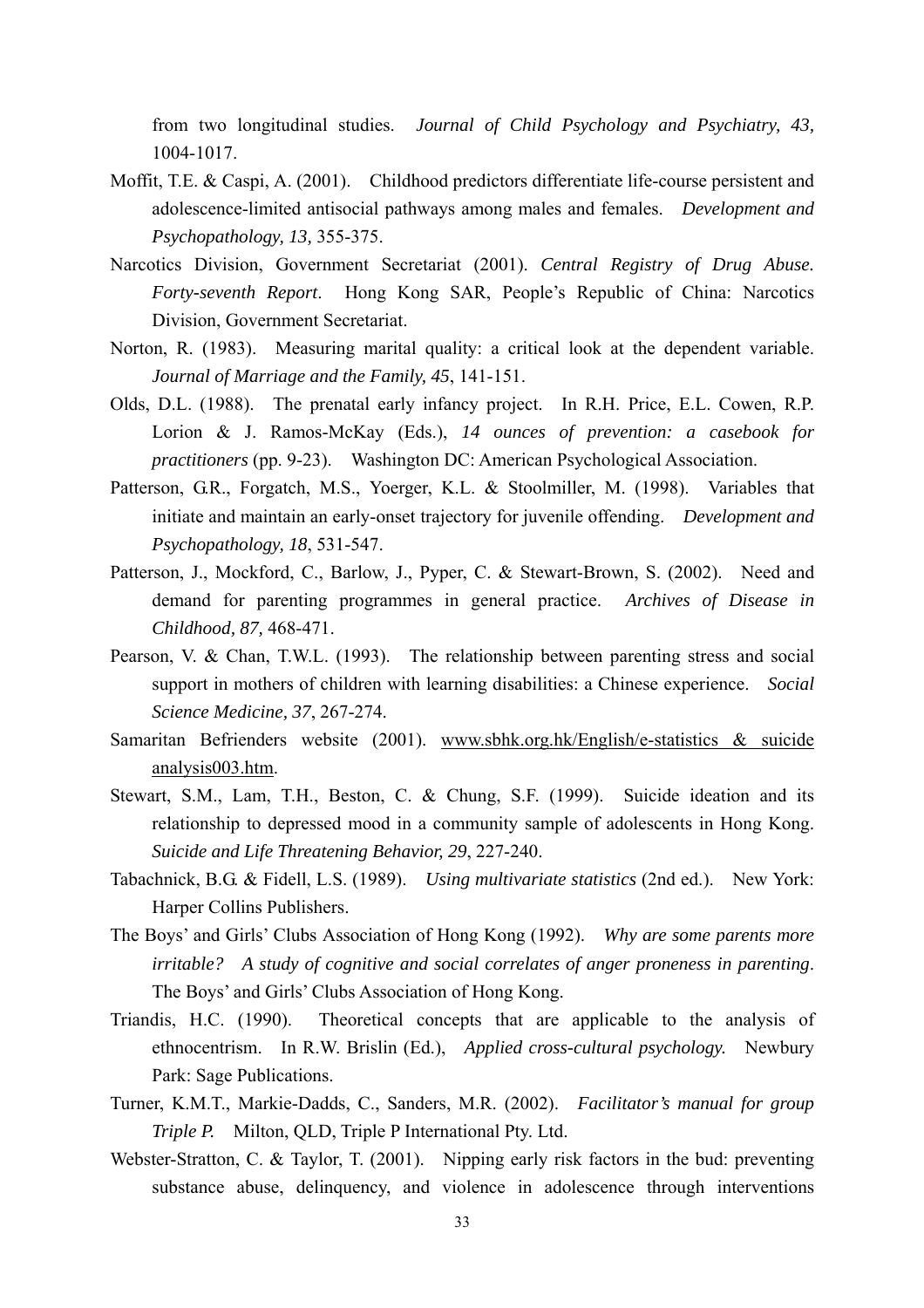from two longitudinal studies. *Journal of Child Psychology and Psychiatry, 43,* 1004-1017.

Moffit, T.E. & Caspi, A. (2001). Childhood predictors differentiate life-course persistent and adolescence-limited antisocial pathways among males and females. *Development and Psychopathology, 13,* 355-375.

Narcotics Division, Government Secretariat (2001). *Central Registry of Drug Abuse. Forty-seventh Report*. Hong Kong SAR, People's Republic of China: Narcotics Division, Government Secretariat.

Norton, R. (1983). Measuring marital quality: a critical look at the dependent variable. *Journal of Marriage and the Family, 45*, 141-151.

Olds, D.L. (1988). The prenatal early infancy project. In R.H. Price, E.L. Cowen, R.P. Lorion & J. Ramos-McKay (Eds.), *14 ounces of prevention: a casebook for practitioners* (pp. 9-23). Washington DC: American Psychological Association.

Patterson, G.R., Forgatch, M.S., Yoerger, K.L. & Stoolmiller, M. (1998). Variables that initiate and maintain an early-onset trajectory for juvenile offending. *Development and Psychopathology, 18*, 531-547.

Patterson, J., Mockford, C., Barlow, J., Pyper, C. & Stewart-Brown, S. (2002). Need and demand for parenting programmes in general practice. *Archives of Disease in Childhood, 87,* 468-471.

Pearson, V. & Chan, T.W.L. (1993). The relationship between parenting stress and social support in mothers of children with learning disabilities: a Chinese experience. *Social Science Medicine, 37*, 267-274.

Samaritan Befrienders website (2001). www.sbhk.org.hk/English/e-statistics & suicide analysis003.htm.

Stewart, S.M., Lam, T.H., Beston, C. & Chung, S.F. (1999). Suicide ideation and its relationship to depressed mood in a community sample of adolescents in Hong Kong. *Suicide and Life Threatening Behavior, 29*, 227-240.

Tabachnick, B.G. & Fidell, L.S. (1989). *Using multivariate statistics* (2nd ed.). New York: Harper Collins Publishers.

The Boys' and Girls' Clubs Association of Hong Kong (1992). *Why are some parents more irritable? A study of cognitive and social correlates of anger proneness in parenting*. The Boys' and Girls' Clubs Association of Hong Kong.

Triandis, H.C. (1990). Theoretical concepts that are applicable to the analysis of ethnocentrism. In R.W. Brislin (Ed.), *Applied cross-cultural psychology.* Newbury Park: Sage Publications.

Turner, K.M.T., Markie-Dadds, C., Sanders, M.R. (2002). *Facilitator's manual for group Triple P.* Milton, QLD, Triple P International Pty. Ltd.

Webster-Stratton, C. & Taylor, T. (2001). Nipping early risk factors in the bud: preventing substance abuse, delinquency, and violence in adolescence through interventions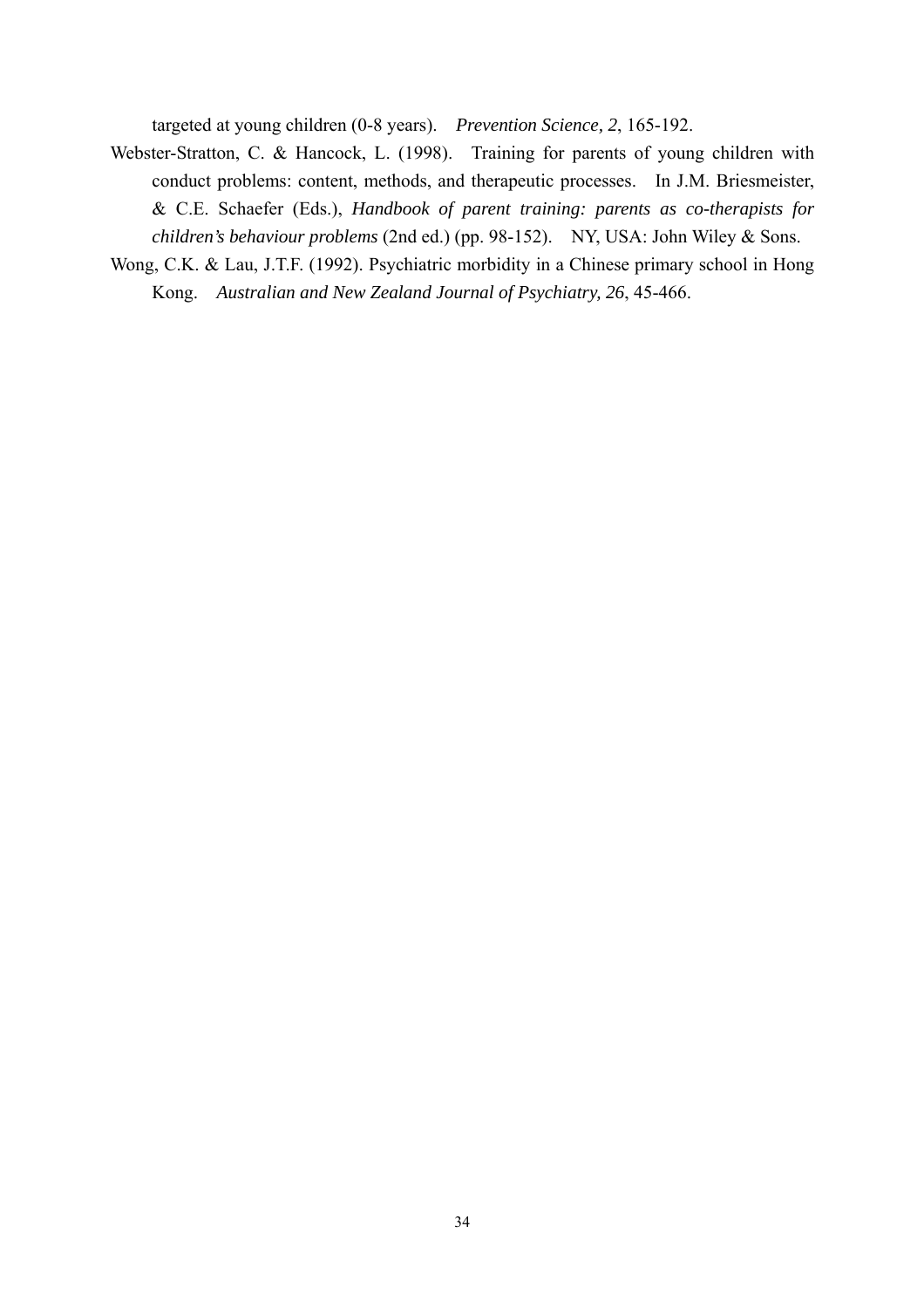targeted at young children (0-8 years). *Prevention Science, 2*, 165-192.

Webster-Stratton, C. & Hancock, L. (1998). Training for parents of young children with conduct problems: content, methods, and therapeutic processes. In J.M. Briesmeister, & C.E. Schaefer (Eds.), *Handbook of parent training: parents as co-therapists for children's behaviour problems* (2nd ed.) (pp. 98-152). NY, USA: John Wiley & Sons.

Wong, C.K. & Lau, J.T.F. (1992). Psychiatric morbidity in a Chinese primary school in Hong Kong. *Australian and New Zealand Journal of Psychiatry, 26*, 45-466.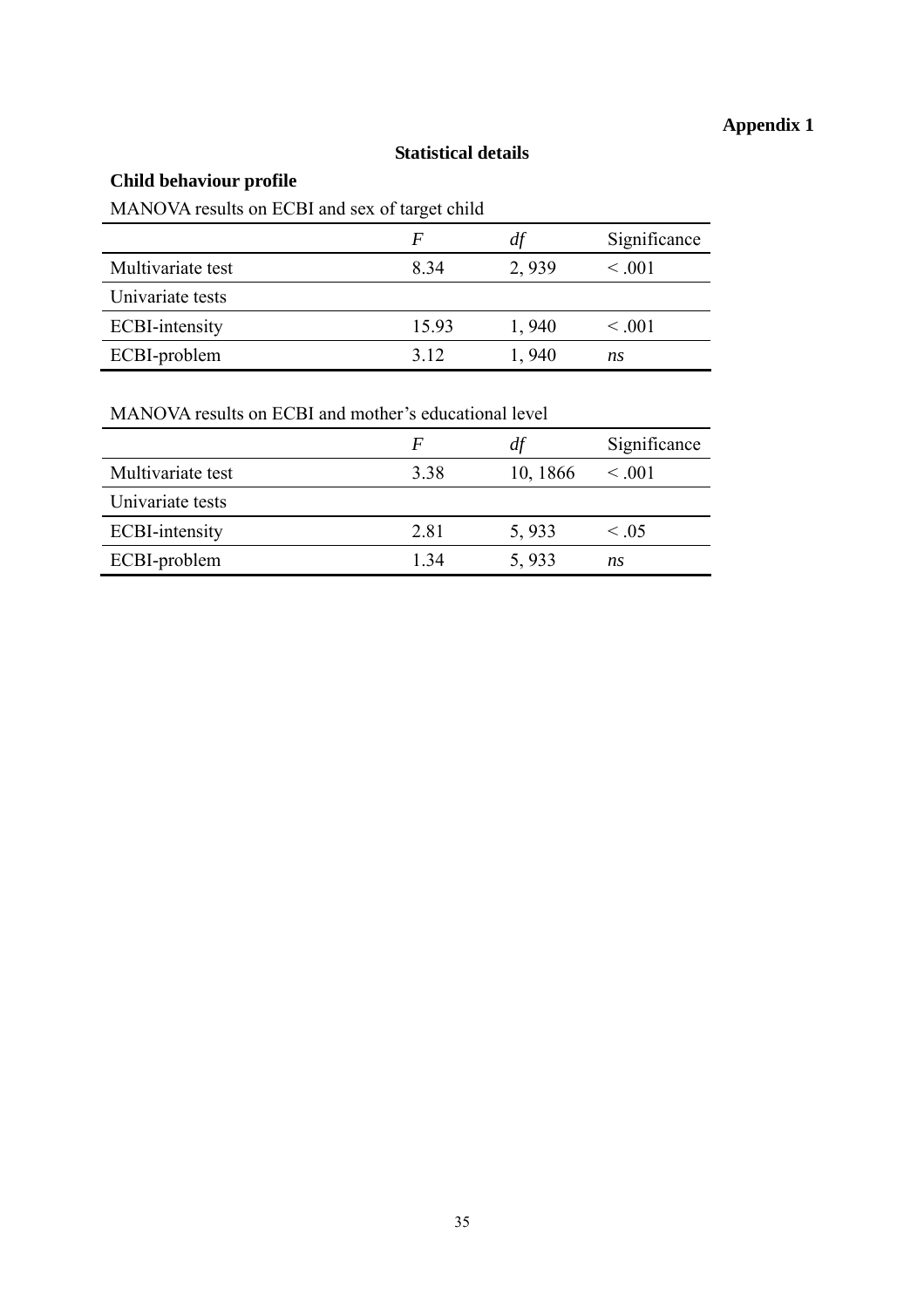**Appendix 1**

## Statistical details

### Child behaviour profile

MANOVA results on ECBI and sex of target child

| | *F* | *df* | Significance |
|---|---|---|---|
| Multivariate test | 8.34 | 2, 939 | < .001 |
| Univariate tests | | | |
| ECBI-intensity | 15.93 | 1, 940 | < .001 |
| ECBI-problem | 3.12 | 1, 940 | *ns* |

MANOVA results on ECBI and mother's educational level

| | *F* | *df* | Significance |
|---|---|---|---|
| Multivariate test | 3.38 | 10, 1866 | < .001 |
| Univariate tests | | | |
| ECBI-intensity | 2.81 | 5, 933 | < .05 |
| ECBI-problem | 1.34 | 5, 933 | *ns* |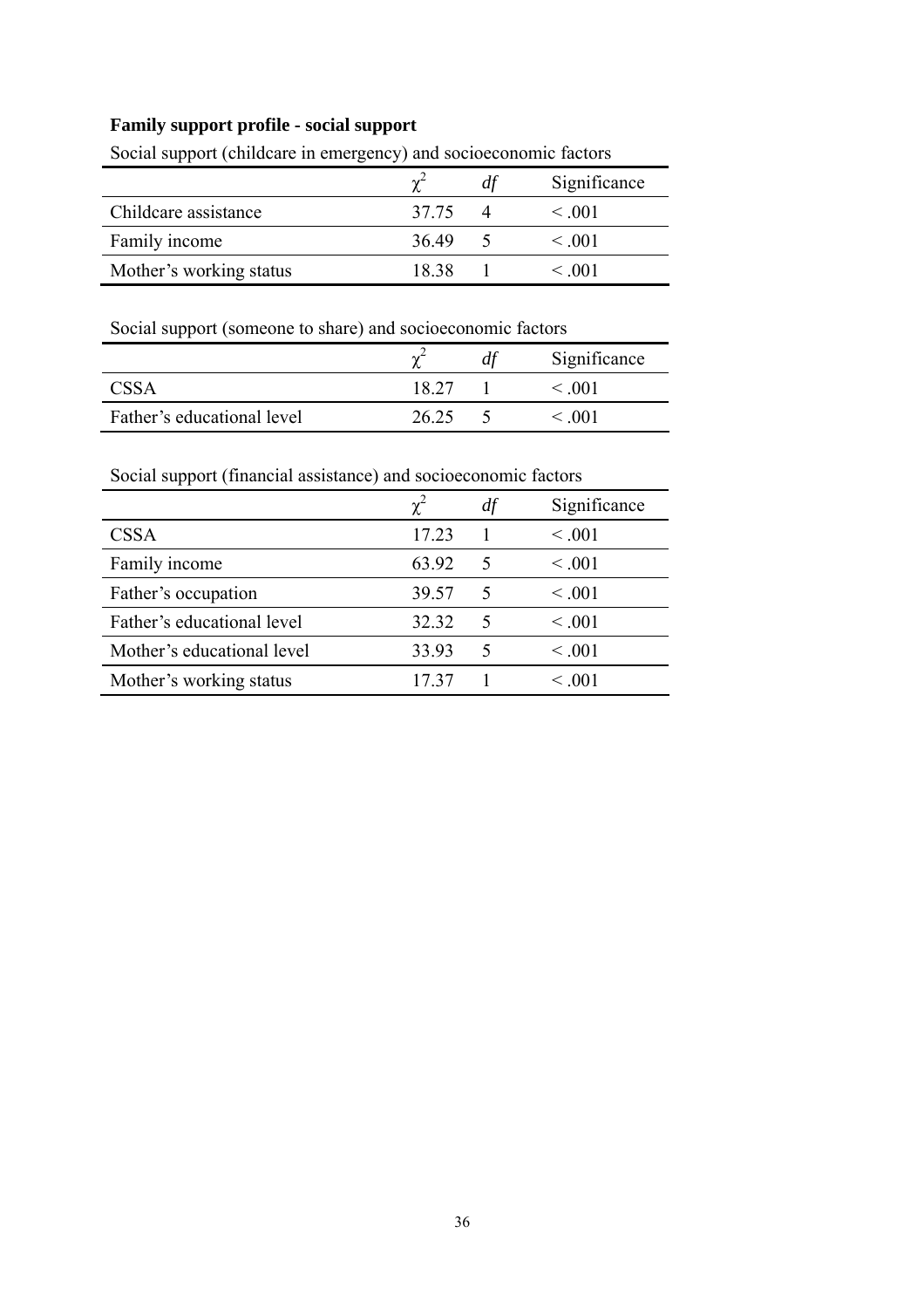**Family support profile - social support**

Social support (childcare in emergency) and socioeconomic factors

| | $\chi^2$ | *df* | Significance |
|---|---|---|---|
| Childcare assistance | 37.75 | 4 | < .001 |
| Family income | 36.49 | 5 | < .001 |
| Mother's working status | 18.38 | 1 | < .001 |

Social support (someone to share) and socioeconomic factors

| | $\chi^2$ | *df* | Significance |
|---|---|---|---|
| CSSA | 18.27 | 1 | < .001 |
| Father's educational level | 26.25 | 5 | < .001 |

Social support (financial assistance) and socioeconomic factors

| | $\chi^2$ | *df* | Significance |
|---|---|---|---|
| CSSA | 17.23 | 1 | < .001 |
| Family income | 63.92 | 5 | < .001 |
| Father's occupation | 39.57 | 5 | < .001 |
| Father's educational level | 32.32 | 5 | < .001 |
| Mother's educational level | 33.93 | 5 | < .001 |
| Mother's working status | 17.37 | 1 | < .001 |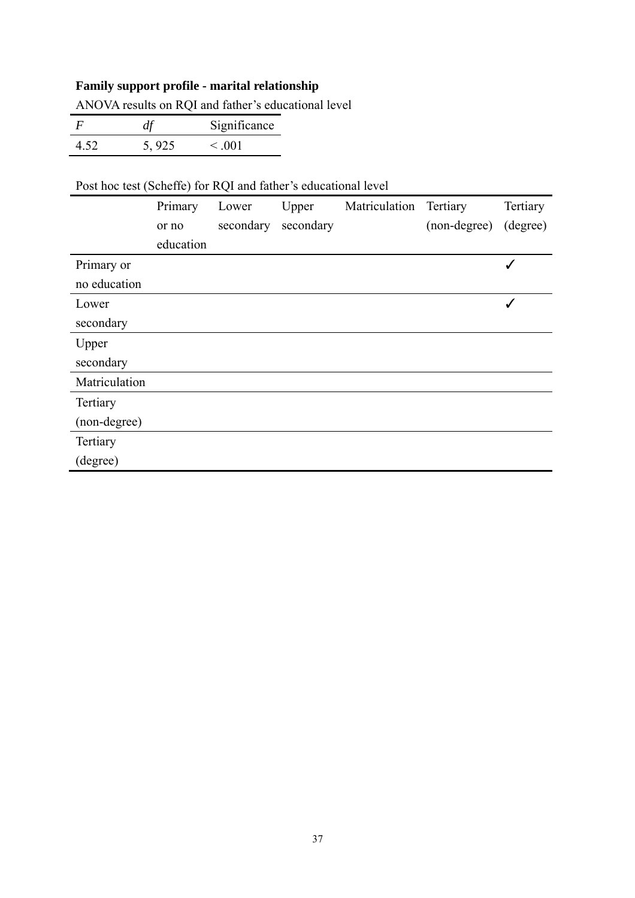**Family support profile - marital relationship**

ANOVA results on RQI and father's educational level

| *F* | *df* | Significance |
|---|---|---|
| 4.52 | 5, 925 | < .001 |

Post hoc test (Scheffe) for RQI and father's educational level

| | Primary or no education | Lower secondary | Upper secondary | Matriculation | Tertiary (non-degree) | Tertiary (degree) |
|---|---|---|---|---|---|---|
| Primary or no education | | | | | | ✓ |
| Lower secondary | | | | | | ✓ |
| Upper secondary | | | | | | |
| Matriculation | | | | | | |
| Tertiary (non-degree) | | | | | | |
| Tertiary (degree) | | | | | | |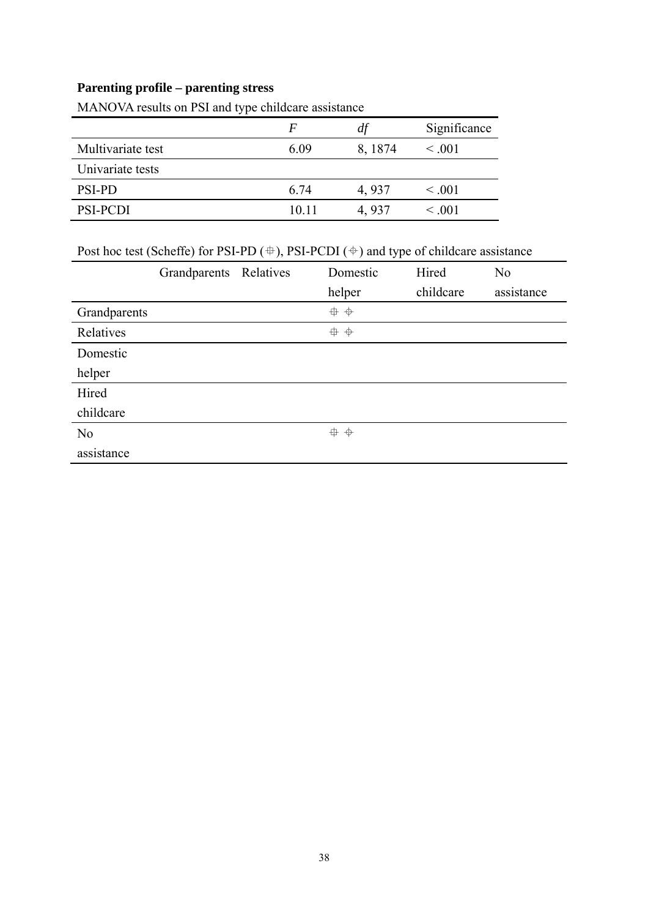**Parenting profile – parenting stress**

MANOVA results on PSI and type childcare assistance

| | *F* | *df* | Significance |
|---|---|---|---|
| Multivariate test | 6.09 | 8, 1874 | < .001 |
| Univariate tests | | | |
| PSI-PD | 6.74 | 4, 937 | < .001 |
| PSI-PCDI | 10.11 | 4, 937 | < .001 |

Post hoc test (Scheffe) for PSI-PD (⊕), PSI-PCDI (⊕) and type of childcare assistance

| | Grandparents | Relatives | Domestic helper | Hired childcare | No assistance |
|---|---|---|---|---|---|
| Grandparents | | | ⊕ ⊕ | | |
| Relatives | | | ⊕ ⊕ | | |
| Domestic helper | | | | | |
| Hired childcare | | | | | |
| No assistance | | | ⊕ ⊕ | | |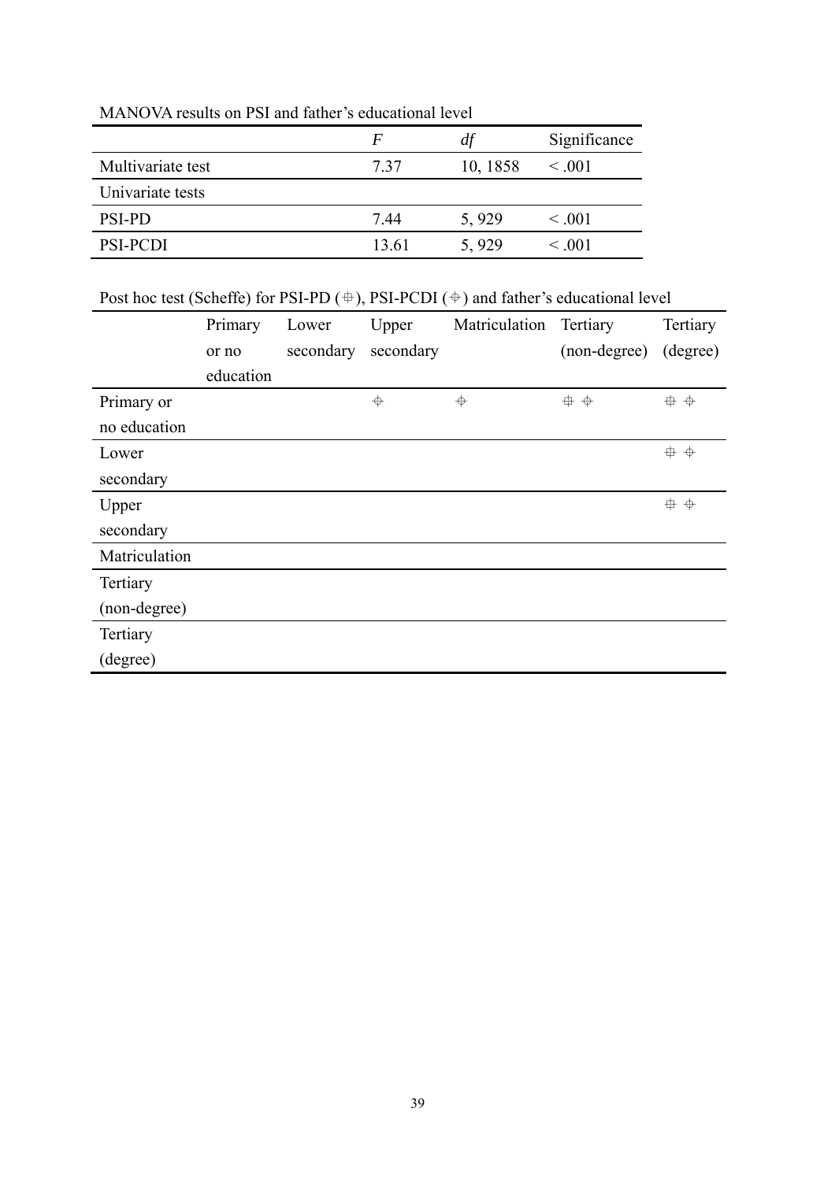MANOVA results on PSI and father's educational level

| | $F$ | $df$ | Significance |
|---|---|---|---|
| Multivariate test | 7.37 | 10, 1858 | < .001 |
| Univariate tests | | | |
| PSI-PD | 7.44 | 5, 929 | < .001 |
| PSI-PCDI | 13.61 | 5, 929 | < .001 |

Post hoc test (Scheffe) for PSI-PD (⊕), PSI-PCDI (⌖) and father's educational level

| | Primary or no education | Lower secondary | Upper secondary | Matriculation | Tertiary (non-degree) | Tertiary (degree) |
|---|---|---|---|---|---|---|
| Primary or no education | | | ⌖ | ⌖ | ⊕ ⌖ | ⊕ ⌖ |
| Lower secondary | | | | | | ⊕ ⌖ |
| Upper secondary | | | | | | ⊕ ⌖ |
| Matriculation | | | | | | |
| Tertiary (non-degree) | | | | | | |
| Tertiary (degree) | | | | | | |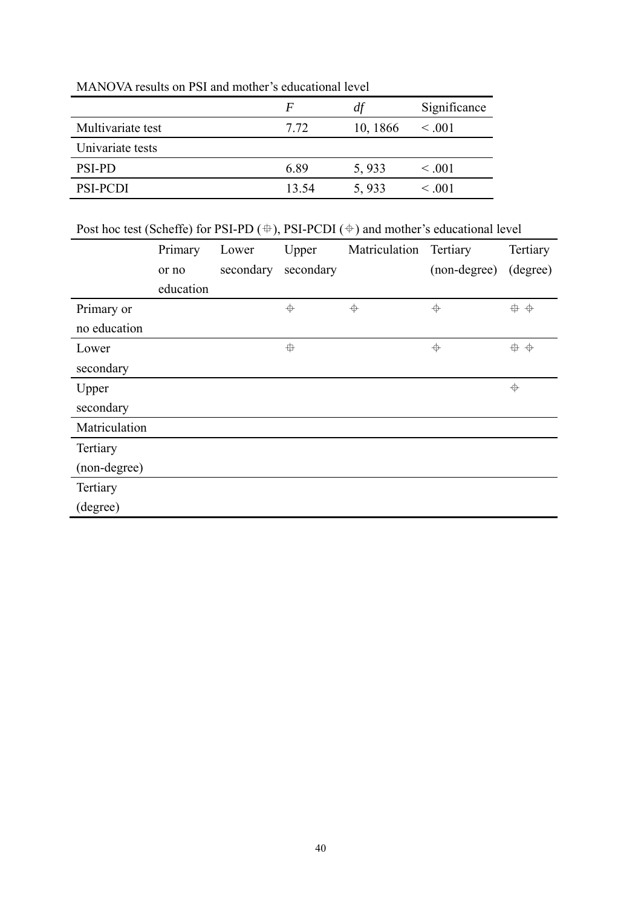MANOVA results on PSI and mother's educational level

| | *F* | *df* | Significance |
|---|---|---|---|
| Multivariate test | 7.72 | 10, 1866 | < .001 |
| Univariate tests | | | |
| PSI-PD | 6.89 | 5, 933 | < .001 |
| PSI-PCDI | 13.54 | 5, 933 | < .001 |

Post hoc test (Scheffe) for PSI-PD (⌖), PSI-PCDI (⌖) and mother's educational level

| | Primary or no education | Lower secondary | Upper secondary | Matriculation | Tertiary (non-degree) | Tertiary (degree) |
|---|---|---|---|---|---|---|
| Primary or no education | | | ⌖ | ⌖ | ⌖ | ⌖ ⌖ |
| Lower secondary | | | ⌖ | | ⌖ | ⌖ ⌖ |
| Upper secondary | | | | | | ⌖ |
| Matriculation | | | | | | |
| Tertiary (non-degree) | | | | | | |
| Tertiary (degree) | | | | | | |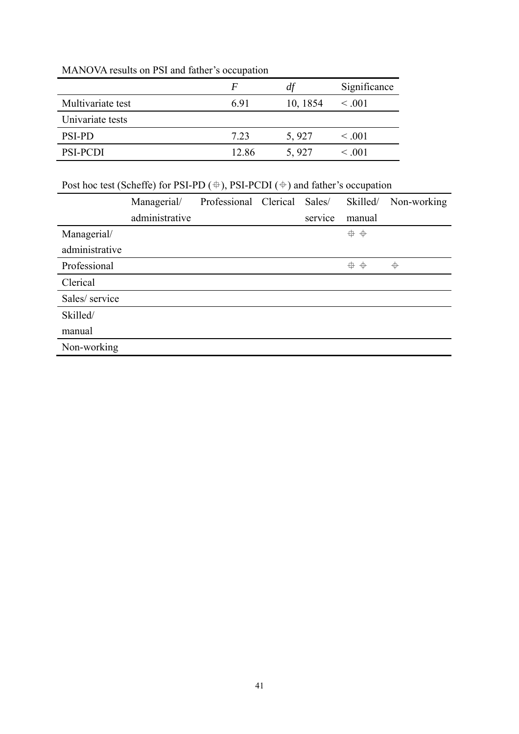MANOVA results on PSI and father's occupation

| | $F$ | $df$ | Significance |
|---|---|---|---|
| Multivariate test | 6.91 | 10, 1854 | < .001 |
| Univariate tests | | | |
| PSI-PD | 7.23 | 5, 927 | < .001 |
| PSI-PCDI | 12.86 | 5, 927 | < .001 |

Post hoc test (Scheffe) for PSI-PD (⌗), PSI-PCDI (⌖) and father's occupation

| | Managerial/ administrative | Professional | Clerical | Sales/ service | Skilled/ manual | Non-working |
|---|---|---|---|---|---|---|
| Managerial/ administrative | | | | | ⌗ ⌖ | |
| Professional | | | | | ⌗ ⌖ | ⌖ |
| Clerical | | | | | | |
| Sales/ service | | | | | | |
| Skilled/ manual | | | | | | |
| Non-working | | | | | | |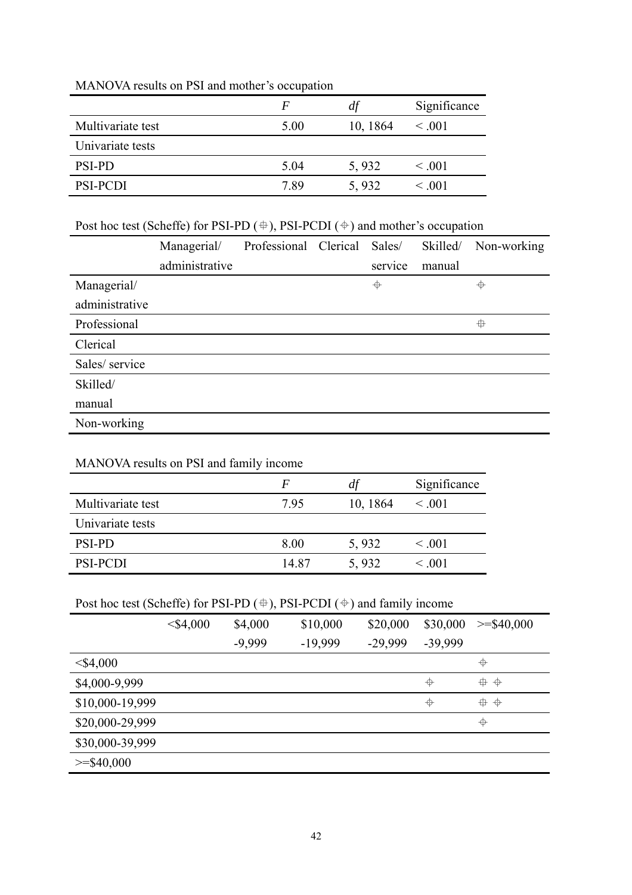MANOVA results on PSI and mother's occupation

| | *F* | *df* | Significance |
|---|---|---|---|
| Multivariate test | 5.00 | 10, 1864 | < .001 |
| Univariate tests | | | |
| PSI-PD | 5.04 | 5, 932 | < .001 |
| PSI-PCDI | 7.89 | 5, 932 | < .001 |

Post hoc test (Scheffe) for PSI-PD (⌖), PSI-PCDI (⌖) and mother's occupation

| | Managerial/ administrative | Professional | Clerical | Sales/ service | Skilled/ manual | Non-working |
|---|---|---|---|---|---|---|
| Managerial/ administrative | | | | ⌖ | | ⌖ |
| Professional | | | | | | ⌖ |
| Clerical | | | | | | |
| Sales/ service | | | | | | |
| Skilled/ manual | | | | | | |
| Non-working | | | | | | |

MANOVA results on PSI and family income

| | *F* | *df* | Significance |
|---|---|---|---|
| Multivariate test | 7.95 | 10, 1864 | < .001 |
| Univariate tests | | | |
| PSI-PD | 8.00 | 5, 932 | < .001 |
| PSI-PCDI | 14.87 | 5, 932 | < .001 |

Post hoc test (Scheffe) for PSI-PD (⌖), PSI-PCDI (⌖) and family income

| | <$4,000 | $4,000 -9,999 | $10,000 -19,999 | $20,000 -29,999 | $30,000 -39,999 | >=$40,000 |
|---|---|---|---|---|---|---|
| <$4,000 | | | | | | ⌖ |
| $4,000-9,999 | | | | | ⌖ | ⌖ ⌖ |
| $10,000-19,999 | | | | | ⌖ | ⌖ ⌖ |
| $20,000-29,999 | | | | | | ⌖ |
| $30,000-39,999 | | | | | | |
| >=$40,000 | | | | | | |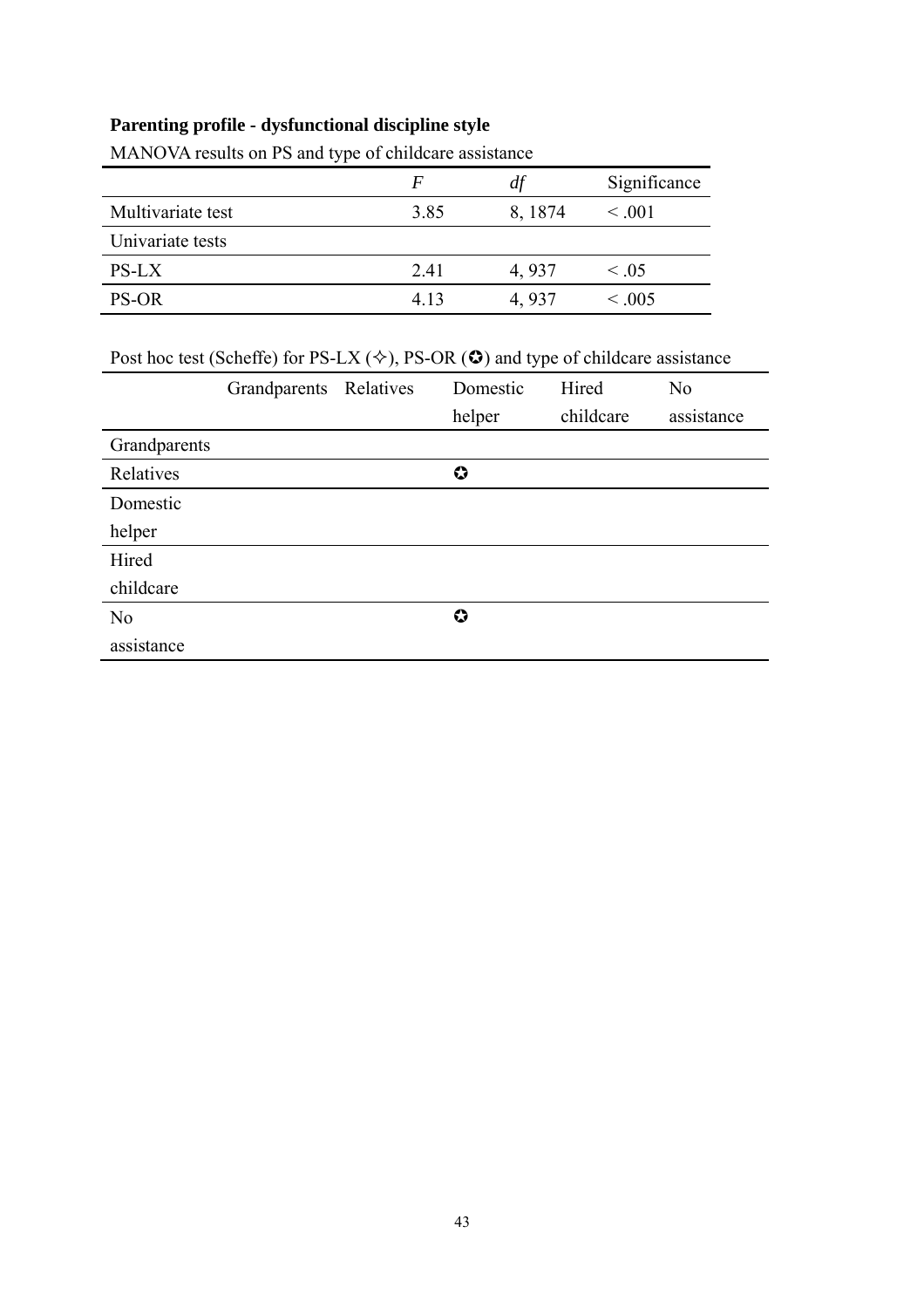**Parenting profile - dysfunctional discipline style**

MANOVA results on PS and type of childcare assistance

| | *F* | *df* | Significance |
|---|---|---|---|
| Multivariate test | 3.85 | 8, 1874 | < .001 |
| Univariate tests | | | |
| PS-LX | 2.41 | 4, 937 | < .05 |
| PS-OR | 4.13 | 4, 937 | < .005 |

Post hoc test (Scheffe) for PS-LX (✧), PS-OR (✪) and type of childcare assistance

| | Grandparents | Relatives | Domestic helper | Hired childcare | No assistance |
|---|---|---|---|---|---|
| Grandparents | | | | | |
| Relatives | | | ✪ | | |
| Domestic helper | | | | | |
| Hired childcare | | | | | |
| No assistance | | | ✪ | | |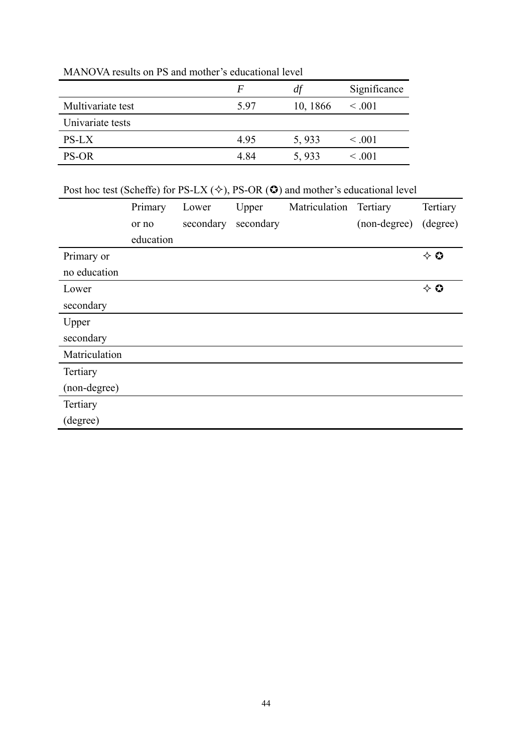MANOVA results on PS and mother's educational level

| | $F$ | $df$ | Significance |
|---|---|---|---|
| Multivariate test | 5.97 | 10, 1866 | < .001 |
| Univariate tests | | | |
| PS-LX | 4.95 | 5, 933 | < .001 |
| PS-OR | 4.84 | 5, 933 | < .001 |

Post hoc test (Scheffe) for PS-LX (✧), PS-OR (✪) and mother's educational level

| | Primary or no education | Lower secondary | Upper secondary | Matriculation | Tertiary (non-degree) | Tertiary (degree) |
|---|---|---|---|---|---|---|
| Primary or no education | | | | | | ✧ ✪ |
| Lower secondary | | | | | | ✧ ✪ |
| Upper secondary | | | | | | |
| Matriculation | | | | | | |
| Tertiary (non-degree) | | | | | | |
| Tertiary (degree) | | | | | | |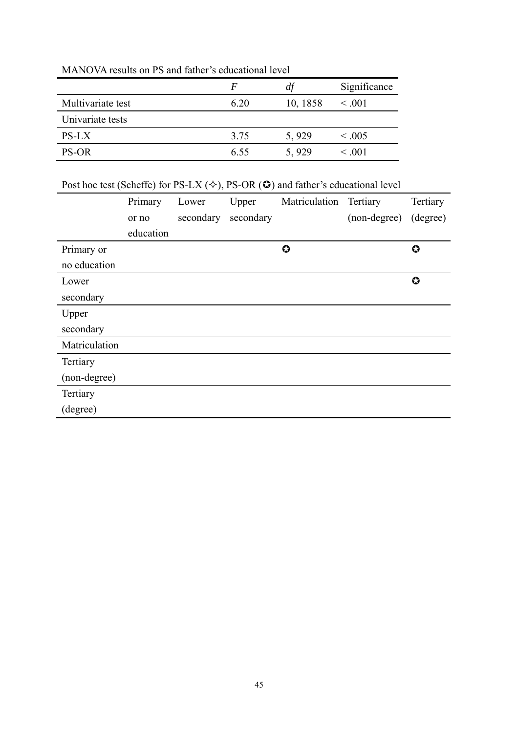MANOVA results on PS and father's educational level

| | *F* | *df* | Significance |
|---|---|---|---|
| Multivariate test | 6.20 | 10, 1858 | < .001 |
| Univariate tests | | | |
| PS-LX | 3.75 | 5, 929 | < .005 |
| PS-OR | 6.55 | 5, 929 | < .001 |

Post hoc test (Scheffe) for PS-LX (✧), PS-OR (✪) and father's educational level

| | Primary or no education | Lower secondary | Upper secondary | Matriculation | Tertiary (non-degree) | Tertiary (degree) |
|---|---|---|---|---|---|---|
| Primary or no education | | | | ✪ | | ✪ |
| Lower secondary | | | | | | ✪ |
| Upper secondary | | | | | | |
| Matriculation | | | | | | |
| Tertiary (non-degree) | | | | | | |
| Tertiary (degree) | | | | | | |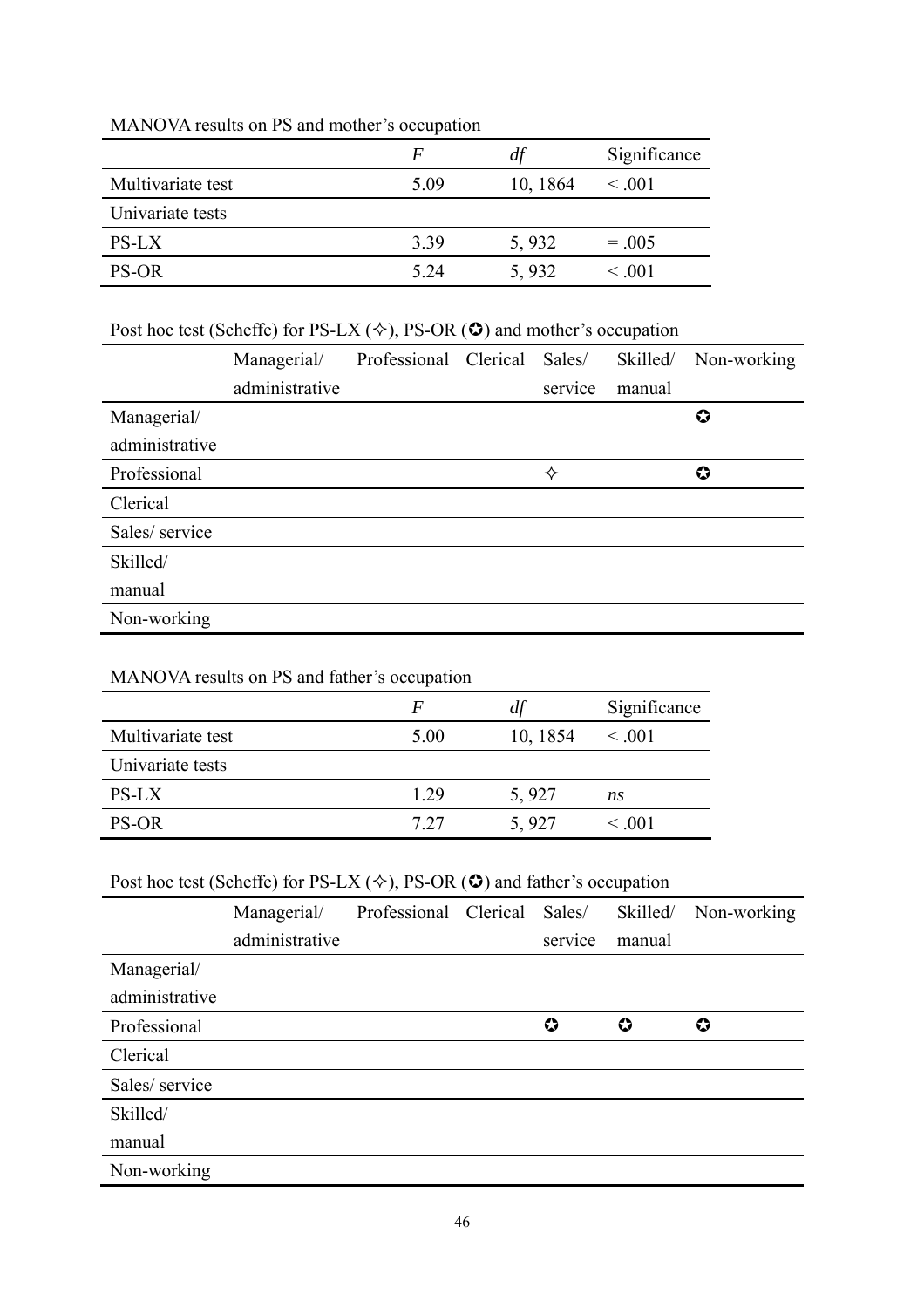MANOVA results on PS and mother's occupation

| | *F* | *df* | Significance |
|---|---|---|---|
| Multivariate test | 5.09 | 10, 1864 | < .001 |
| Univariate tests | | | |
| PS-LX | 3.39 | 5, 932 | = .005 |
| PS-OR | 5.24 | 5, 932 | < .001 |

Post hoc test (Scheffe) for PS-LX (✧), PS-OR (✪) and mother's occupation

| | Managerial/ administrative | Professional | Clerical | Sales/ service | Skilled/ manual | Non-working |
|---|---|---|---|---|---|---|
| Managerial/ administrative | | | | | | ✪ |
| Professional | | | | ✧ | | ✪ |
| Clerical | | | | | | |
| Sales/ service | | | | | | |
| Skilled/ manual | | | | | | |
| Non-working | | | | | | |

MANOVA results on PS and father's occupation

| | *F* | *df* | Significance |
|---|---|---|---|
| Multivariate test | 5.00 | 10, 1854 | < .001 |
| Univariate tests | | | |
| PS-LX | 1.29 | 5, 927 | *ns* |
| PS-OR | 7.27 | 5, 927 | < .001 |

Post hoc test (Scheffe) for PS-LX (✧), PS-OR (✪) and father's occupation

| | Managerial/ administrative | Professional | Clerical | Sales/ service | Skilled/ manual | Non-working |
|---|---|---|---|---|---|---|
| Managerial/ administrative | | | | | | |
| Professional | | | | ✪ | ✪ | ✪ |
| Clerical | | | | | | |
| Sales/ service | | | | | | |
| Skilled/ manual | | | | | | |
| Non-working | | | | | | |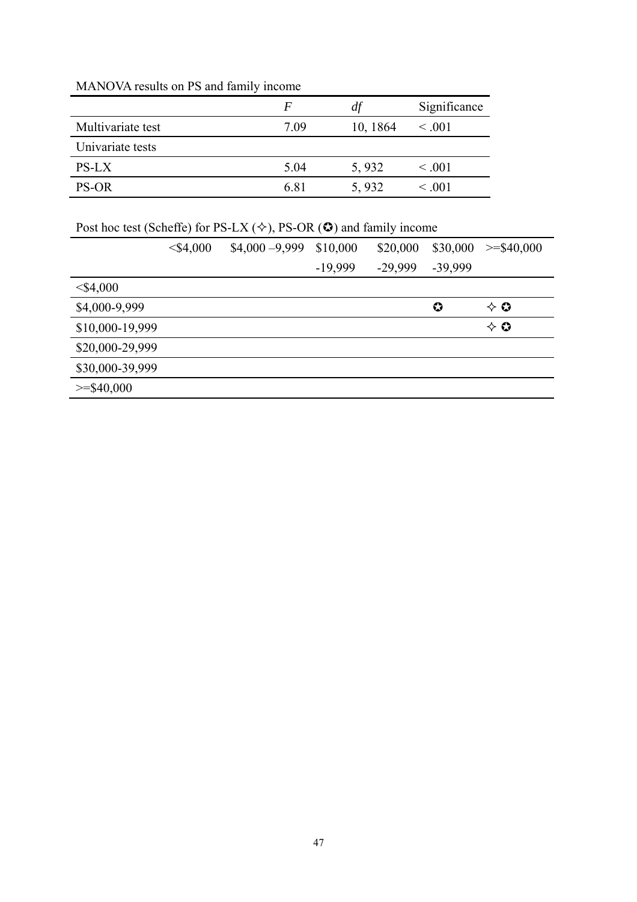MANOVA results on PS and family income

| | *F* | *df* | Significance |
|---|---|---|---|
| Multivariate test | 7.09 | 10, 1864 | < .001 |
| Univariate tests | | | |
| PS-LX | 5.04 | 5, 932 | < .001 |
| PS-OR | 6.81 | 5, 932 | < .001 |

Post hoc test (Scheffe) for PS-LX (✧), PS-OR (✪) and family income

| | <$4,000 | $4,000 –9,999 | $10,000 -19,999 | $20,000 -29,999 | $30,000 -39,999 | >=$40,000 |
|---|---|---|---|---|---|---|
| <$4,000 | | | | | | |
| $4,000-9,999 | | | | | ✪ | ✧ ✪ |
| $10,000-19,999 | | | | | | ✧ ✪ |
| $20,000-29,999 | | | | | | |
| $30,000-39,999 | | | | | | |
| >=$40,000 | | | | | | |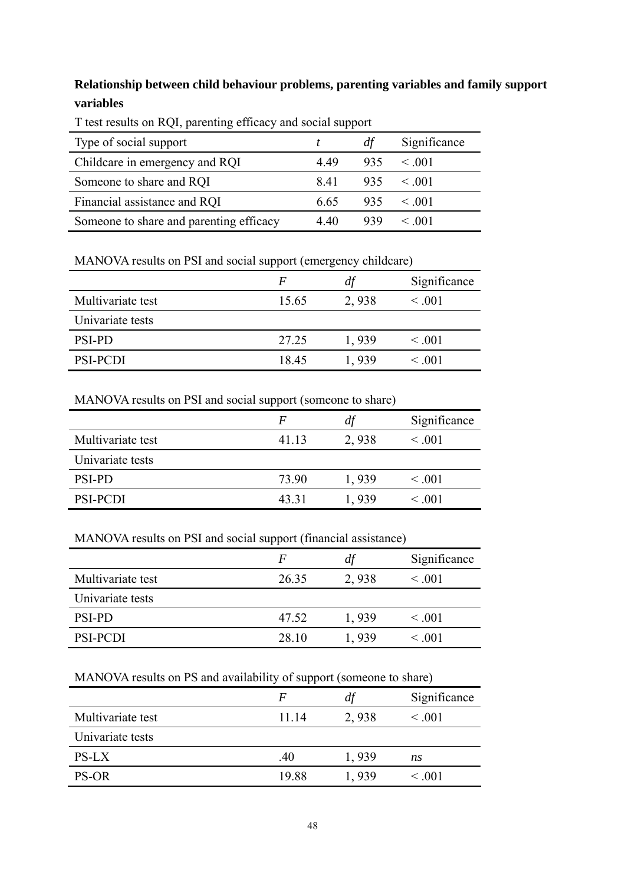**Relationship between child behaviour problems, parenting variables and family support variables**

T test results on RQI, parenting efficacy and social support

| Type of social support | *t* | *df* | Significance |
|---|---|---|---|
| Childcare in emergency and RQI | 4.49 | 935 | < .001 |
| Someone to share and RQI | 8.41 | 935 | < .001 |
| Financial assistance and RQI | 6.65 | 935 | < .001 |
| Someone to share and parenting efficacy | 4.40 | 939 | < .001 |

MANOVA results on PSI and social support (emergency childcare)

| | *F* | *df* | Significance |
|---|---|---|---|
| Multivariate test | 15.65 | 2, 938 | < .001 |
| Univariate tests | | | |
| PSI-PD | 27.25 | 1, 939 | < .001 |
| PSI-PCDI | 18.45 | 1, 939 | < .001 |

MANOVA results on PSI and social support (someone to share)

| | *F* | *df* | Significance |
|---|---|---|---|
| Multivariate test | 41.13 | 2, 938 | < .001 |
| Univariate tests | | | |
| PSI-PD | 73.90 | 1, 939 | < .001 |
| PSI-PCDI | 43.31 | 1, 939 | < .001 |

MANOVA results on PSI and social support (financial assistance)

| | *F* | *df* | Significance |
|---|---|---|---|
| Multivariate test | 26.35 | 2, 938 | < .001 |
| Univariate tests | | | |
| PSI-PD | 47.52 | 1, 939 | < .001 |
| PSI-PCDI | 28.10 | 1, 939 | < .001 |

MANOVA results on PS and availability of support (someone to share)

| | *F* | *df* | Significance |
|---|---|---|---|
| Multivariate test | 11.14 | 2, 938 | < .001 |
| Univariate tests | | | |
| PS-LX | .40 | 1, 939 | *ns* |
| PS-OR | 19.88 | 1, 939 | < .001 |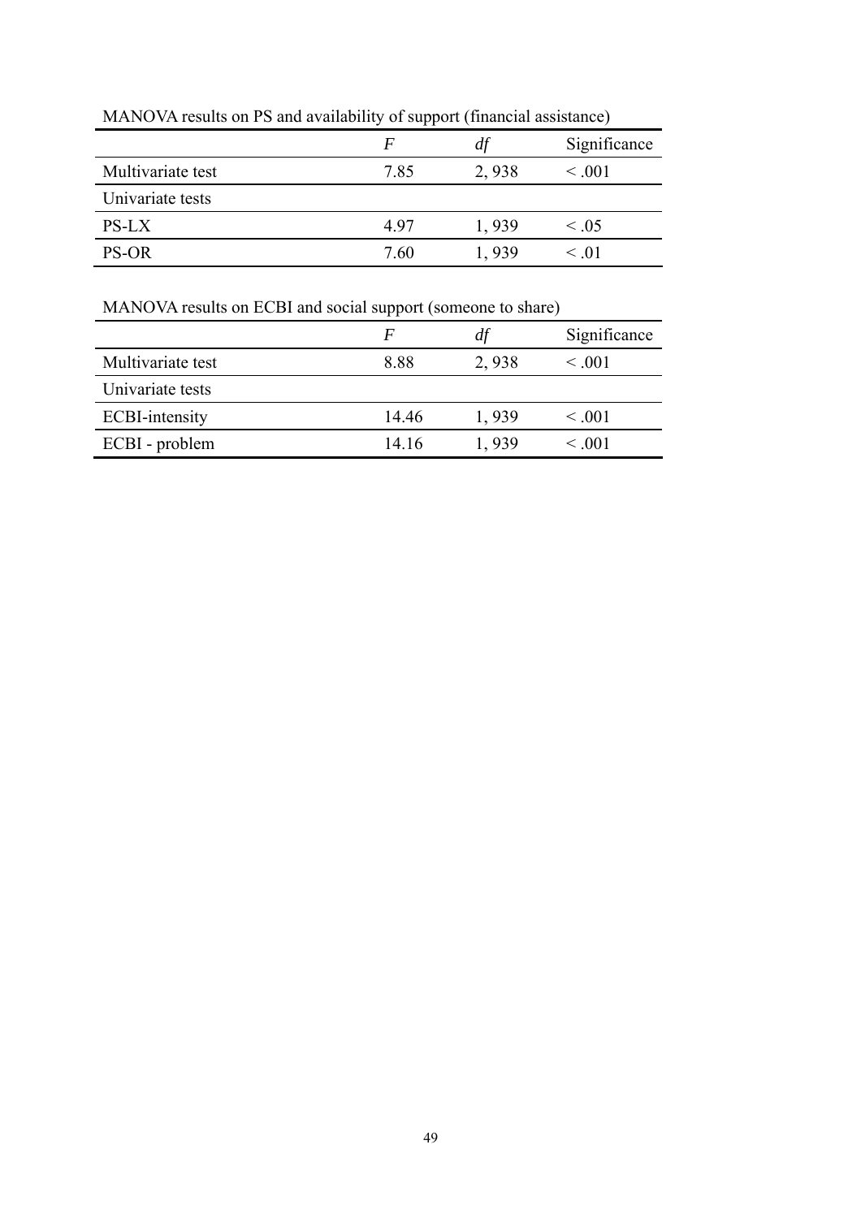MANOVA results on PS and availability of support (financial assistance)

| | *F* | *df* | Significance |
|---|---|---|---|
| Multivariate test | 7.85 | 2, 938 | < .001 |
| Univariate tests | | | |
| PS-LX | 4.97 | 1, 939 | < .05 |
| PS-OR | 7.60 | 1, 939 | < .01 |

MANOVA results on ECBI and social support (someone to share)

| | *F* | *df* | Significance |
|---|---|---|---|
| Multivariate test | 8.88 | 2, 938 | < .001 |
| Univariate tests | | | |
| ECBI-intensity | 14.46 | 1, 939 | < .001 |
| ECBI - problem | 14.16 | 1, 939 | < .001 |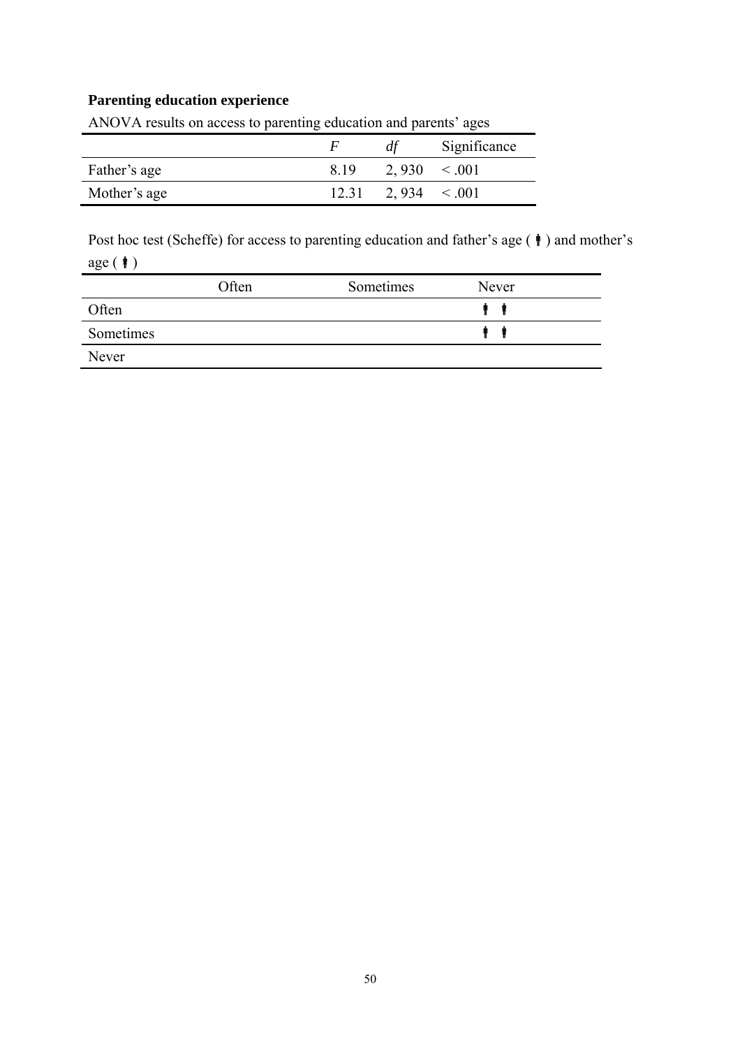**Parenting education experience**

ANOVA results on access to parenting education and parents' ages

| | *F* | *df* | Significance |
|---|---|---|---|
| Father's age | 8.19 | 2, 930 | < .001 |
| Mother's age | 12.31 | 2, 934 | < .001 |

Post hoc test (Scheffe) for access to parenting education and father's age ( 🚹 ) and mother's age ( 🚺 )

| | Often | Sometimes | Never |
|---|---|---|---|
| Often | | | 🚹 🚺 |
| Sometimes | | | 🚹 🚺 |
| Never | | | |